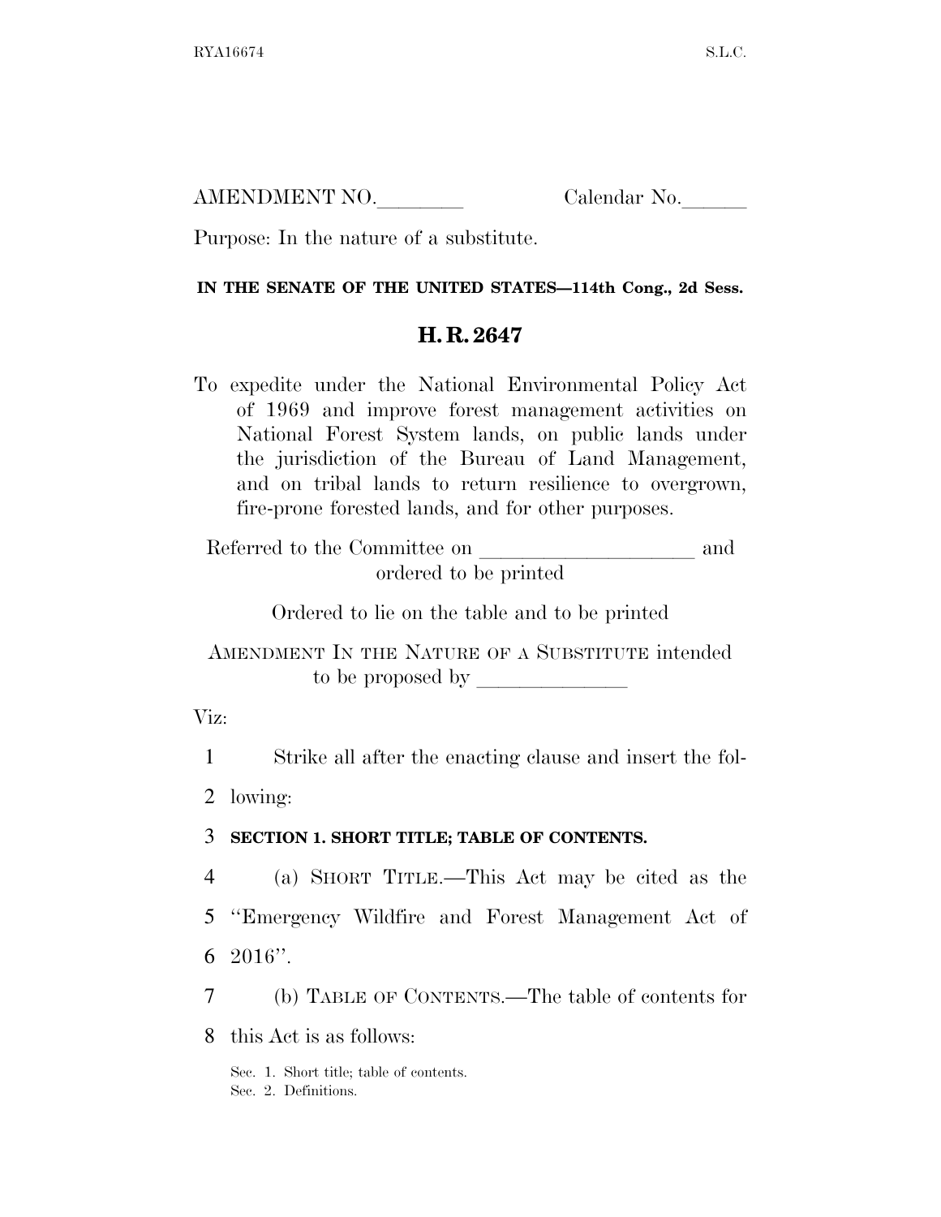AMENDMENT NO.________ Calendar No.______

Purpose: In the nature of a substitute.

**IN THE SENATE OF THE UNITED STATES—114th Cong., 2d Sess.**

# H. R. 2647

To expedite under the National Environmental Policy Act of 1969 and improve forest management activities on National Forest System lands, on public lands under the jurisdiction of the Bureau of Land Management, and on tribal lands to return resilience to overgrown, fire-prone forested lands, and for other purposes.

Referred to the Committee on ____________________ and ordered to be printed

Ordered to lie on the table and to be printed

AMENDMENT IN THE NATURE OF A SUBSTITUTE intended to be proposed by ______________

Viz:

Strike all after the enacting clause and insert the following:

**SECTION 1. SHORT TITLE; TABLE OF CONTENTS.**

(a) SHORT TITLE.—This Act may be cited as the "Emergency Wildfire and Forest Management Act of 2016".

(b) TABLE OF CONTENTS.—The table of contents for this Act is as follows:

Sec. 1. Short title; table of contents.
Sec. 2. Definitions.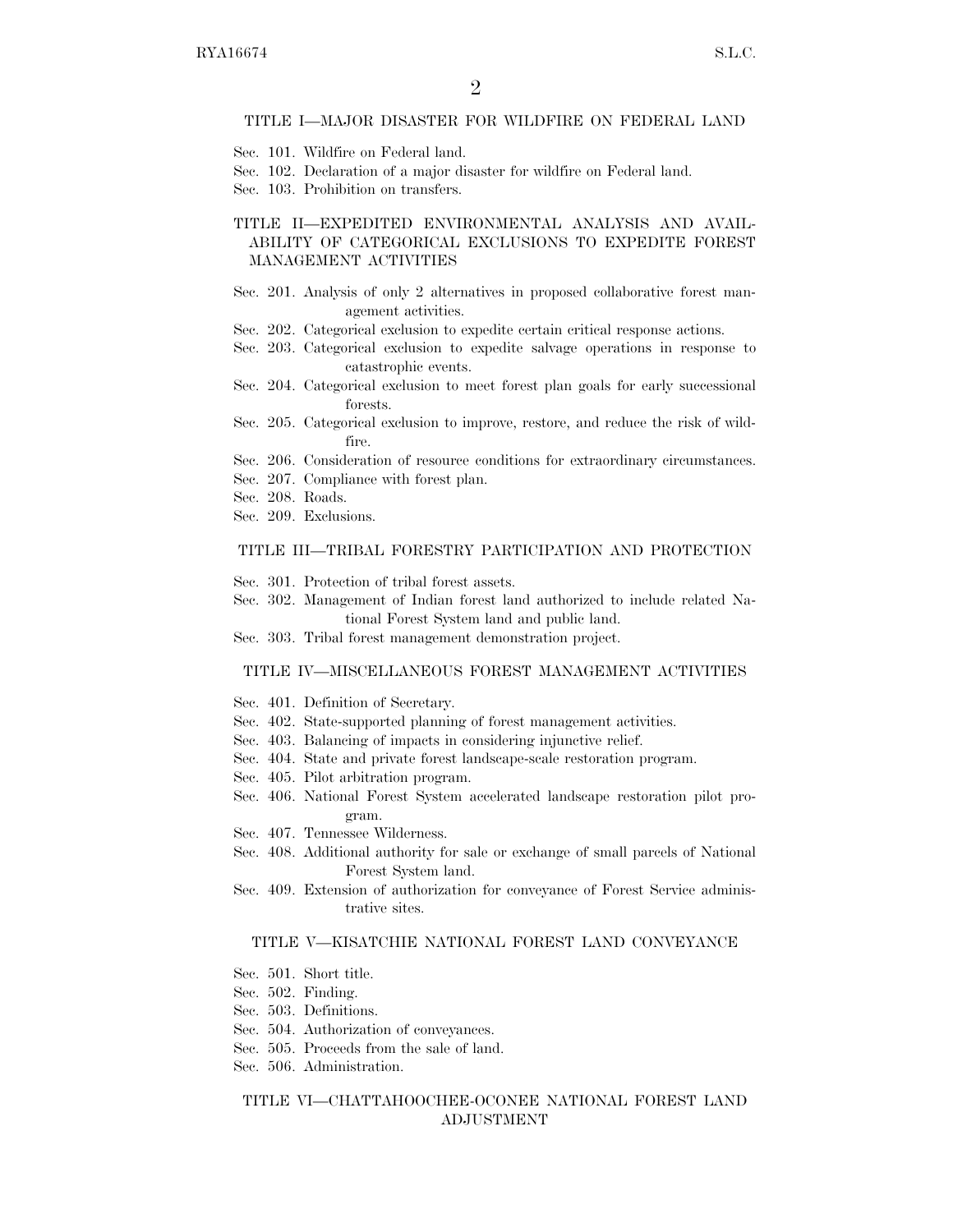### TITLE I—MAJOR DISASTER FOR WILDFIRE ON FEDERAL LAND

Sec. 101. Wildfire on Federal land.
Sec. 102. Declaration of a major disaster for wildfire on Federal land.
Sec. 103. Prohibition on transfers.

### TITLE II—EXPEDITED ENVIRONMENTAL ANALYSIS AND AVAILABILITY OF CATEGORICAL EXCLUSIONS TO EXPEDITE FOREST MANAGEMENT ACTIVITIES

Sec. 201. Analysis of only 2 alternatives in proposed collaborative forest management activities.
Sec. 202. Categorical exclusion to expedite certain critical response actions.
Sec. 203. Categorical exclusion to expedite salvage operations in response to catastrophic events.
Sec. 204. Categorical exclusion to meet forest plan goals for early successional forests.
Sec. 205. Categorical exclusion to improve, restore, and reduce the risk of wildfire.
Sec. 206. Consideration of resource conditions for extraordinary circumstances.
Sec. 207. Compliance with forest plan.
Sec. 208. Roads.
Sec. 209. Exclusions.

### TITLE III—TRIBAL FORESTRY PARTICIPATION AND PROTECTION

Sec. 301. Protection of tribal forest assets.
Sec. 302. Management of Indian forest land authorized to include related National Forest System land and public land.
Sec. 303. Tribal forest management demonstration project.

### TITLE IV—MISCELLANEOUS FOREST MANAGEMENT ACTIVITIES

Sec. 401. Definition of Secretary.
Sec. 402. State-supported planning of forest management activities.
Sec. 403. Balancing of impacts in considering injunctive relief.
Sec. 404. State and private forest landscape-scale restoration program.
Sec. 405. Pilot arbitration program.
Sec. 406. National Forest System accelerated landscape restoration pilot program.
Sec. 407. Tennessee Wilderness.
Sec. 408. Additional authority for sale or exchange of small parcels of National Forest System land.
Sec. 409. Extension of authorization for conveyance of Forest Service administrative sites.

### TITLE V—KISATCHIE NATIONAL FOREST LAND CONVEYANCE

Sec. 501. Short title.
Sec. 502. Finding.
Sec. 503. Definitions.
Sec. 504. Authorization of conveyances.
Sec. 505. Proceeds from the sale of land.
Sec. 506. Administration.

### TITLE VI—CHATTAHOOCHEE-OCONEE NATIONAL FOREST LAND ADJUSTMENT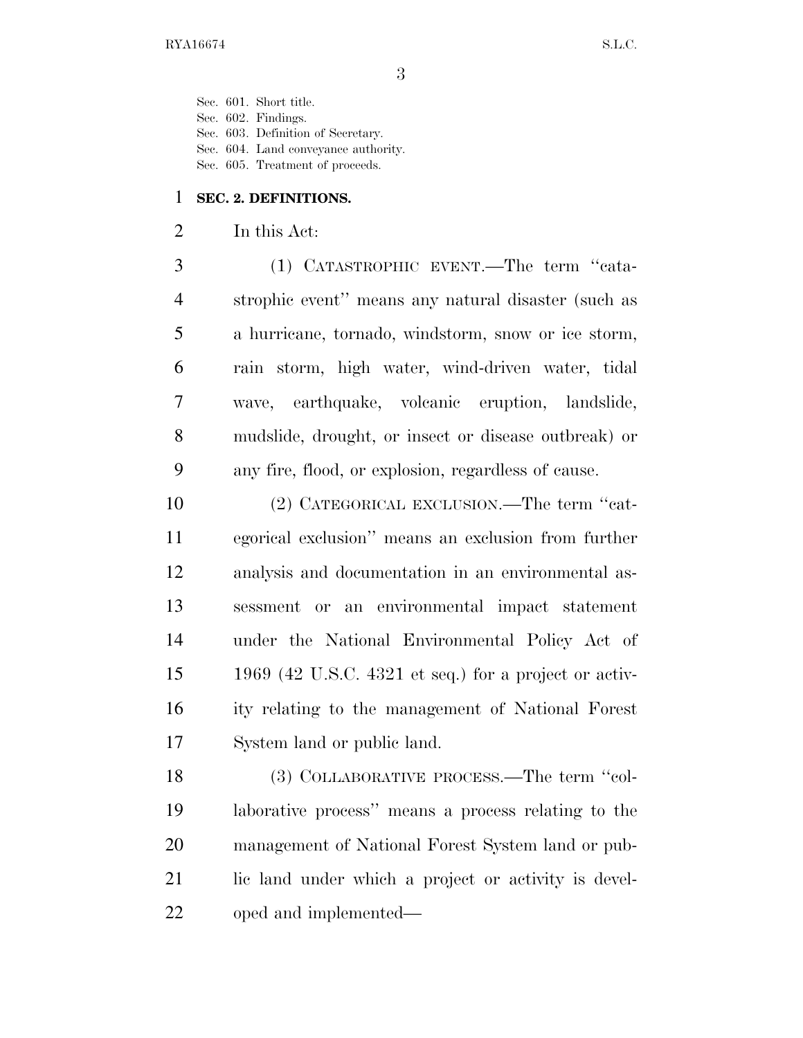Sec. 601. Short title.
Sec. 602. Findings.
Sec. 603. Definition of Secretary.
Sec. 604. Land conveyance authority.
Sec. 605. Treatment of proceeds.

## SEC. 2. DEFINITIONS.

In this Act:

(1) CATASTROPHIC EVENT.—The term "catastrophic event" means any natural disaster (such as a hurricane, tornado, windstorm, snow or ice storm, rain storm, high water, wind-driven water, tidal wave, earthquake, volcanic eruption, landslide, mudslide, drought, or insect or disease outbreak) or any fire, flood, or explosion, regardless of cause.

(2) CATEGORICAL EXCLUSION.—The term "categorical exclusion" means an exclusion from further analysis and documentation in an environmental assessment or an environmental impact statement under the National Environmental Policy Act of 1969 (42 U.S.C. 4321 et seq.) for a project or activity relating to the management of National Forest System land or public land.

(3) COLLABORATIVE PROCESS.—The term "collaborative process" means a process relating to the management of National Forest System land or public land under which a project or activity is developed and implemented—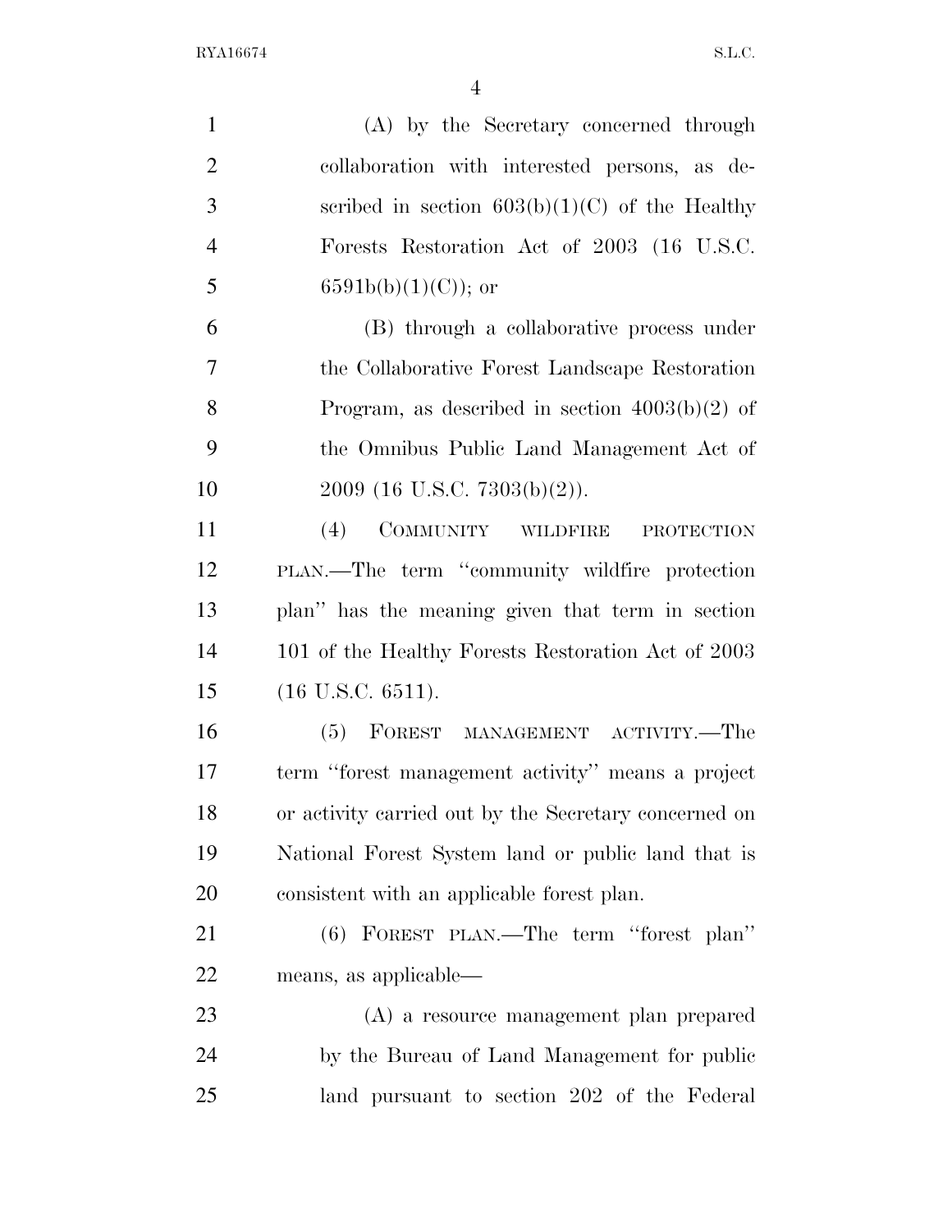(A) by the Secretary concerned through collaboration with interested persons, as described in section 603(b)(1)(C) of the Healthy Forests Restoration Act of 2003 (16 U.S.C. 6591b(b)(1)(C)); or

(B) through a collaborative process under the Collaborative Forest Landscape Restoration Program, as described in section 4003(b)(2) of the Omnibus Public Land Management Act of 2009 (16 U.S.C. 7303(b)(2)).

(4) COMMUNITY WILDFIRE PROTECTION PLAN.—The term "community wildfire protection plan" has the meaning given that term in section 101 of the Healthy Forests Restoration Act of 2003 (16 U.S.C. 6511).

(5) FOREST MANAGEMENT ACTIVITY.—The term "forest management activity" means a project or activity carried out by the Secretary concerned on National Forest System land or public land that is consistent with an applicable forest plan.

(6) FOREST PLAN.—The term "forest plan" means, as applicable—

(A) a resource management plan prepared by the Bureau of Land Management for public land pursuant to section 202 of the Federal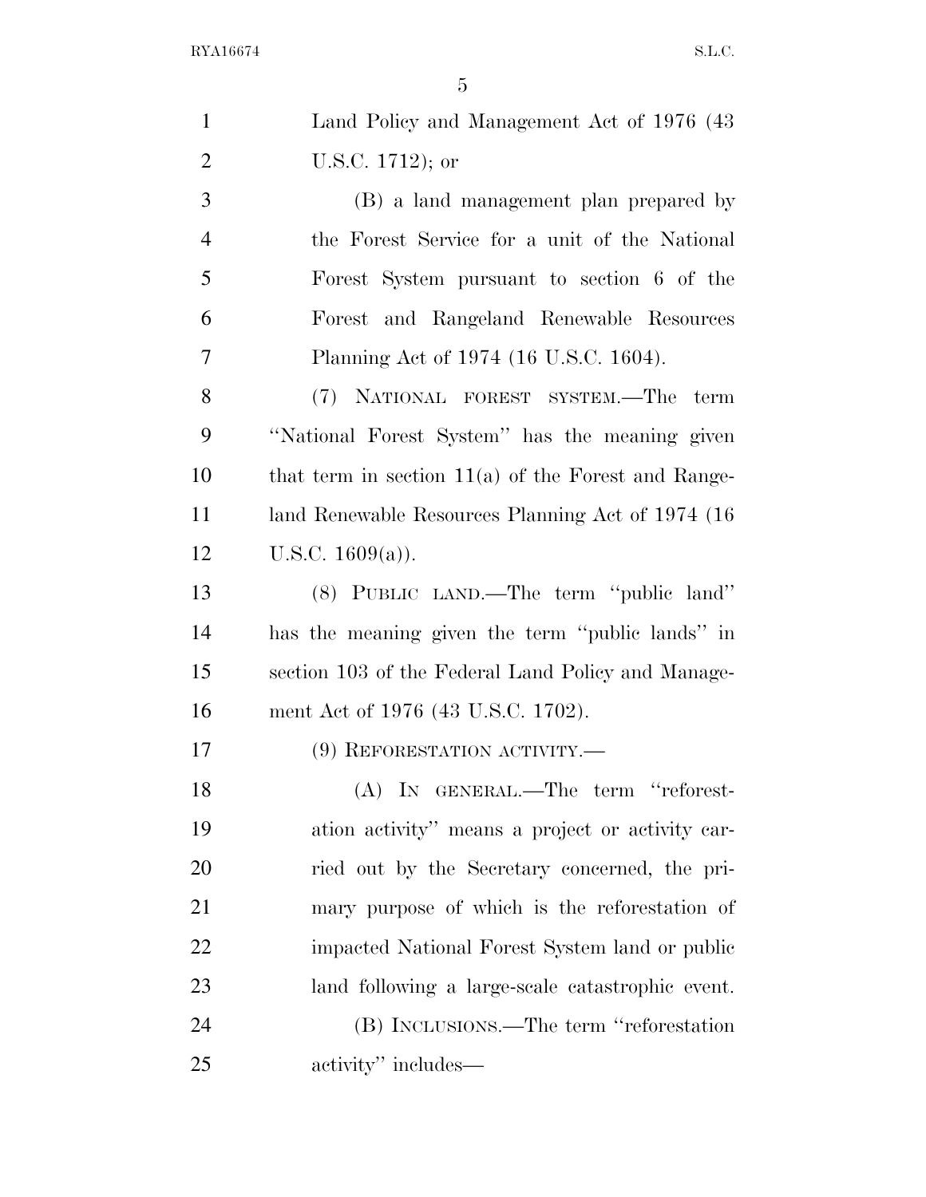Land Policy and Management Act of 1976 (43 U.S.C. 1712); or

(B) a land management plan prepared by the Forest Service for a unit of the National Forest System pursuant to section 6 of the Forest and Rangeland Renewable Resources Planning Act of 1974 (16 U.S.C. 1604).

(7) NATIONAL FOREST SYSTEM.—The term ''National Forest System'' has the meaning given that term in section 11(a) of the Forest and Rangeland Renewable Resources Planning Act of 1974 (16 U.S.C. 1609(a)).

(8) PUBLIC LAND.—The term ''public land'' has the meaning given the term ''public lands'' in section 103 of the Federal Land Policy and Management Act of 1976 (43 U.S.C. 1702).

(9) REFORESTATION ACTIVITY.—

(A) IN GENERAL.—The term ''reforestation activity'' means a project or activity carried out by the Secretary concerned, the primary purpose of which is the reforestation of impacted National Forest System land or public land following a large-scale catastrophic event.

(B) INCLUSIONS.—The term ''reforestation activity'' includes—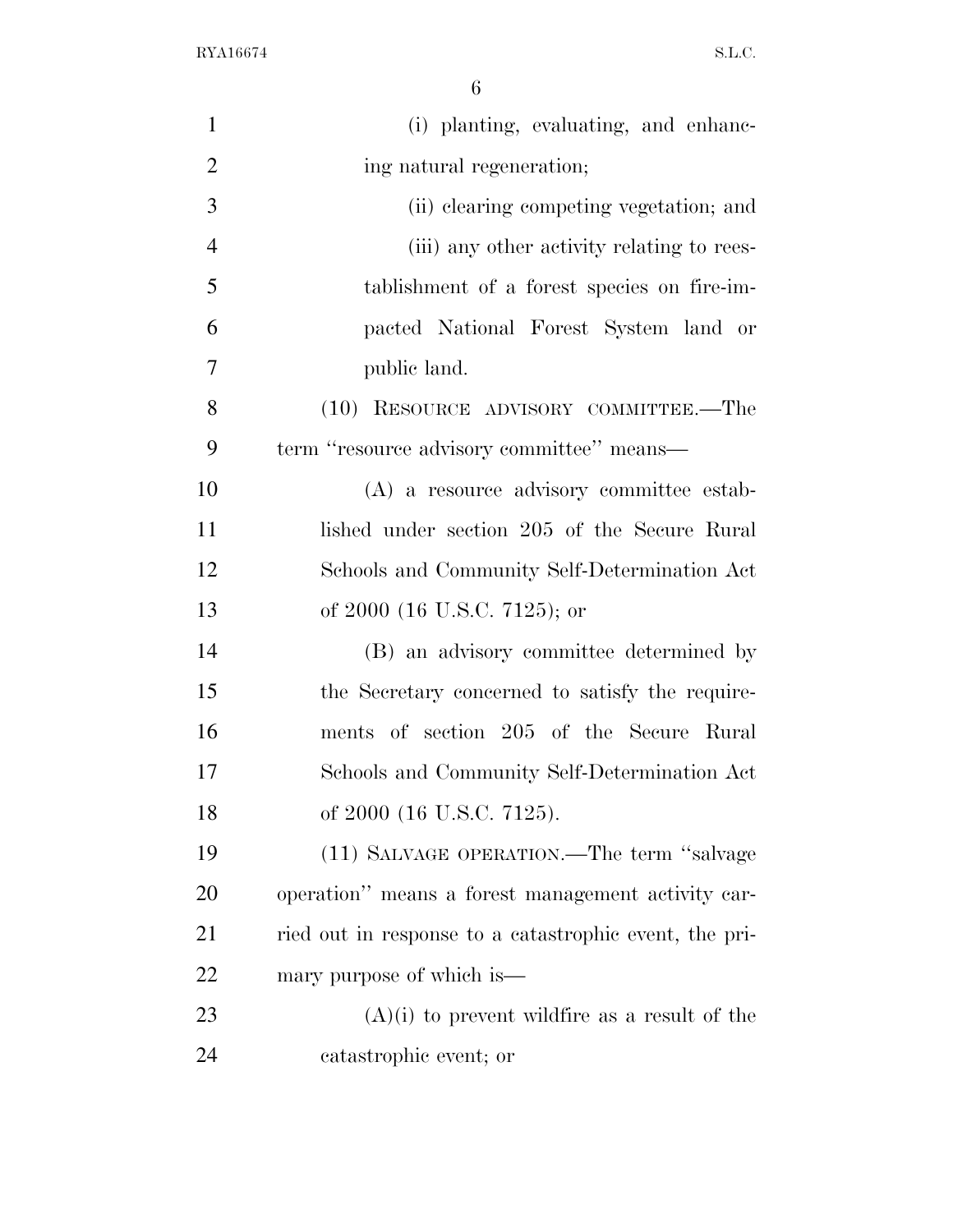(i) planting, evaluating, and enhancing natural regeneration;

(ii) clearing competing vegetation; and

(iii) any other activity relating to reestablishment of a forest species on fire-impacted National Forest System land or public land.

(10) RESOURCE ADVISORY COMMITTEE.—The term ''resource advisory committee'' means—

(A) a resource advisory committee established under section 205 of the Secure Rural Schools and Community Self-Determination Act of 2000 (16 U.S.C. 7125); or

(B) an advisory committee determined by the Secretary concerned to satisfy the requirements of section 205 of the Secure Rural Schools and Community Self-Determination Act of 2000 (16 U.S.C. 7125).

(11) SALVAGE OPERATION.—The term ''salvage operation'' means a forest management activity carried out in response to a catastrophic event, the primary purpose of which is—

(A)(i) to prevent wildfire as a result of the catastrophic event; or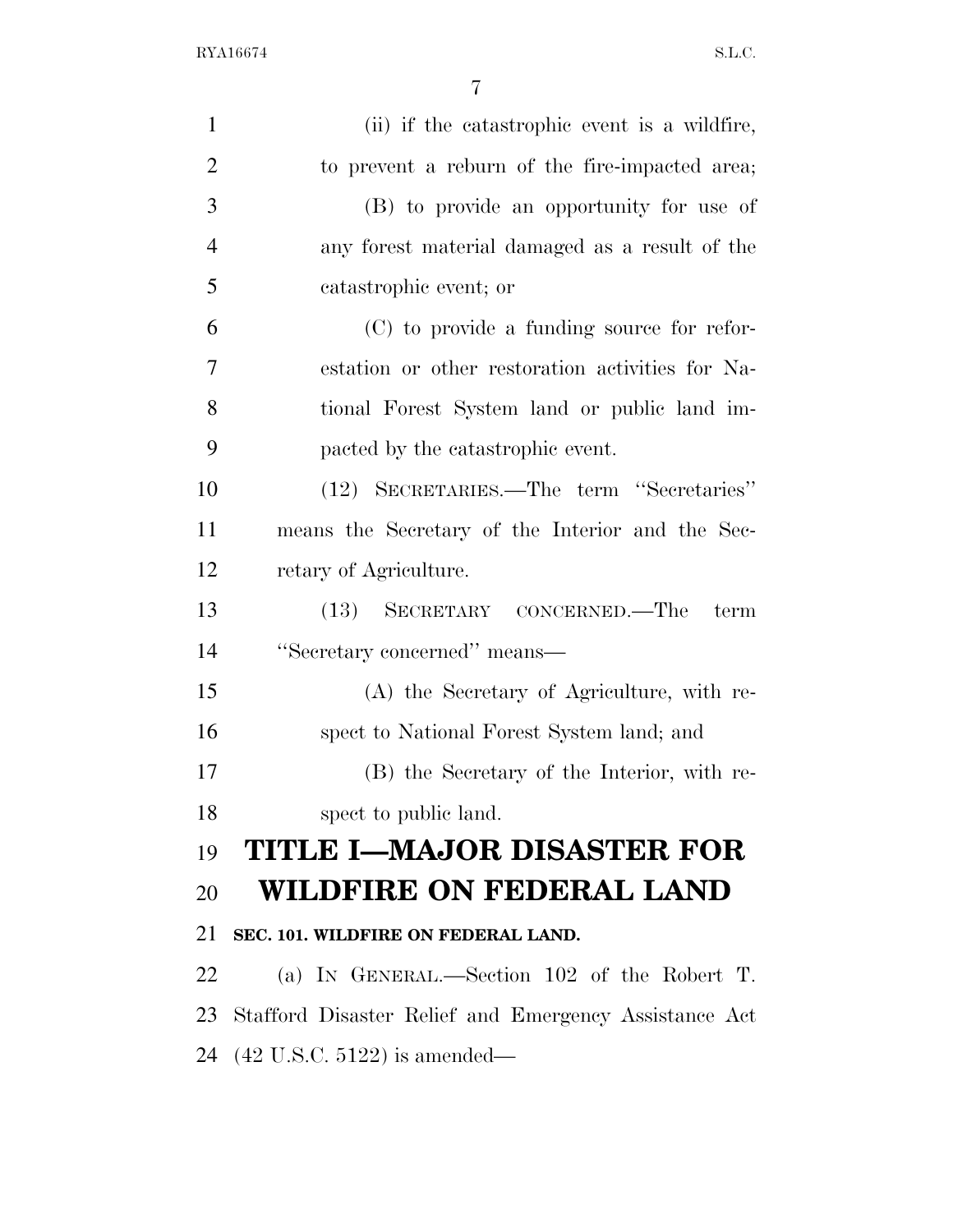(ii) if the catastrophic event is a wildfire, to prevent a reburn of the fire-impacted area;

(B) to provide an opportunity for use of any forest material damaged as a result of the catastrophic event; or

(C) to provide a funding source for reforestation or other restoration activities for National Forest System land or public land impacted by the catastrophic event.

(12) SECRETARIES.—The term "Secretaries" means the Secretary of the Interior and the Secretary of Agriculture.

(13) SECRETARY CONCERNED.—The term "Secretary concerned" means—

(A) the Secretary of Agriculture, with respect to National Forest System land; and

(B) the Secretary of the Interior, with respect to public land.

# TITLE I—MAJOR DISASTER FOR WILDFIRE ON FEDERAL LAND

### SEC. 101. WILDFIRE ON FEDERAL LAND.

(a) IN GENERAL.—Section 102 of the Robert T. Stafford Disaster Relief and Emergency Assistance Act (42 U.S.C. 5122) is amended—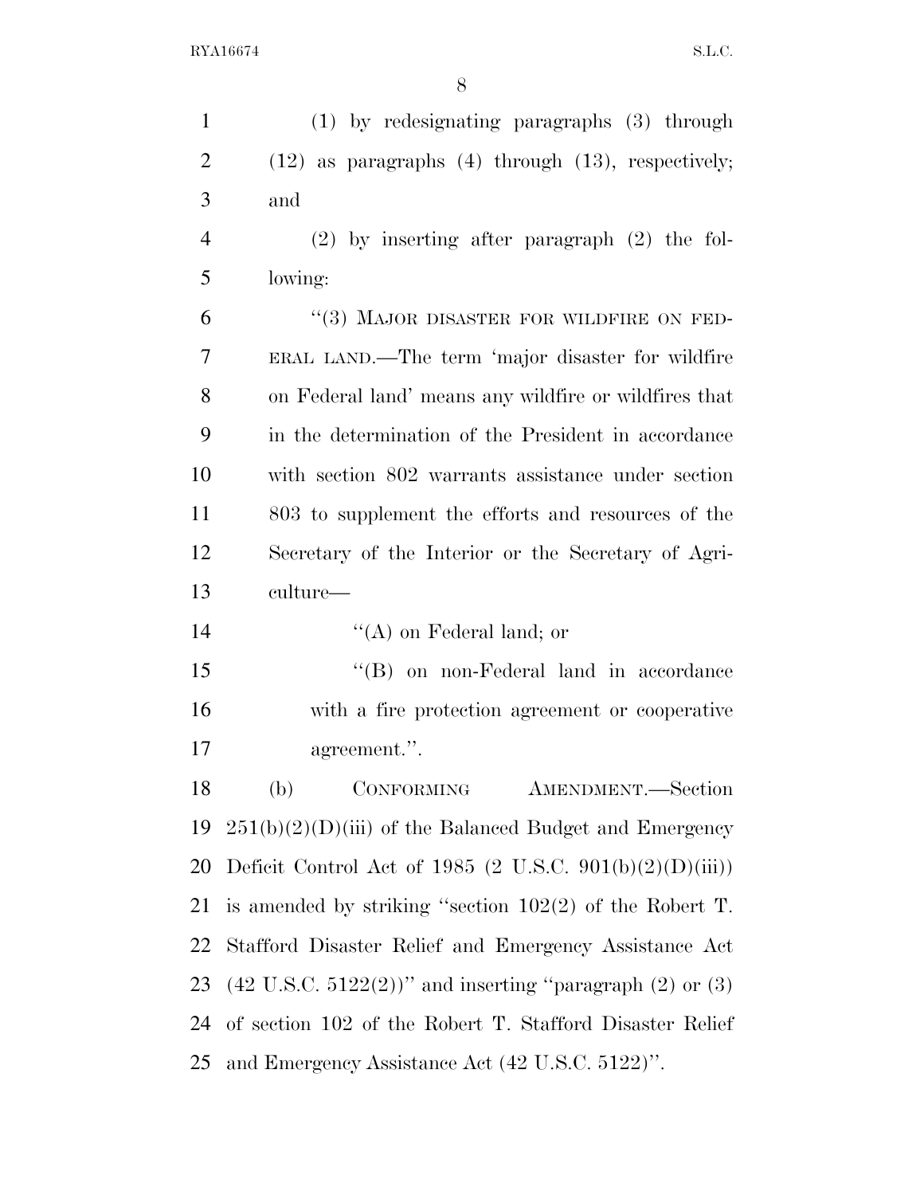(1) by redesignating paragraphs (3) through (12) as paragraphs (4) through (13), respectively; and

(2) by inserting after paragraph (2) the following:

"(3) MAJOR DISASTER FOR WILDFIRE ON FEDERAL LAND.—The term 'major disaster for wildfire on Federal land' means any wildfire or wildfires that in the determination of the President in accordance with section 802 warrants assistance under section 803 to supplement the efforts and resources of the Secretary of the Interior or the Secretary of Agriculture—

"(A) on Federal land; or

"(B) on non-Federal land in accordance with a fire protection agreement or cooperative agreement.".

(b) CONFORMING AMENDMENT.—Section 251(b)(2)(D)(iii) of the Balanced Budget and Emergency Deficit Control Act of 1985 (2 U.S.C. 901(b)(2)(D)(iii)) is amended by striking "section 102(2) of the Robert T. Stafford Disaster Relief and Emergency Assistance Act (42 U.S.C. 5122(2))" and inserting "paragraph (2) or (3) of section 102 of the Robert T. Stafford Disaster Relief and Emergency Assistance Act (42 U.S.C. 5122)".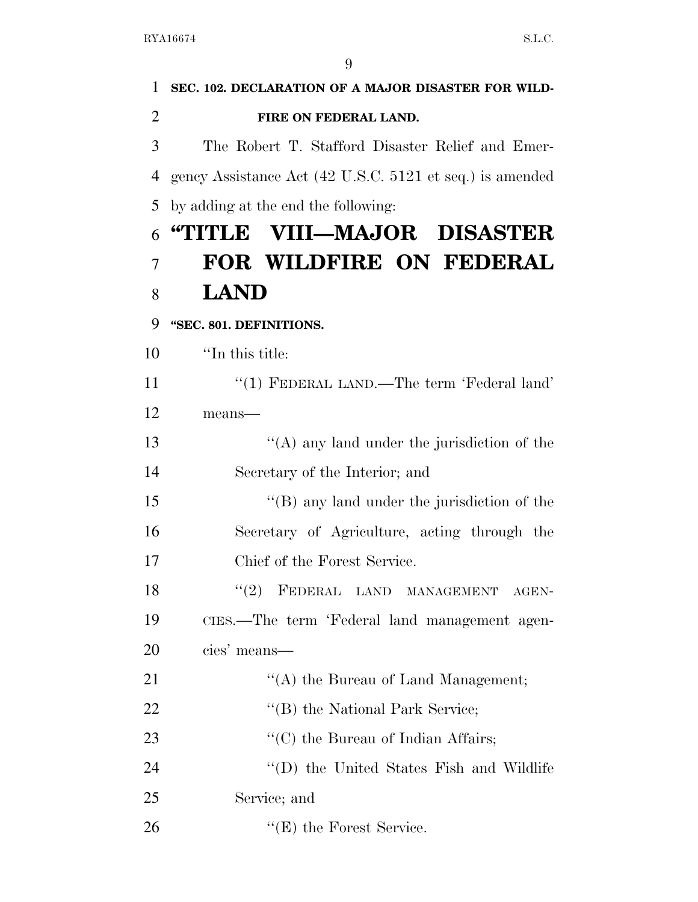**SEC. 102. DECLARATION OF A MAJOR DISASTER FOR WILDFIRE ON FEDERAL LAND.**

The Robert T. Stafford Disaster Relief and Emergency Assistance Act (42 U.S.C. 5121 et seq.) is amended by adding at the end the following:

# "TITLE VIII—MAJOR DISASTER FOR WILDFIRE ON FEDERAL LAND

**"SEC. 801. DEFINITIONS.**

"In this title:

"(1) FEDERAL LAND.—The term 'Federal land' means—

"(A) any land under the jurisdiction of the Secretary of the Interior; and

"(B) any land under the jurisdiction of the Secretary of Agriculture, acting through the Chief of the Forest Service.

"(2) FEDERAL LAND MANAGEMENT AGENCIES.—The term 'Federal land management agencies' means—

"(A) the Bureau of Land Management;

"(B) the National Park Service;

"(C) the Bureau of Indian Affairs;

"(D) the United States Fish and Wildlife Service; and

"(E) the Forest Service.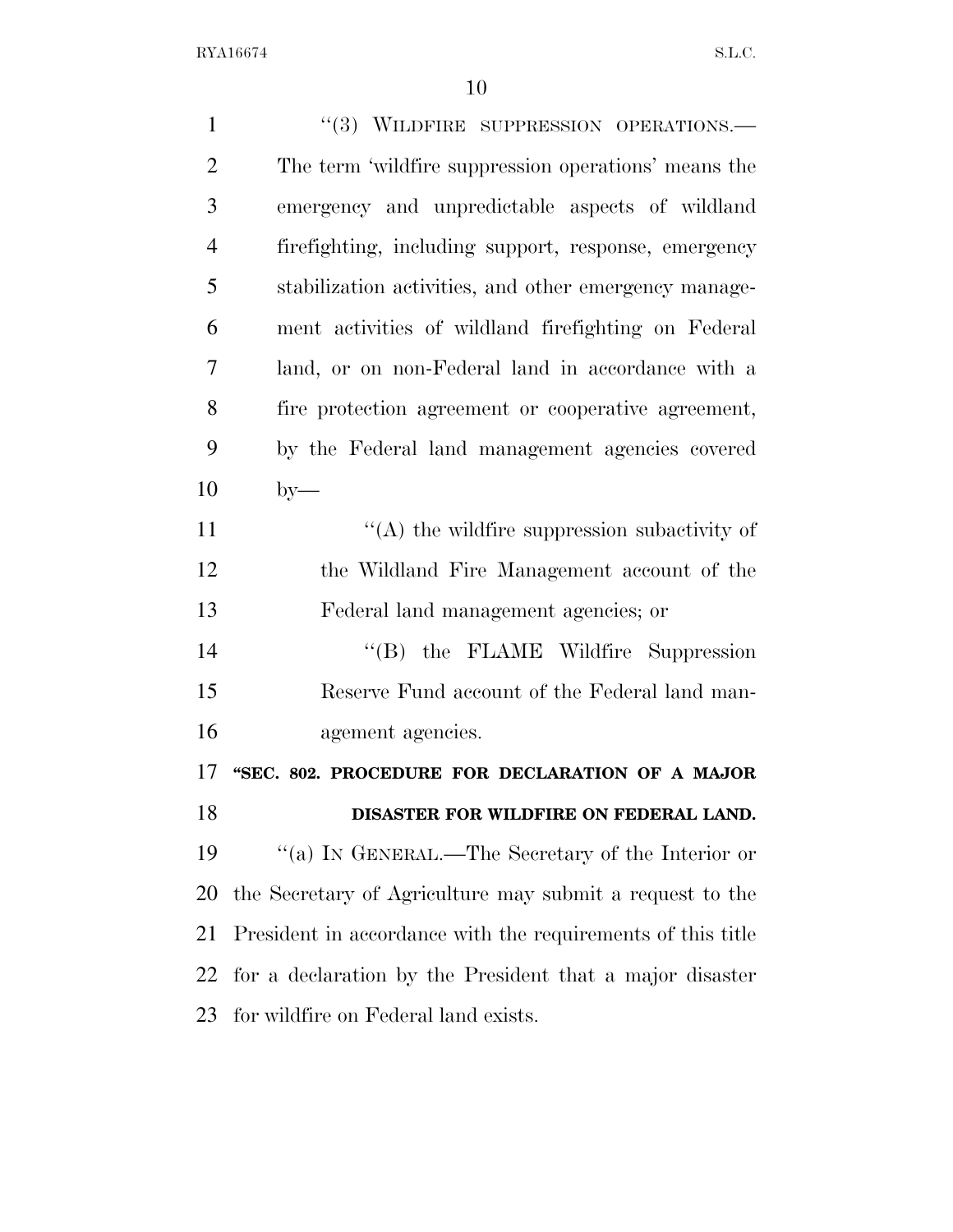''(3) WILDFIRE SUPPRESSION OPERATIONS.—The term 'wildfire suppression operations' means the emergency and unpredictable aspects of wildland firefighting, including support, response, emergency stabilization activities, and other emergency management activities of wildland firefighting on Federal land, or on non-Federal land in accordance with a fire protection agreement or cooperative agreement, by the Federal land management agencies covered by—

''(A) the wildfire suppression subactivity of the Wildland Fire Management account of the Federal land management agencies; or

''(B) the FLAME Wildfire Suppression Reserve Fund account of the Federal land management agencies.

**''SEC. 802. PROCEDURE FOR DECLARATION OF A MAJOR DISASTER FOR WILDFIRE ON FEDERAL LAND.**

''(a) IN GENERAL.—The Secretary of the Interior or the Secretary of Agriculture may submit a request to the President in accordance with the requirements of this title for a declaration by the President that a major disaster for wildfire on Federal land exists.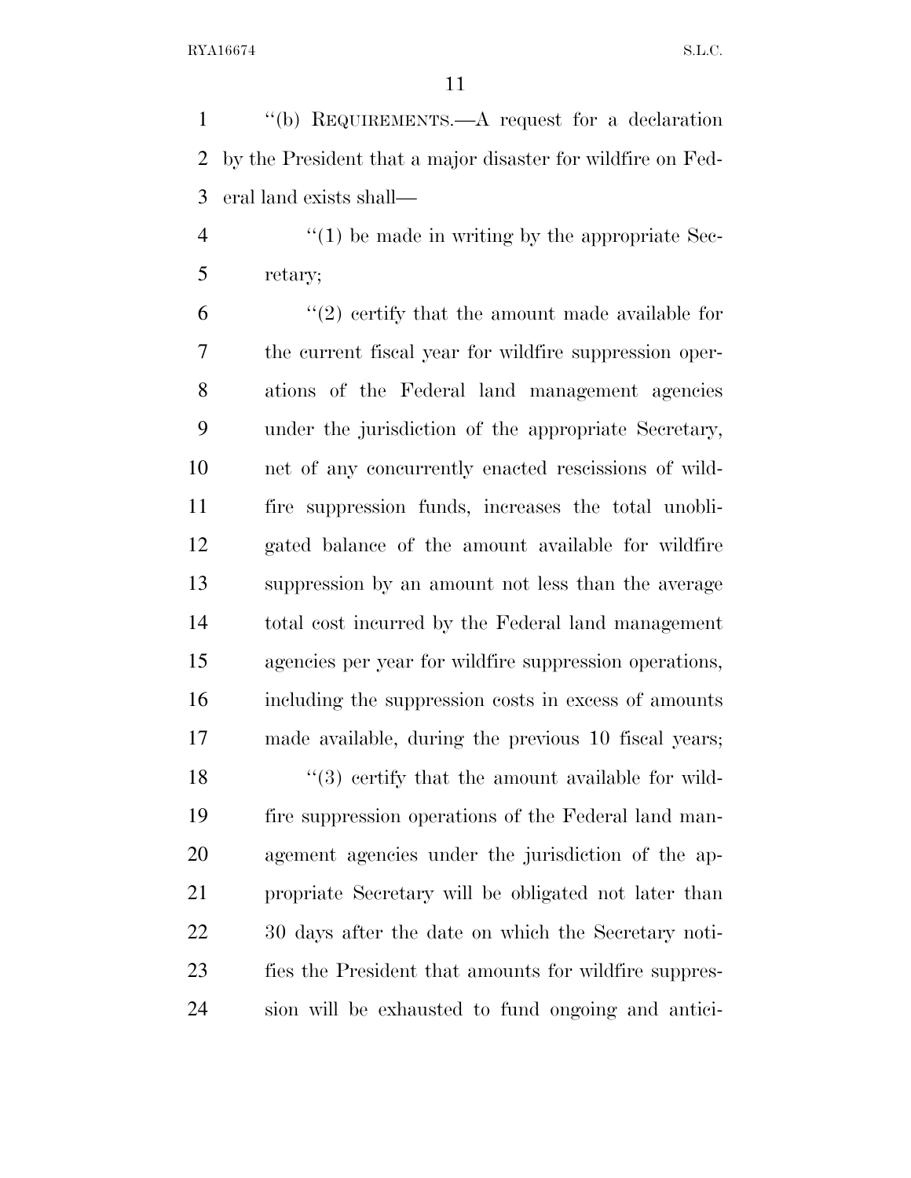"(b) REQUIREMENTS.—A request for a declaration by the President that a major disaster for wildfire on Federal land exists shall—

"(1) be made in writing by the appropriate Secretary;

"(2) certify that the amount made available for the current fiscal year for wildfire suppression operations of the Federal land management agencies under the jurisdiction of the appropriate Secretary, net of any concurrently enacted rescissions of wildfire suppression funds, increases the total unobligated balance of the amount available for wildfire suppression by an amount not less than the average total cost incurred by the Federal land management agencies per year for wildfire suppression operations, including the suppression costs in excess of amounts made available, during the previous 10 fiscal years;

"(3) certify that the amount available for wildfire suppression operations of the Federal land management agencies under the jurisdiction of the appropriate Secretary will be obligated not later than 30 days after the date on which the Secretary notifies the President that amounts for wildfire suppression will be exhausted to fund ongoing and antici-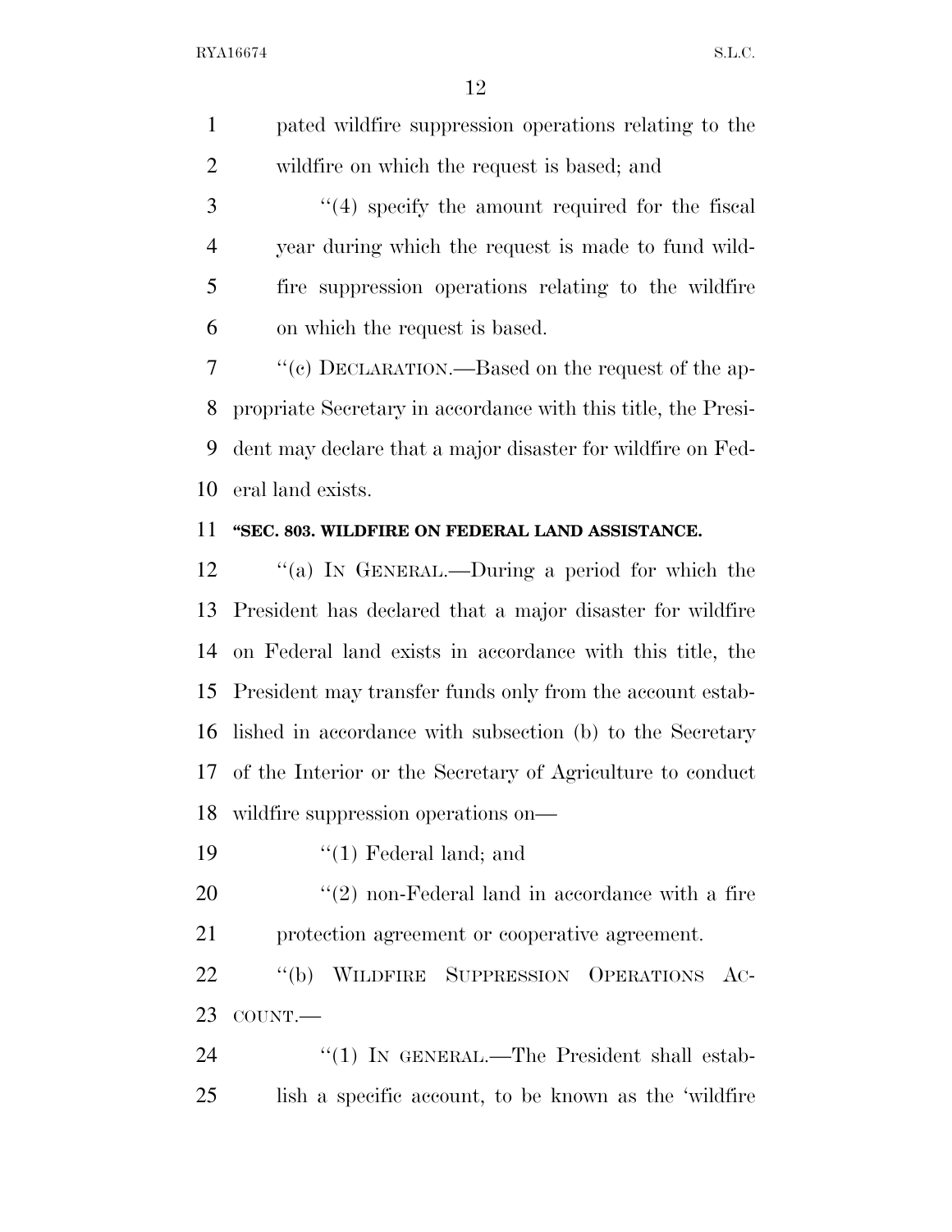pated wildfire suppression operations relating to the wildfire on which the request is based; and

"(4) specify the amount required for the fiscal year during which the request is made to fund wildfire suppression operations relating to the wildfire on which the request is based.

"(c) DECLARATION.—Based on the request of the appropriate Secretary in accordance with this title, the President may declare that a major disaster for wildfire on Federal land exists.

**"SEC. 803. WILDFIRE ON FEDERAL LAND ASSISTANCE.**

"(a) IN GENERAL.—During a period for which the President has declared that a major disaster for wildfire on Federal land exists in accordance with this title, the President may transfer funds only from the account established in accordance with subsection (b) to the Secretary of the Interior or the Secretary of Agriculture to conduct wildfire suppression operations on—

"(1) Federal land; and

"(2) non-Federal land in accordance with a fire protection agreement or cooperative agreement.

"(b) WILDFIRE SUPPRESSION OPERATIONS ACCOUNT.—

"(1) IN GENERAL.—The President shall establish a specific account, to be known as the 'wildfire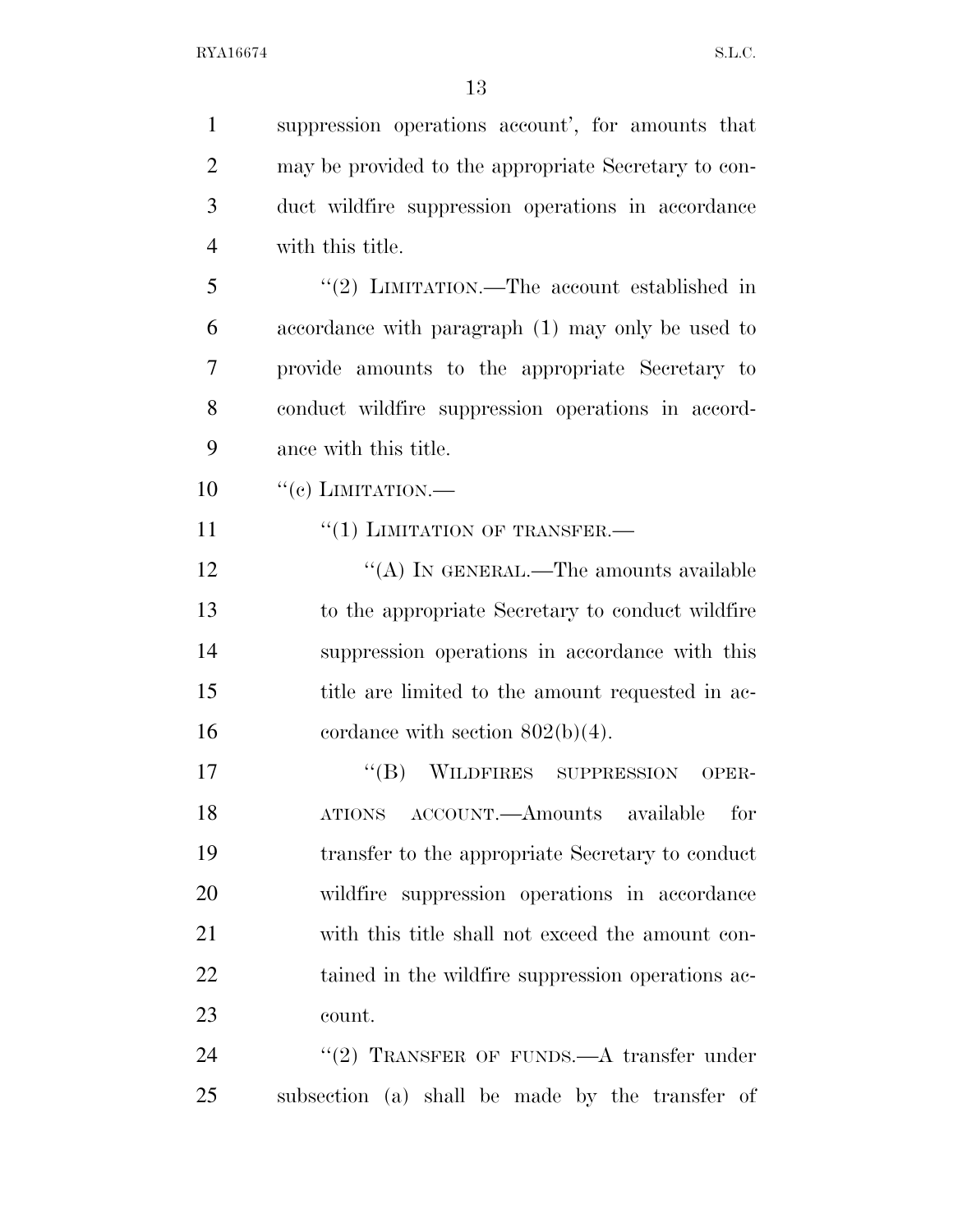suppression operations account', for amounts that may be provided to the appropriate Secretary to conduct wildfire suppression operations in accordance with this title.

"(2) LIMITATION.—The account established in accordance with paragraph (1) may only be used to provide amounts to the appropriate Secretary to conduct wildfire suppression operations in accordance with this title.

"(c) LIMITATION.—

"(1) LIMITATION OF TRANSFER.—

"(A) IN GENERAL.—The amounts available to the appropriate Secretary to conduct wildfire suppression operations in accordance with this title are limited to the amount requested in accordance with section 802(b)(4).

"(B) WILDFIRES SUPPRESSION OPERATIONS ACCOUNT.—Amounts available for transfer to the appropriate Secretary to conduct wildfire suppression operations in accordance with this title shall not exceed the amount contained in the wildfire suppression operations account.

"(2) TRANSFER OF FUNDS.—A transfer under subsection (a) shall be made by the transfer of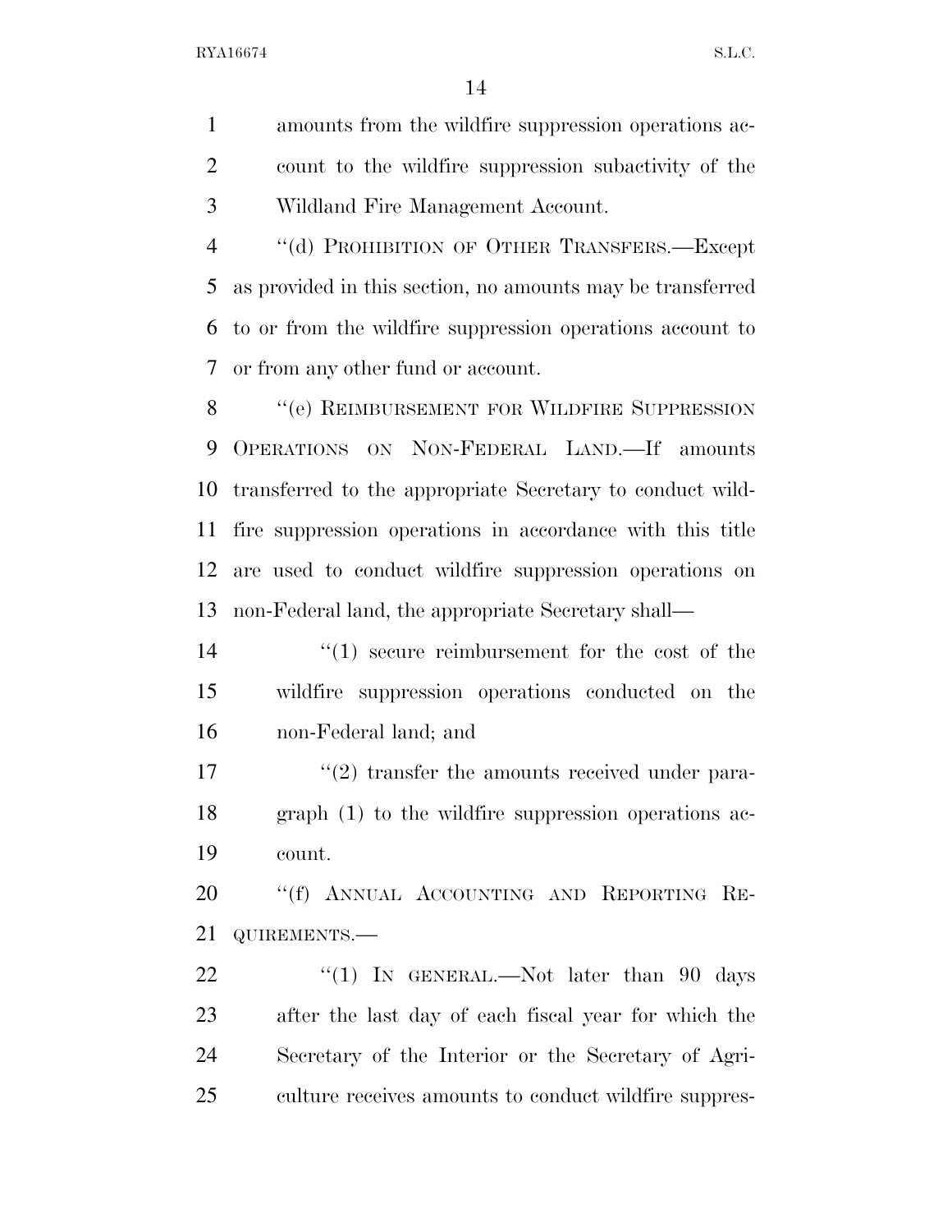amounts from the wildfire suppression operations account to the wildfire suppression subactivity of the Wildland Fire Management Account.

"(d) PROHIBITION OF OTHER TRANSFERS.—Except as provided in this section, no amounts may be transferred to or from the wildfire suppression operations account to or from any other fund or account.

"(e) REIMBURSEMENT FOR WILDFIRE SUPPRESSION OPERATIONS ON NON-FEDERAL LAND.—If amounts transferred to the appropriate Secretary to conduct wildfire suppression operations in accordance with this title are used to conduct wildfire suppression operations on non-Federal land, the appropriate Secretary shall—

"(1) secure reimbursement for the cost of the wildfire suppression operations conducted on the non-Federal land; and

"(2) transfer the amounts received under paragraph (1) to the wildfire suppression operations account.

"(f) ANNUAL ACCOUNTING AND REPORTING REQUIREMENTS.—

"(1) IN GENERAL.—Not later than 90 days after the last day of each fiscal year for which the Secretary of the Interior or the Secretary of Agriculture receives amounts to conduct wildfire suppres-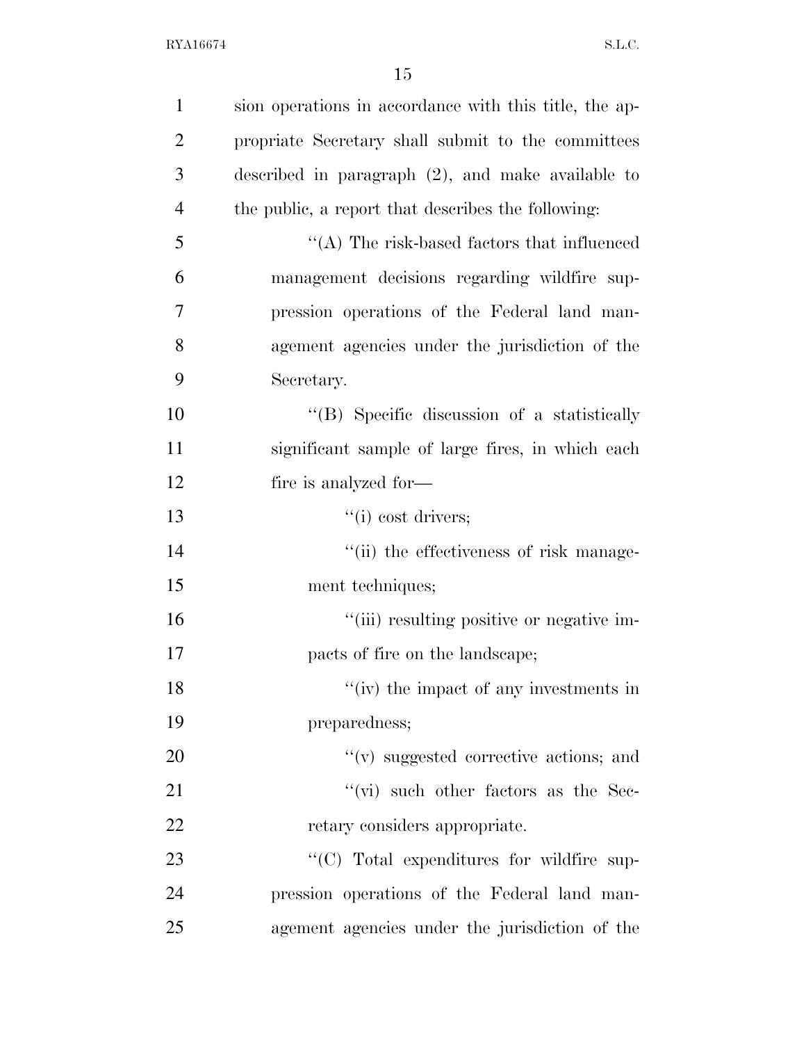sion operations in accordance with this title, the appropriate Secretary shall submit to the committees described in paragraph (2), and make available to the public, a report that describes the following:

"(A) The risk-based factors that influenced management decisions regarding wildfire suppression operations of the Federal land management agencies under the jurisdiction of the Secretary.

"(B) Specific discussion of a statistically significant sample of large fires, in which each fire is analyzed for—

"(i) cost drivers;

"(ii) the effectiveness of risk management techniques;

"(iii) resulting positive or negative impacts of fire on the landscape;

"(iv) the impact of any investments in preparedness;

"(v) suggested corrective actions; and

"(vi) such other factors as the Secretary considers appropriate.

"(C) Total expenditures for wildfire suppression operations of the Federal land management agencies under the jurisdiction of the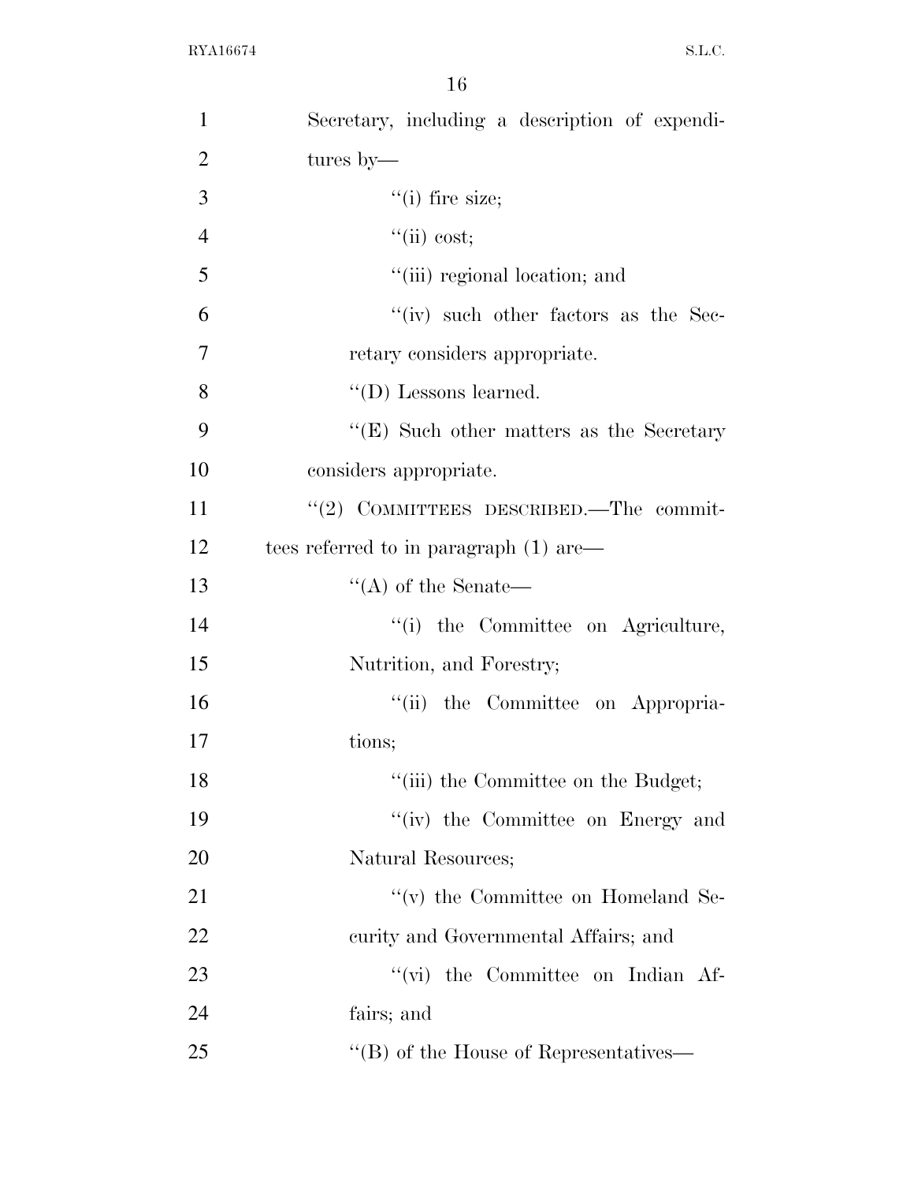Secretary, including a description of expenditures by—

''(i) fire size;

''(ii) cost;

''(iii) regional location; and

''(iv) such other factors as the Secretary considers appropriate.

''(D) Lessons learned.

''(E) Such other matters as the Secretary considers appropriate.

''(2) COMMITTEES DESCRIBED.—The committees referred to in paragraph (1) are—

''(A) of the Senate—

''(i) the Committee on Agriculture, Nutrition, and Forestry;

''(ii) the Committee on Appropriations;

''(iii) the Committee on the Budget;

''(iv) the Committee on Energy and Natural Resources;

''(v) the Committee on Homeland Security and Governmental Affairs; and

''(vi) the Committee on Indian Affairs; and

''(B) of the House of Representatives—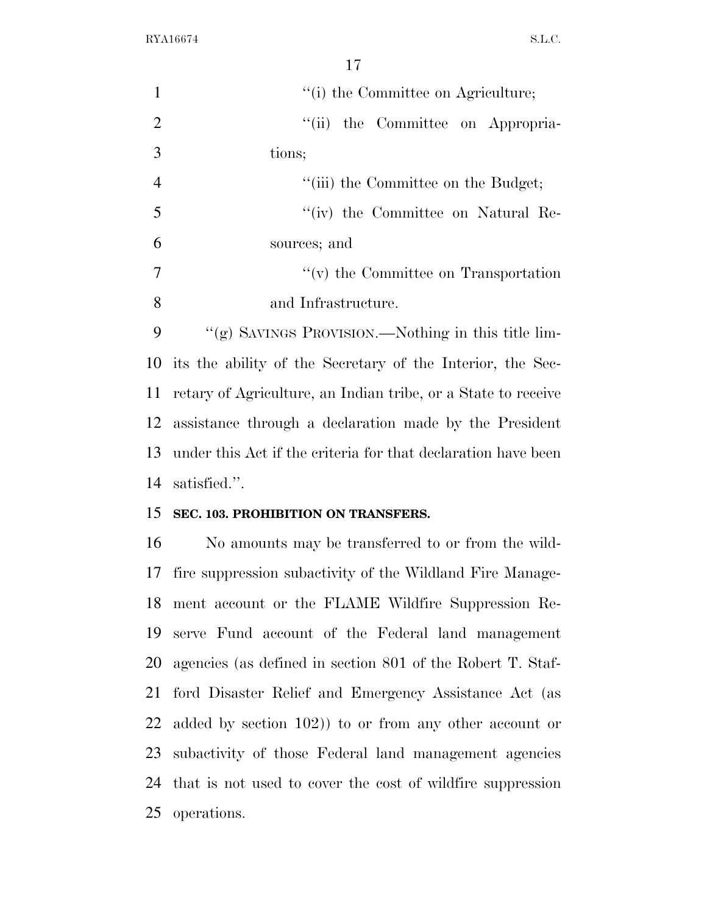"(i) the Committee on Agriculture;

"(ii) the Committee on Appropriations;

"(iii) the Committee on the Budget;

"(iv) the Committee on Natural Resources; and

"(v) the Committee on Transportation and Infrastructure.

"(g) SAVINGS PROVISION.—Nothing in this title limits the ability of the Secretary of the Interior, the Secretary of Agriculture, an Indian tribe, or a State to receive assistance through a declaration made by the President under this Act if the criteria for that declaration have been satisfied.".

**SEC. 103. PROHIBITION ON TRANSFERS.**

No amounts may be transferred to or from the wildfire suppression subactivity of the Wildland Fire Management account or the FLAME Wildfire Suppression Reserve Fund account of the Federal land management agencies (as defined in section 801 of the Robert T. Stafford Disaster Relief and Emergency Assistance Act (as added by section 102)) to or from any other account or subactivity of those Federal land management agencies that is not used to cover the cost of wildfire suppression operations.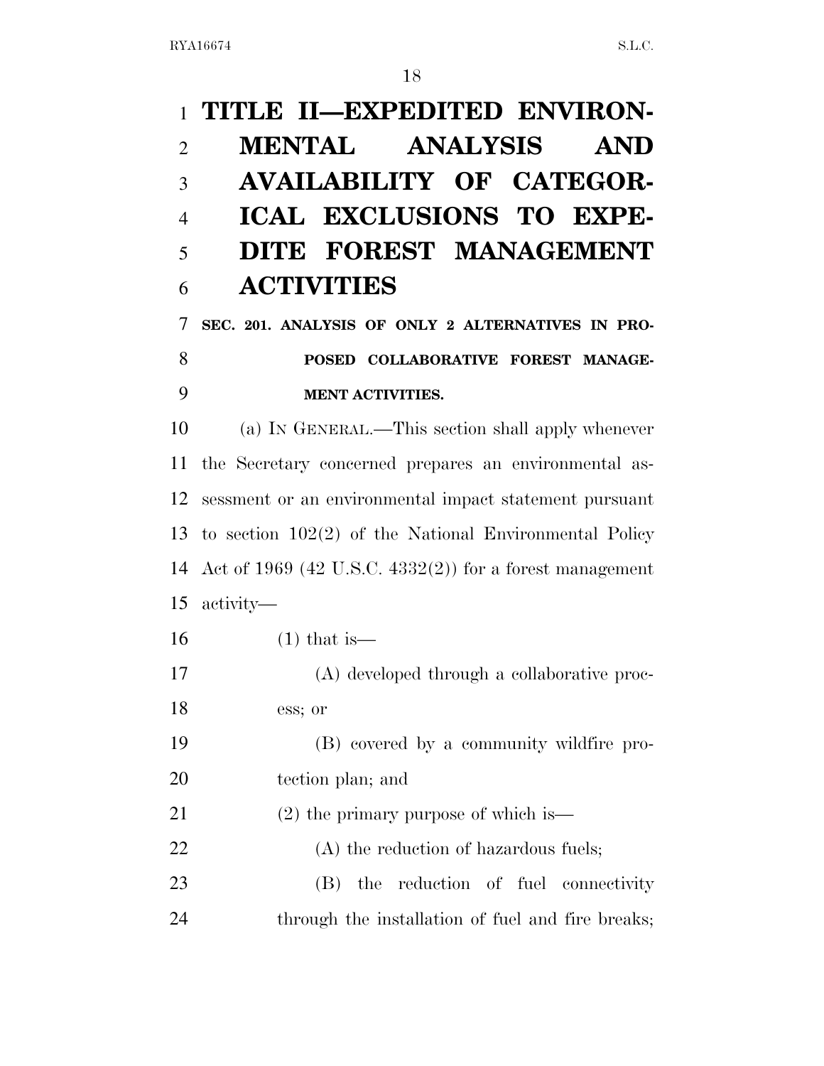# TITLE II—EXPEDITED ENVIRONMENTAL ANALYSIS AND AVAILABILITY OF CATEGORICAL EXCLUSIONS TO EXPEDITE FOREST MANAGEMENT ACTIVITIES

### SEC. 201. ANALYSIS OF ONLY 2 ALTERNATIVES IN PROPOSED COLLABORATIVE FOREST MANAGEMENT ACTIVITIES.

(a) IN GENERAL.—This section shall apply whenever the Secretary concerned prepares an environmental assessment or an environmental impact statement pursuant to section 102(2) of the National Environmental Policy Act of 1969 (42 U.S.C. 4332(2)) for a forest management activity—

(1) that is—

(A) developed through a collaborative process; or

(B) covered by a community wildfire protection plan; and

(2) the primary purpose of which is—

(A) the reduction of hazardous fuels;

(B) the reduction of fuel connectivity through the installation of fuel and fire breaks;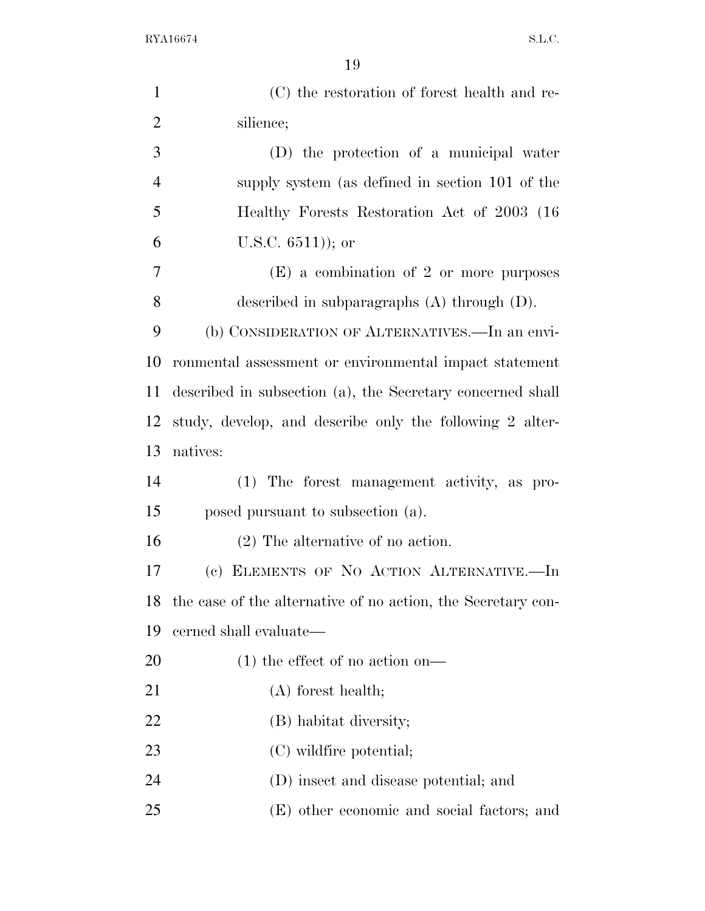(C) the restoration of forest health and resilience;

(D) the protection of a municipal water supply system (as defined in section 101 of the Healthy Forests Restoration Act of 2003 (16 U.S.C. 6511)); or

(E) a combination of 2 or more purposes described in subparagraphs (A) through (D).

(b) CONSIDERATION OF ALTERNATIVES.—In an environmental assessment or environmental impact statement described in subsection (a), the Secretary concerned shall study, develop, and describe only the following 2 alternatives:

(1) The forest management activity, as proposed pursuant to subsection (a).

(2) The alternative of no action.

(c) ELEMENTS OF NO ACTION ALTERNATIVE.—In the case of the alternative of no action, the Secretary concerned shall evaluate—

(1) the effect of no action on—

(A) forest health;

(B) habitat diversity;

(C) wildfire potential;

(D) insect and disease potential; and

(E) other economic and social factors; and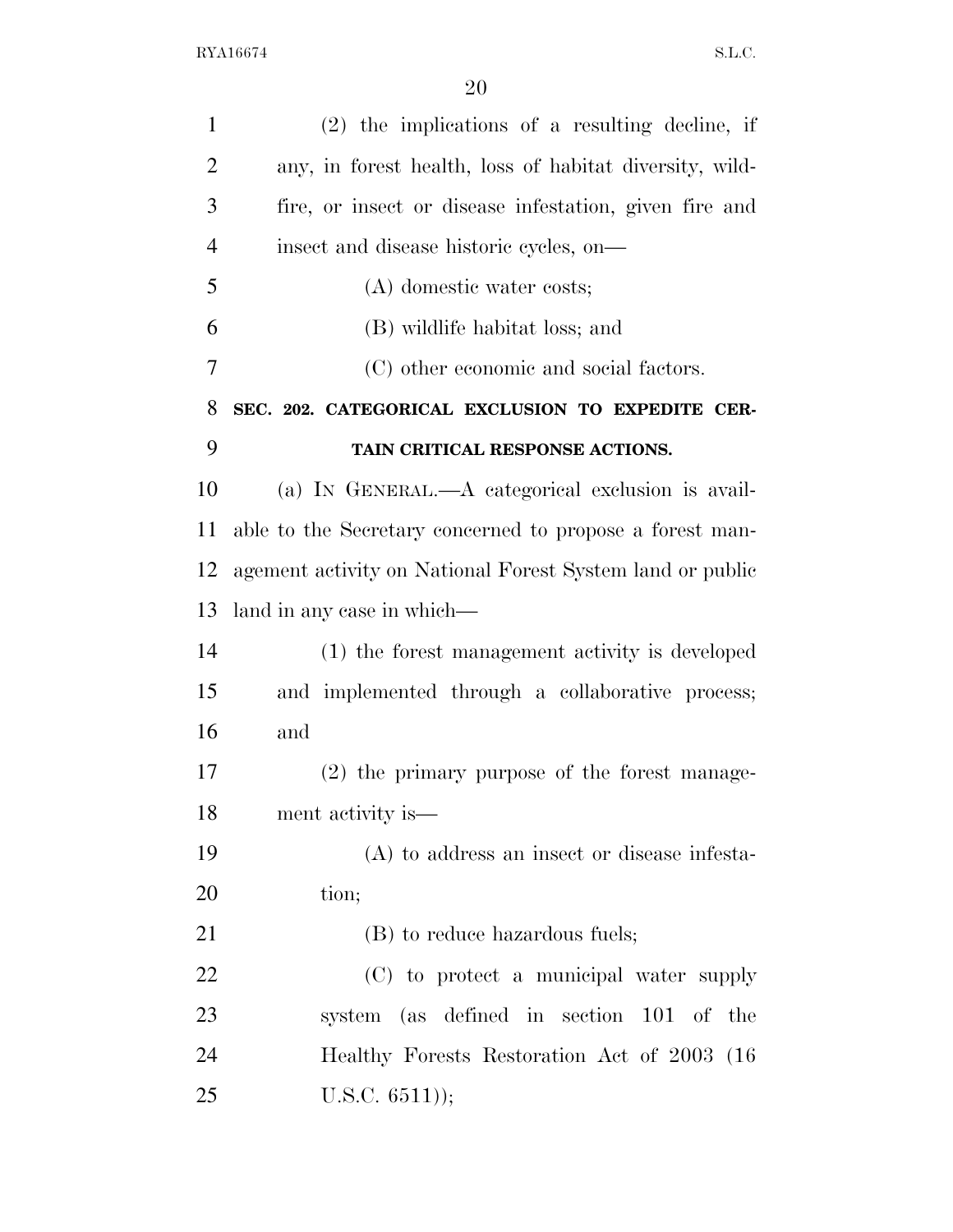(2) the implications of a resulting decline, if any, in forest health, loss of habitat diversity, wildfire, or insect or disease infestation, given fire and insect and disease historic cycles, on—

(A) domestic water costs;

(B) wildlife habitat loss; and

(C) other economic and social factors.

**SEC. 202. CATEGORICAL EXCLUSION TO EXPEDITE CERTAIN CRITICAL RESPONSE ACTIONS.**

(a) IN GENERAL.—A categorical exclusion is available to the Secretary concerned to propose a forest management activity on National Forest System land or public land in any case in which—

(1) the forest management activity is developed and implemented through a collaborative process; and

(2) the primary purpose of the forest management activity is—

(A) to address an insect or disease infestation;

(B) to reduce hazardous fuels;

(C) to protect a municipal water supply system (as defined in section 101 of the Healthy Forests Restoration Act of 2003 (16 U.S.C. 6511));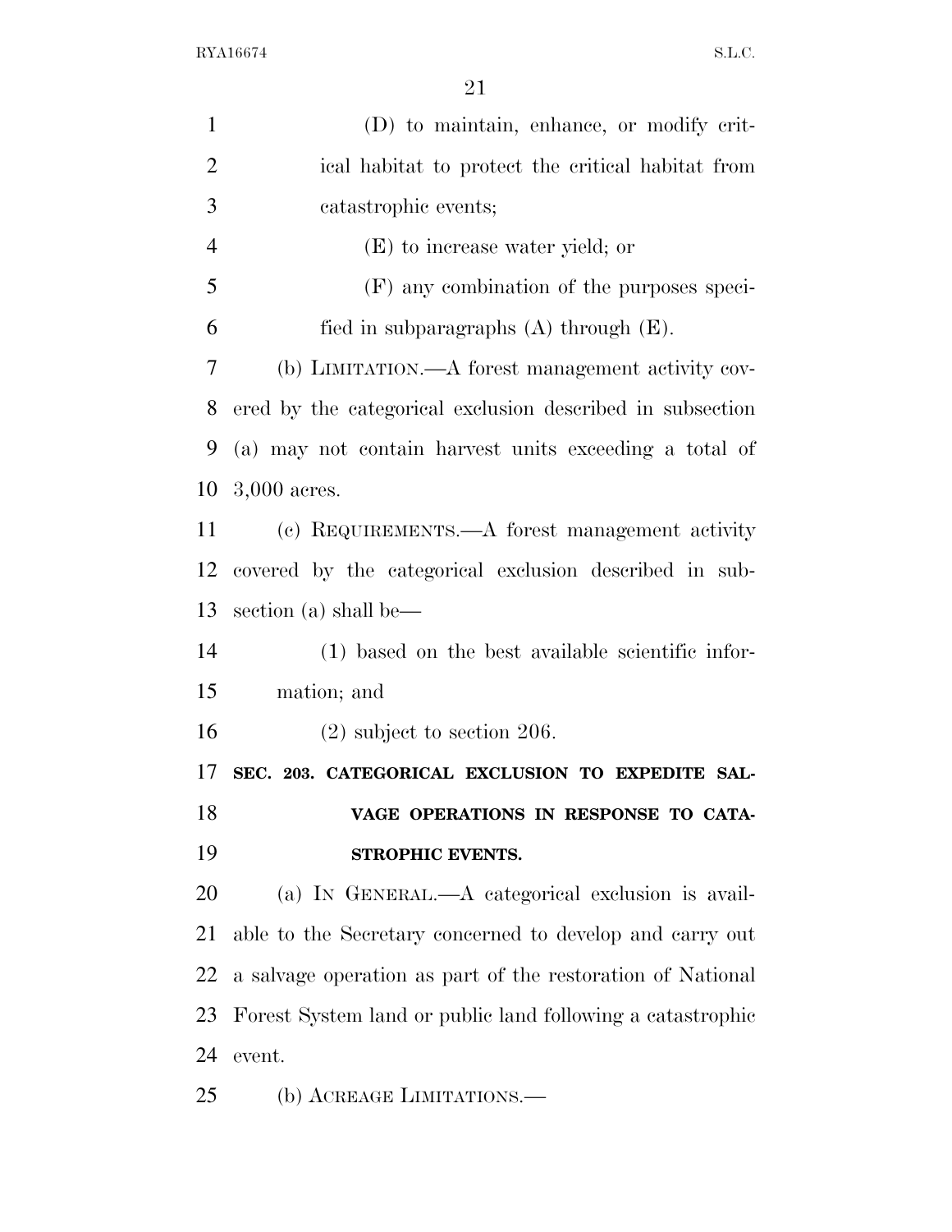(D) to maintain, enhance, or modify critical habitat to protect the critical habitat from catastrophic events;

(E) to increase water yield; or

(F) any combination of the purposes specified in subparagraphs (A) through (E).

(b) LIMITATION.—A forest management activity covered by the categorical exclusion described in subsection (a) may not contain harvest units exceeding a total of 3,000 acres.

(c) REQUIREMENTS.—A forest management activity covered by the categorical exclusion described in subsection (a) shall be—

(1) based on the best available scientific information; and

(2) subject to section 206.

### SEC. 203. CATEGORICAL EXCLUSION TO EXPEDITE SALVAGE OPERATIONS IN RESPONSE TO CATASTROPHIC EVENTS.

(a) IN GENERAL.—A categorical exclusion is available to the Secretary concerned to develop and carry out a salvage operation as part of the restoration of National Forest System land or public land following a catastrophic event.

(b) ACREAGE LIMITATIONS.—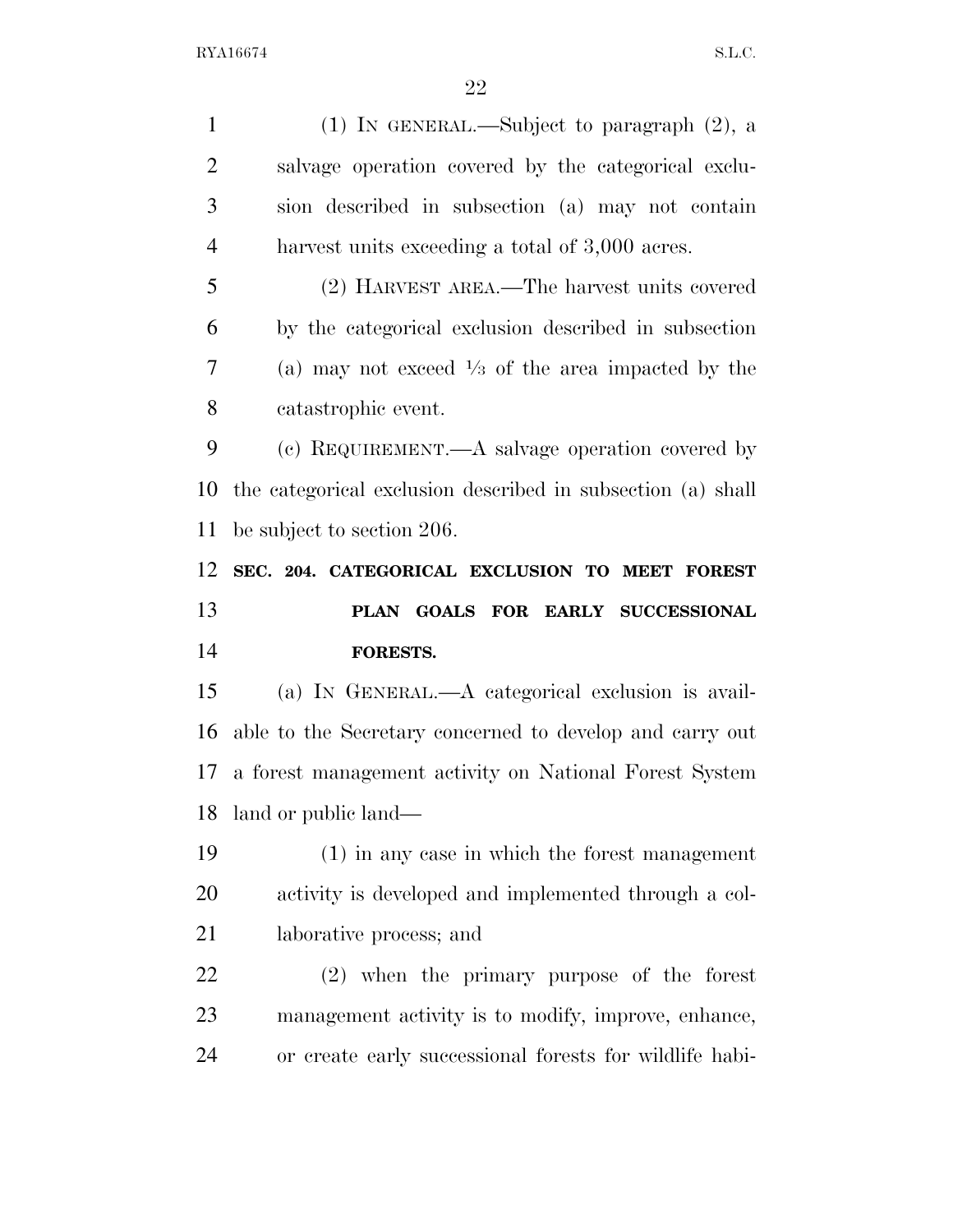(1) IN GENERAL.—Subject to paragraph (2), a salvage operation covered by the categorical exclusion described in subsection (a) may not contain harvest units exceeding a total of 3,000 acres.

(2) HARVEST AREA.—The harvest units covered by the categorical exclusion described in subsection (a) may not exceed ⅓ of the area impacted by the catastrophic event.

(c) REQUIREMENT.—A salvage operation covered by the categorical exclusion described in subsection (a) shall be subject to section 206.

## SEC. 204. CATEGORICAL EXCLUSION TO MEET FOREST PLAN GOALS FOR EARLY SUCCESSIONAL FORESTS.

(a) IN GENERAL.—A categorical exclusion is available to the Secretary concerned to develop and carry out a forest management activity on National Forest System land or public land—

(1) in any case in which the forest management activity is developed and implemented through a collaborative process; and

(2) when the primary purpose of the forest management activity is to modify, improve, enhance, or create early successional forests for wildlife habi-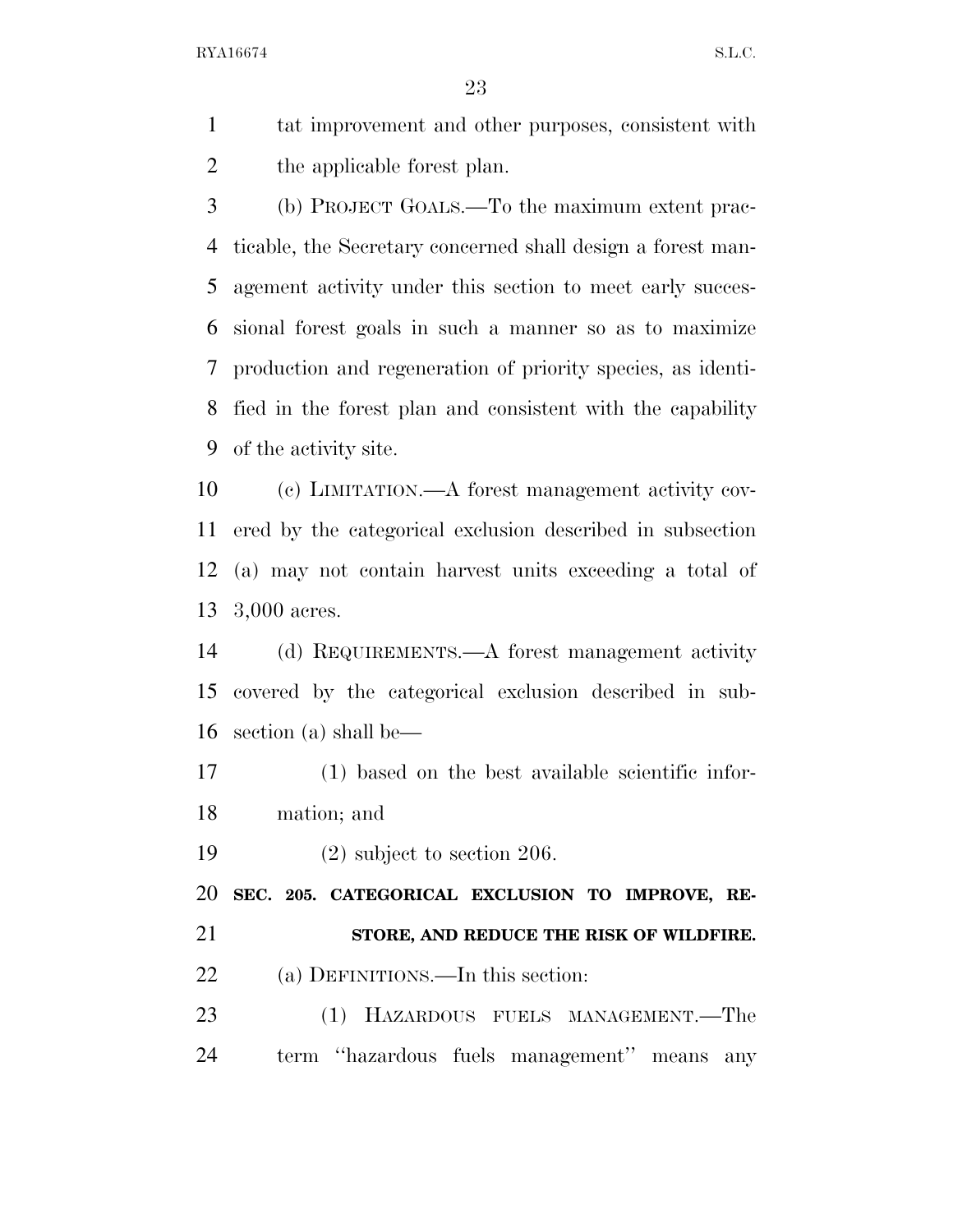tat improvement and other purposes, consistent with the applicable forest plan.

(b) PROJECT GOALS.—To the maximum extent practicable, the Secretary concerned shall design a forest management activity under this section to meet early successional forest goals in such a manner so as to maximize production and regeneration of priority species, as identified in the forest plan and consistent with the capability of the activity site.

(c) LIMITATION.—A forest management activity covered by the categorical exclusion described in subsection (a) may not contain harvest units exceeding a total of 3,000 acres.

(d) REQUIREMENTS.—A forest management activity covered by the categorical exclusion described in subsection (a) shall be—

(1) based on the best available scientific information; and

(2) subject to section 206.

**SEC. 205. CATEGORICAL EXCLUSION TO IMPROVE, RESTORE, AND REDUCE THE RISK OF WILDFIRE.**

(a) DEFINITIONS.—In this section:

(1) HAZARDOUS FUELS MANAGEMENT.—The term ''hazardous fuels management'' means any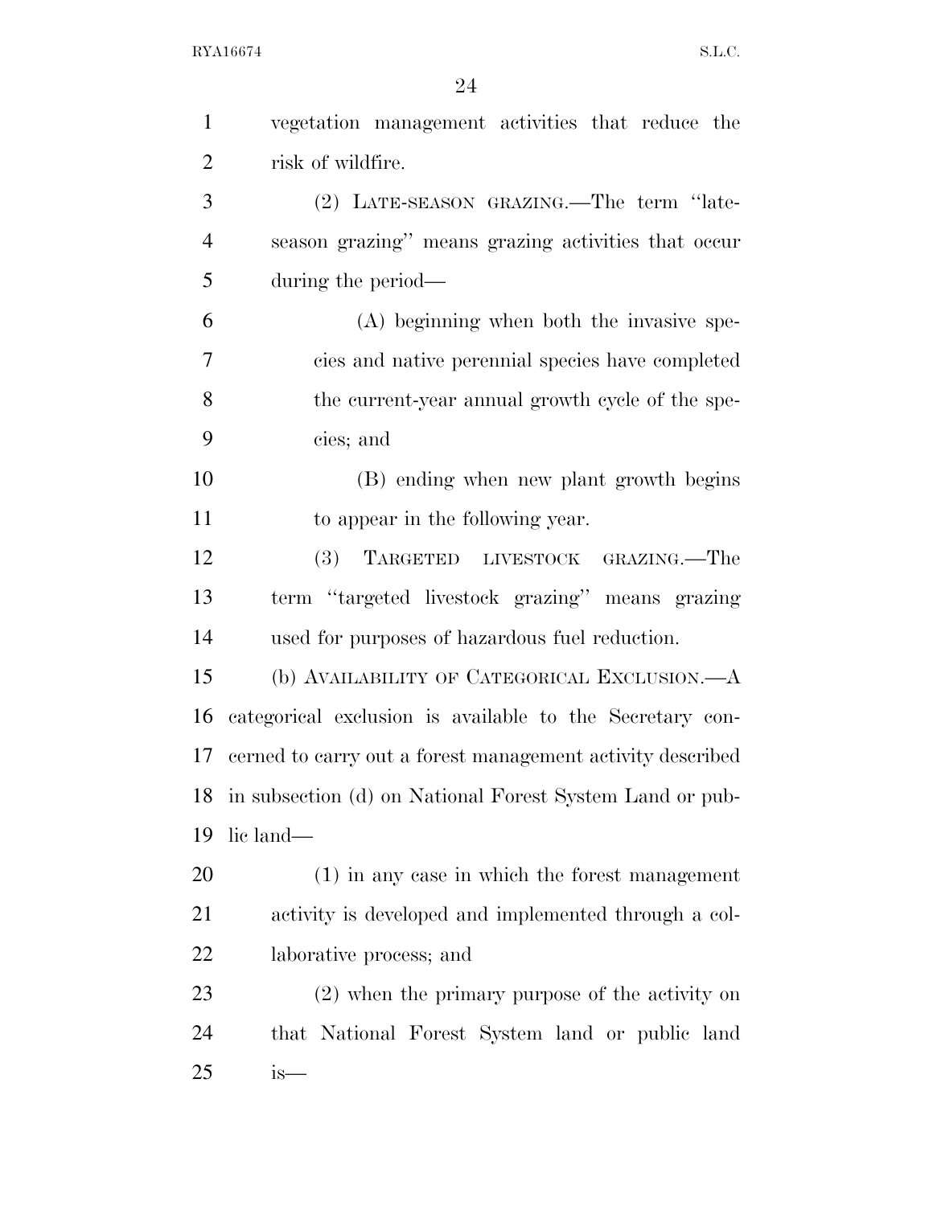vegetation management activities that reduce the risk of wildfire.

(2) LATE-SEASON GRAZING.—The term ''late-season grazing'' means grazing activities that occur during the period—

(A) beginning when both the invasive species and native perennial species have completed the current-year annual growth cycle of the species; and

(B) ending when new plant growth begins to appear in the following year.

(3) TARGETED LIVESTOCK GRAZING.—The term ''targeted livestock grazing'' means grazing used for purposes of hazardous fuel reduction.

(b) AVAILABILITY OF CATEGORICAL EXCLUSION.—A categorical exclusion is available to the Secretary concerned to carry out a forest management activity described in subsection (d) on National Forest System Land or public land—

(1) in any case in which the forest management activity is developed and implemented through a collaborative process; and

(2) when the primary purpose of the activity on that National Forest System land or public land is—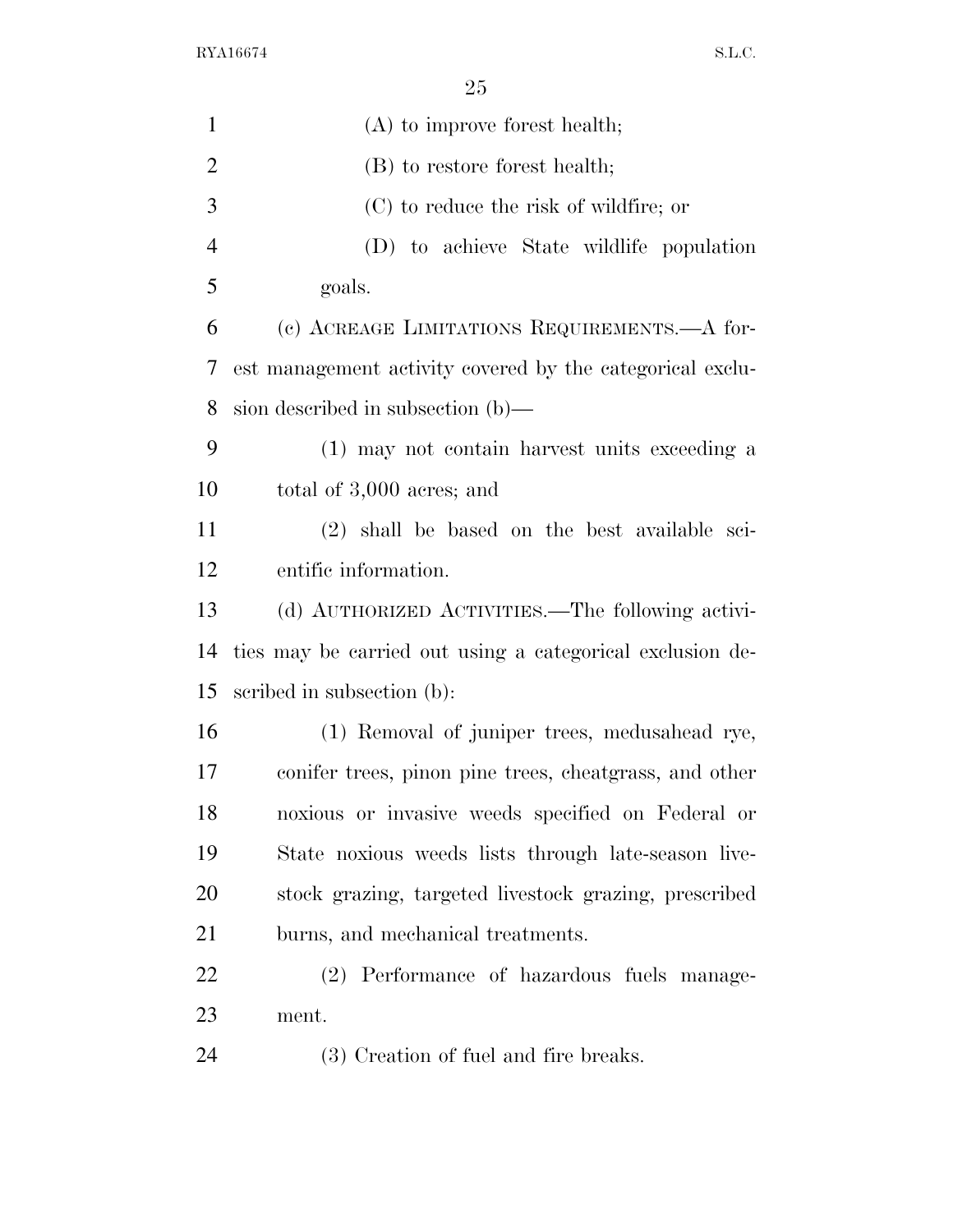(A) to improve forest health;

(B) to restore forest health;

(C) to reduce the risk of wildfire; or

(D) to achieve State wildlife population goals.

(c) ACREAGE LIMITATIONS REQUIREMENTS.—A forest management activity covered by the categorical exclusion described in subsection (b)—

(1) may not contain harvest units exceeding a total of 3,000 acres; and

(2) shall be based on the best available scientific information.

(d) AUTHORIZED ACTIVITIES.—The following activities may be carried out using a categorical exclusion described in subsection (b):

(1) Removal of juniper trees, medusahead rye, conifer trees, pinon pine trees, cheatgrass, and other noxious or invasive weeds specified on Federal or State noxious weeds lists through late-season livestock grazing, targeted livestock grazing, prescribed burns, and mechanical treatments.

(2) Performance of hazardous fuels management.

(3) Creation of fuel and fire breaks.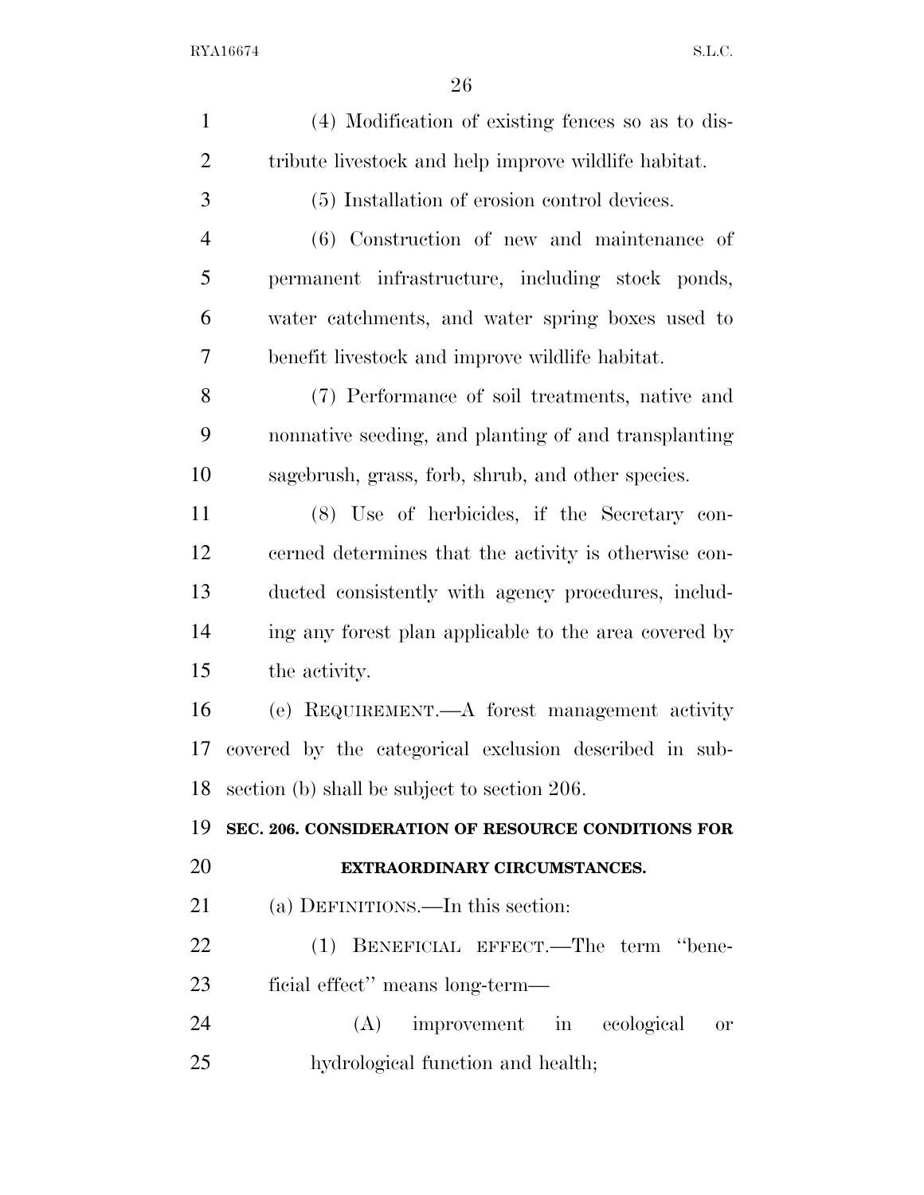(4) Modification of existing fences so as to distribute livestock and help improve wildlife habitat.

(5) Installation of erosion control devices.

(6) Construction of new and maintenance of permanent infrastructure, including stock ponds, water catchments, and water spring boxes used to benefit livestock and improve wildlife habitat.

(7) Performance of soil treatments, native and nonnative seeding, and planting of and transplanting sagebrush, grass, forb, shrub, and other species.

(8) Use of herbicides, if the Secretary concerned determines that the activity is otherwise conducted consistently with agency procedures, including any forest plan applicable to the area covered by the activity.

(e) REQUIREMENT.—A forest management activity covered by the categorical exclusion described in subsection (b) shall be subject to section 206.

## SEC. 206. CONSIDERATION OF RESOURCE CONDITIONS FOR EXTRAORDINARY CIRCUMSTANCES.

(a) DEFINITIONS.—In this section:

(1) BENEFICIAL EFFECT.—The term ''beneficial effect'' means long-term—

(A) improvement in ecological or hydrological function and health;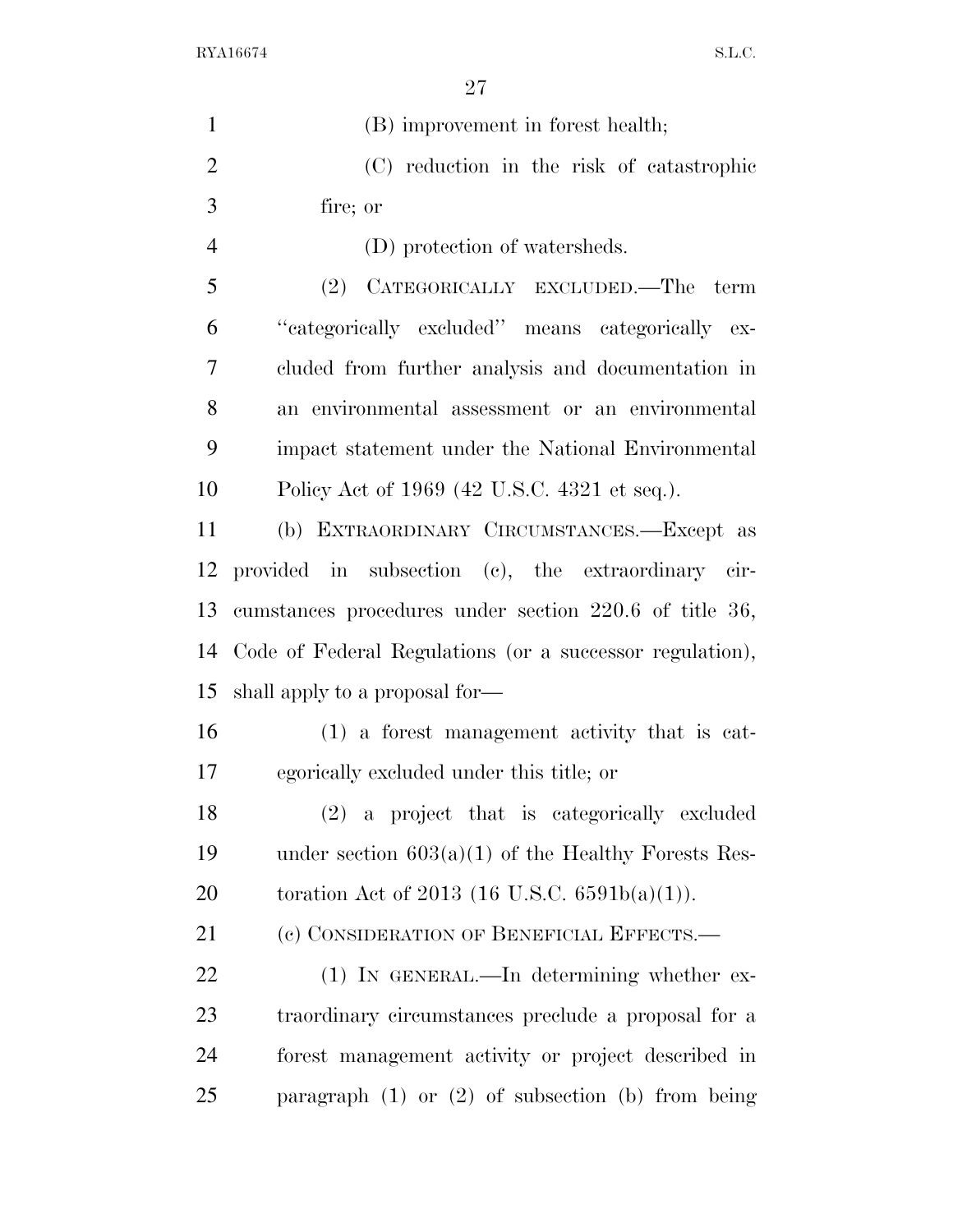(B) improvement in forest health;

(C) reduction in the risk of catastrophic fire; or

(D) protection of watersheds.

(2) CATEGORICALLY EXCLUDED.—The term "categorically excluded" means categorically excluded from further analysis and documentation in an environmental assessment or an environmental impact statement under the National Environmental Policy Act of 1969 (42 U.S.C. 4321 et seq.).

(b) EXTRAORDINARY CIRCUMSTANCES.—Except as provided in subsection (c), the extraordinary circumstances procedures under section 220.6 of title 36, Code of Federal Regulations (or a successor regulation), shall apply to a proposal for—

(1) a forest management activity that is categorically excluded under this title; or

(2) a project that is categorically excluded under section 603(a)(1) of the Healthy Forests Restoration Act of 2013 (16 U.S.C. 6591b(a)(1)).

(c) CONSIDERATION OF BENEFICIAL EFFECTS.—

(1) IN GENERAL.—In determining whether extraordinary circumstances preclude a proposal for a forest management activity or project described in paragraph (1) or (2) of subsection (b) from being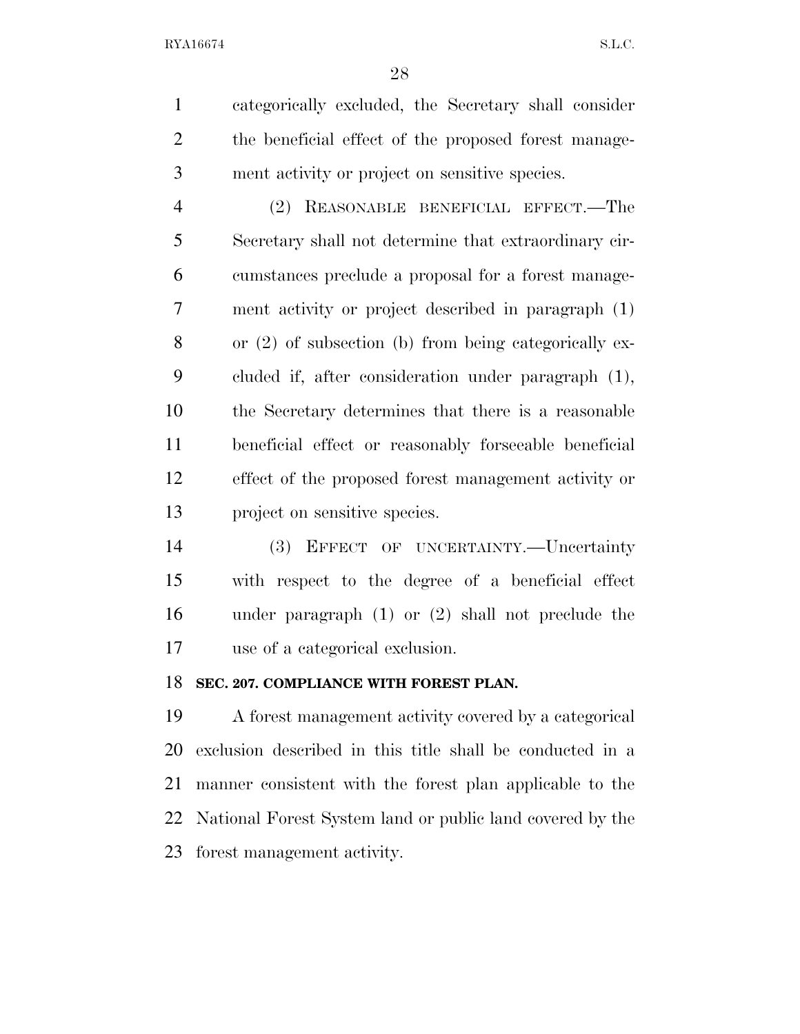categorically excluded, the Secretary shall consider the beneficial effect of the proposed forest management activity or project on sensitive species.

(2) REASONABLE BENEFICIAL EFFECT.—The Secretary shall not determine that extraordinary circumstances preclude a proposal for a forest management activity or project described in paragraph (1) or (2) of subsection (b) from being categorically excluded if, after consideration under paragraph (1), the Secretary determines that there is a reasonable beneficial effect or reasonably forseeable beneficial effect of the proposed forest management activity or project on sensitive species.

(3) EFFECT OF UNCERTAINTY.—Uncertainty with respect to the degree of a beneficial effect under paragraph (1) or (2) shall not preclude the use of a categorical exclusion.

### SEC. 207. COMPLIANCE WITH FOREST PLAN.

A forest management activity covered by a categorical exclusion described in this title shall be conducted in a manner consistent with the forest plan applicable to the National Forest System land or public land covered by the forest management activity.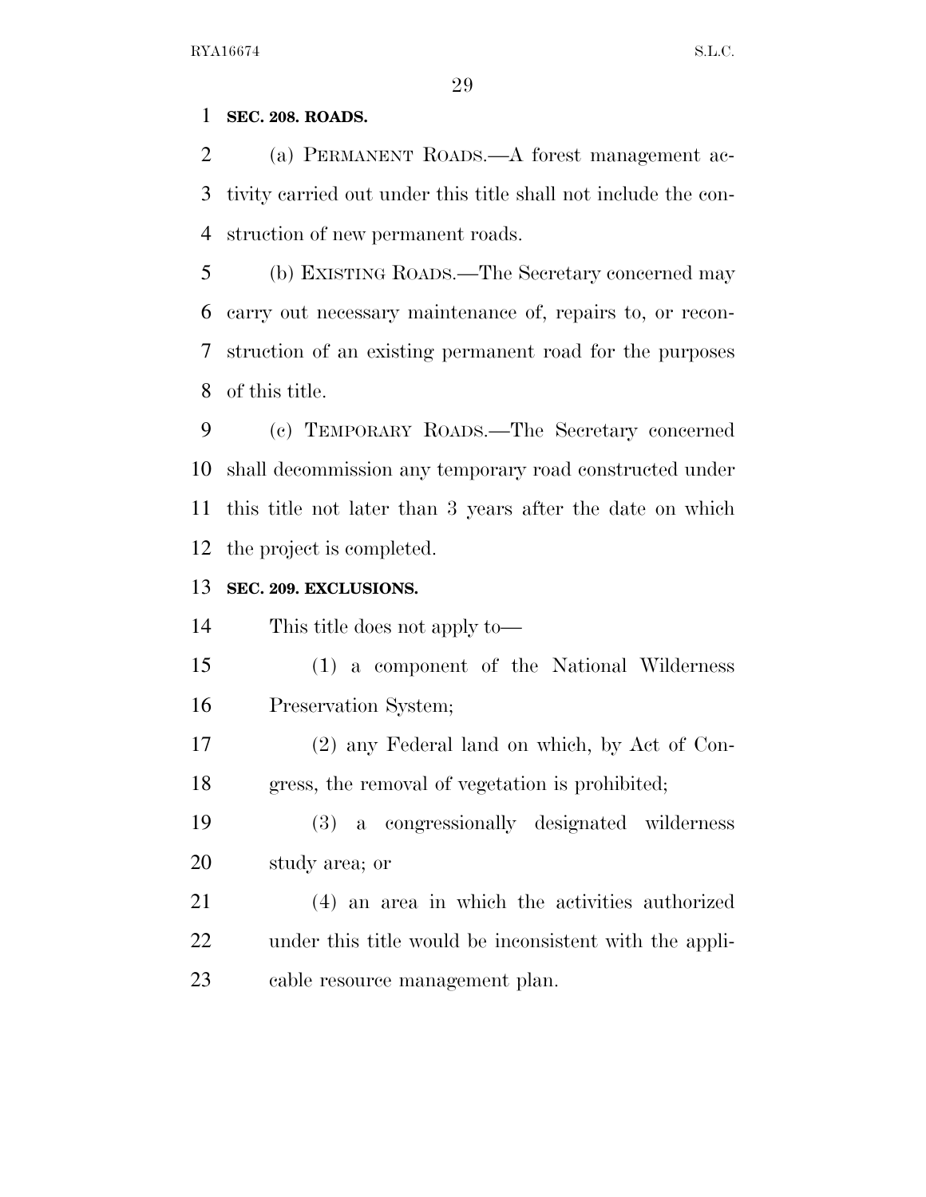**SEC. 208. ROADS.**

(a) PERMANENT ROADS.—A forest management activity carried out under this title shall not include the construction of new permanent roads.

(b) EXISTING ROADS.—The Secretary concerned may carry out necessary maintenance of, repairs to, or reconstruction of an existing permanent road for the purposes of this title.

(c) TEMPORARY ROADS.—The Secretary concerned shall decommission any temporary road constructed under this title not later than 3 years after the date on which the project is completed.

**SEC. 209. EXCLUSIONS.**

This title does not apply to—

(1) a component of the National Wilderness Preservation System;

(2) any Federal land on which, by Act of Congress, the removal of vegetation is prohibited;

(3) a congressionally designated wilderness study area; or

(4) an area in which the activities authorized under this title would be inconsistent with the applicable resource management plan.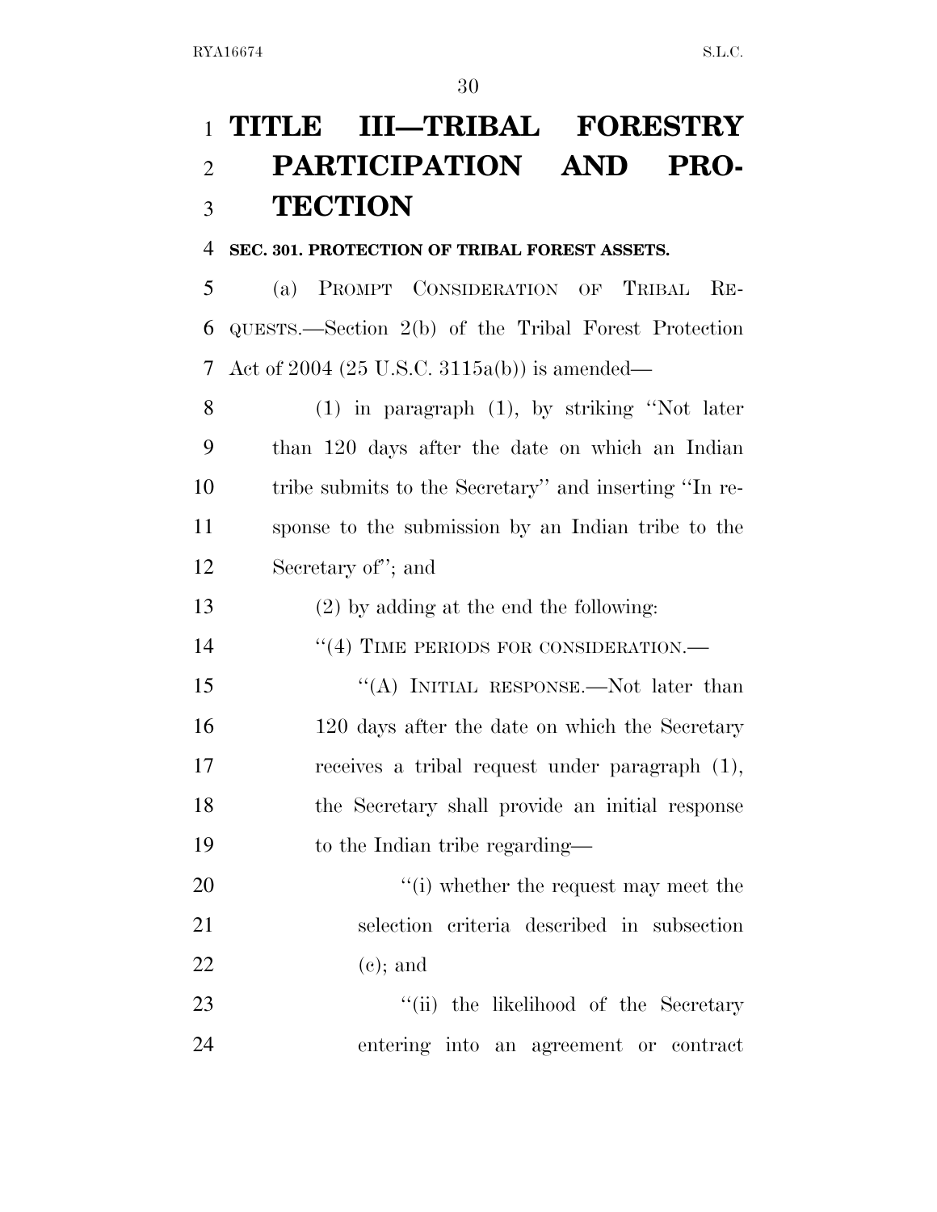# TITLE III—TRIBAL FORESTRY PARTICIPATION AND PROTECTION

### SEC. 301. PROTECTION OF TRIBAL FOREST ASSETS.

(a) PROMPT CONSIDERATION OF TRIBAL REQUESTS.—Section 2(b) of the Tribal Forest Protection Act of 2004 (25 U.S.C. 3115a(b)) is amended—

(1) in paragraph (1), by striking ''Not later than 120 days after the date on which an Indian tribe submits to the Secretary'' and inserting ''In response to the submission by an Indian tribe to the Secretary of''; and

(2) by adding at the end the following:

''(4) TIME PERIODS FOR CONSIDERATION.—

''(A) INITIAL RESPONSE.—Not later than 120 days after the date on which the Secretary receives a tribal request under paragraph (1), the Secretary shall provide an initial response to the Indian tribe regarding—

''(i) whether the request may meet the selection criteria described in subsection (c); and

''(ii) the likelihood of the Secretary entering into an agreement or contract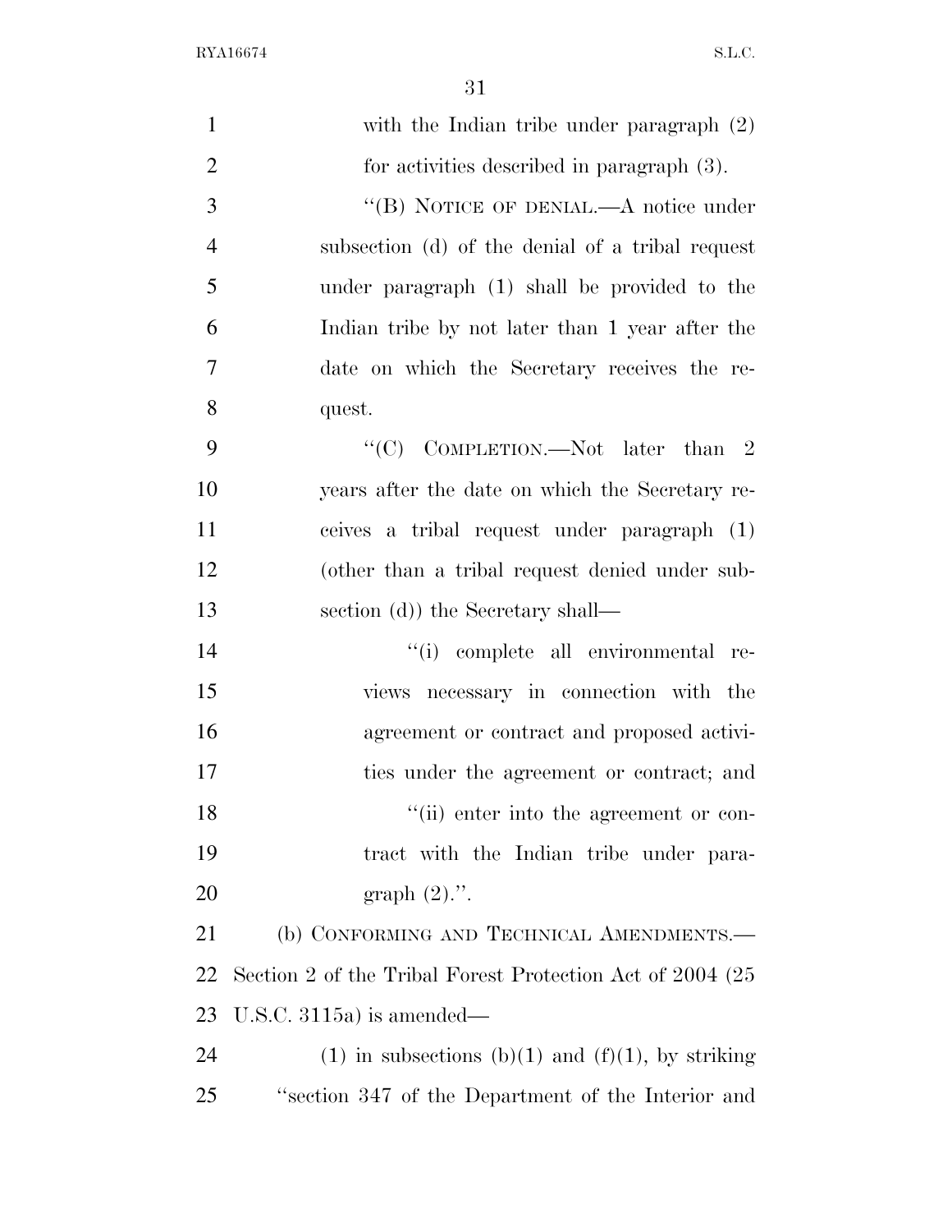with the Indian tribe under paragraph (2) for activities described in paragraph (3).

"(B) NOTICE OF DENIAL.—A notice under subsection (d) of the denial of a tribal request under paragraph (1) shall be provided to the Indian tribe by not later than 1 year after the date on which the Secretary receives the request.

"(C) COMPLETION.—Not later than 2 years after the date on which the Secretary receives a tribal request under paragraph (1) (other than a tribal request denied under subsection (d)) the Secretary shall—

"(i) complete all environmental reviews necessary in connection with the agreement or contract and proposed activities under the agreement or contract; and

"(ii) enter into the agreement or contract with the Indian tribe under paragraph (2).".

(b) CONFORMING AND TECHNICAL AMENDMENTS.—Section 2 of the Tribal Forest Protection Act of 2004 (25 U.S.C. 3115a) is amended—

(1) in subsections (b)(1) and (f)(1), by striking "section 347 of the Department of the Interior and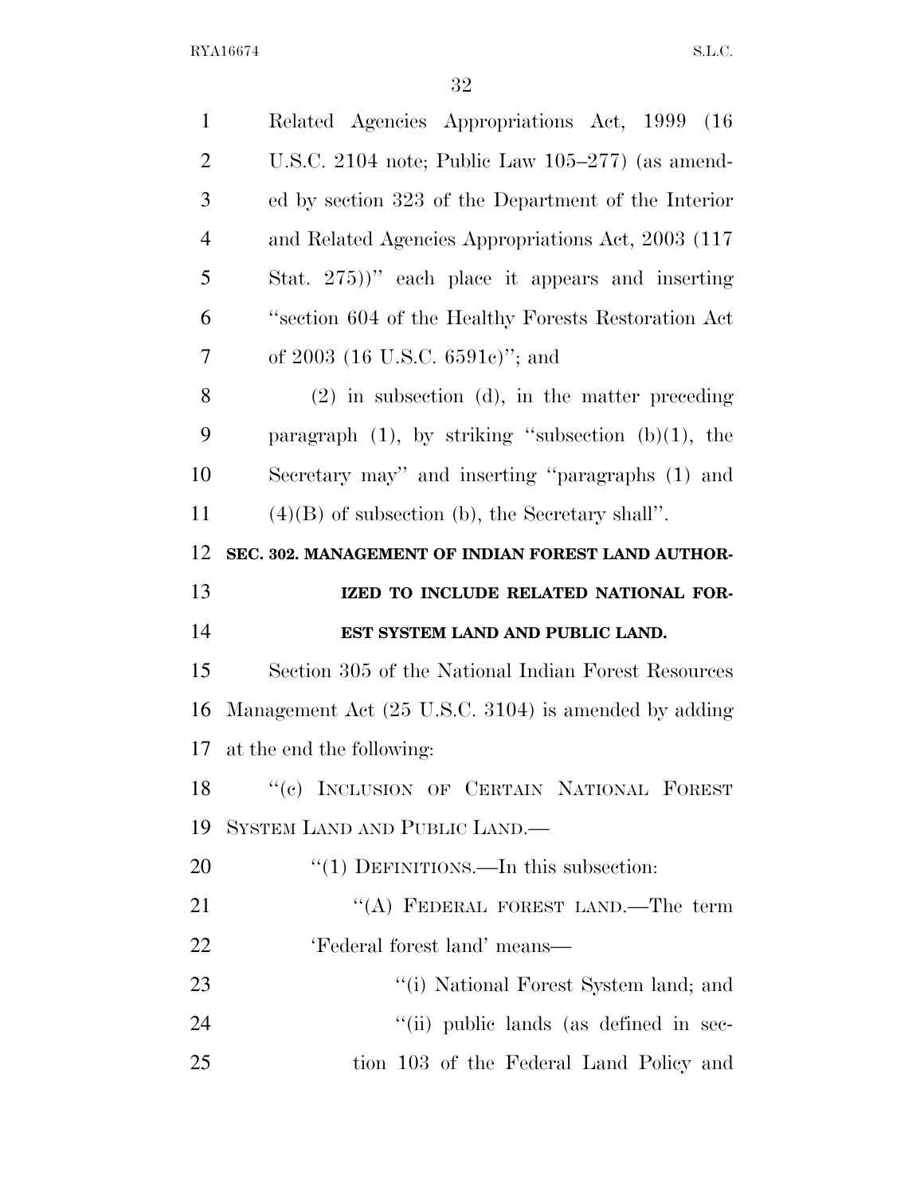Related Agencies Appropriations Act, 1999 (16 U.S.C. 2104 note; Public Law 105–277) (as amended by section 323 of the Department of the Interior and Related Agencies Appropriations Act, 2003 (117 Stat. 275))'' each place it appears and inserting ''section 604 of the Healthy Forests Restoration Act of 2003 (16 U.S.C. 6591c)''; and

(2) in subsection (d), in the matter preceding paragraph (1), by striking ''subsection (b)(1), the Secretary may'' and inserting ''paragraphs (1) and (4)(B) of subsection (b), the Secretary shall''.

### SEC. 302. MANAGEMENT OF INDIAN FOREST LAND AUTHORIZED TO INCLUDE RELATED NATIONAL FOREST SYSTEM LAND AND PUBLIC LAND.

Section 305 of the National Indian Forest Resources Management Act (25 U.S.C. 3104) is amended by adding at the end the following:

''(c) INCLUSION OF CERTAIN NATIONAL FOREST SYSTEM LAND AND PUBLIC LAND.—

''(1) DEFINITIONS.—In this subsection:

''(A) FEDERAL FOREST LAND.—The term 'Federal forest land' means—

''(i) National Forest System land; and

''(ii) public lands (as defined in section 103 of the Federal Land Policy and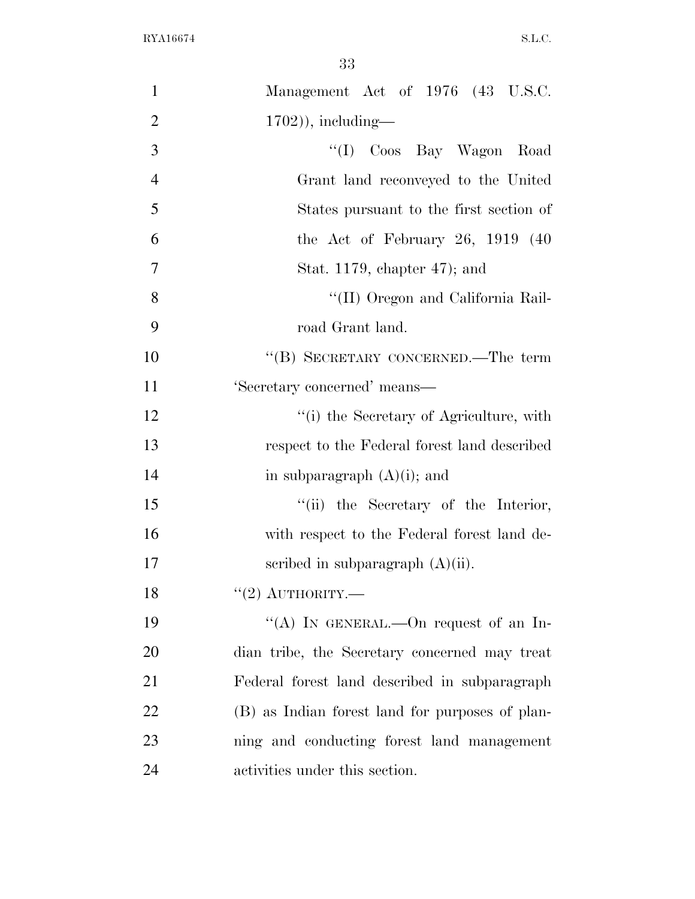Management Act of 1976 (43 U.S.C. 1702)), including—

''(I) Coos Bay Wagon Road Grant land reconveyed to the United States pursuant to the first section of the Act of February 26, 1919 (40 Stat. 1179, chapter 47); and

''(II) Oregon and California Railroad Grant land.

''(B) SECRETARY CONCERNED.—The term 'Secretary concerned' means—

''(i) the Secretary of Agriculture, with respect to the Federal forest land described in subparagraph (A)(i); and

''(ii) the Secretary of the Interior, with respect to the Federal forest land described in subparagraph (A)(ii).

''(2) AUTHORITY.—

''(A) IN GENERAL.—On request of an Indian tribe, the Secretary concerned may treat Federal forest land described in subparagraph (B) as Indian forest land for purposes of planning and conducting forest land management activities under this section.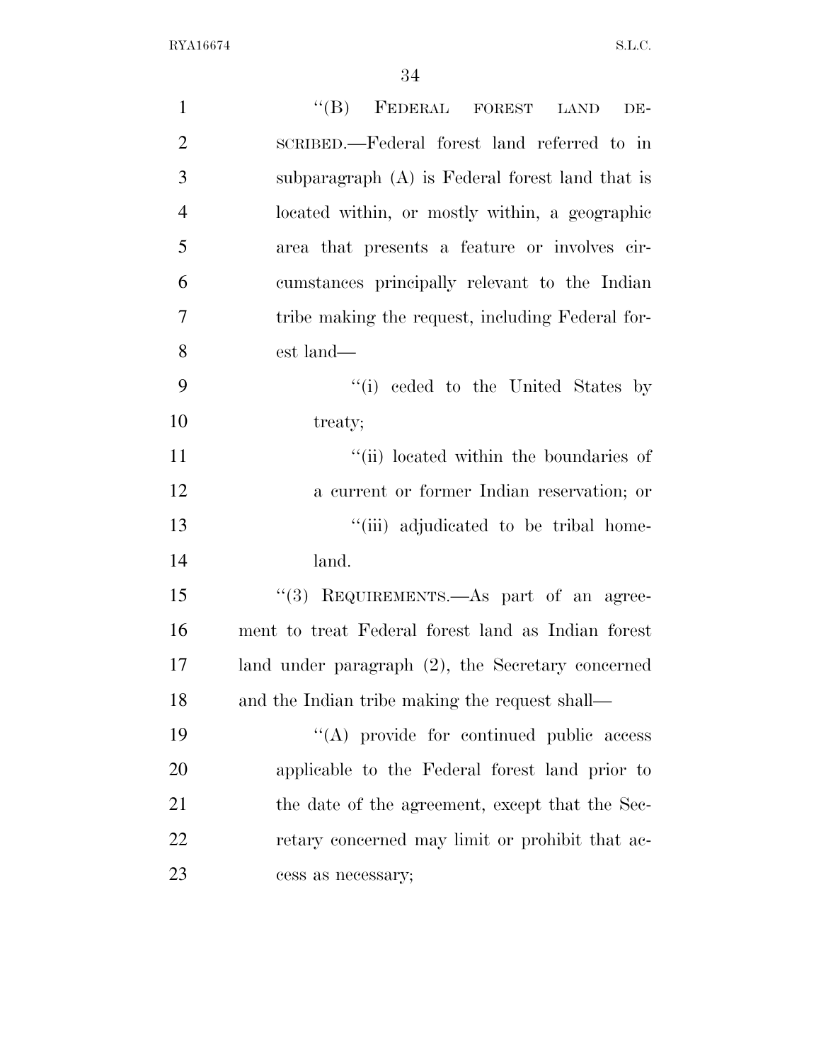"(B) FEDERAL FOREST LAND DESCRIBED.—Federal forest land referred to in subparagraph (A) is Federal forest land that is located within, or mostly within, a geographic area that presents a feature or involves circumstances principally relevant to the Indian tribe making the request, including Federal forest land—

"(i) ceded to the United States by treaty;

"(ii) located within the boundaries of a current or former Indian reservation; or

"(iii) adjudicated to be tribal homeland.

"(3) REQUIREMENTS.—As part of an agreement to treat Federal forest land as Indian forest land under paragraph (2), the Secretary concerned and the Indian tribe making the request shall—

"(A) provide for continued public access applicable to the Federal forest land prior to the date of the agreement, except that the Secretary concerned may limit or prohibit that access as necessary;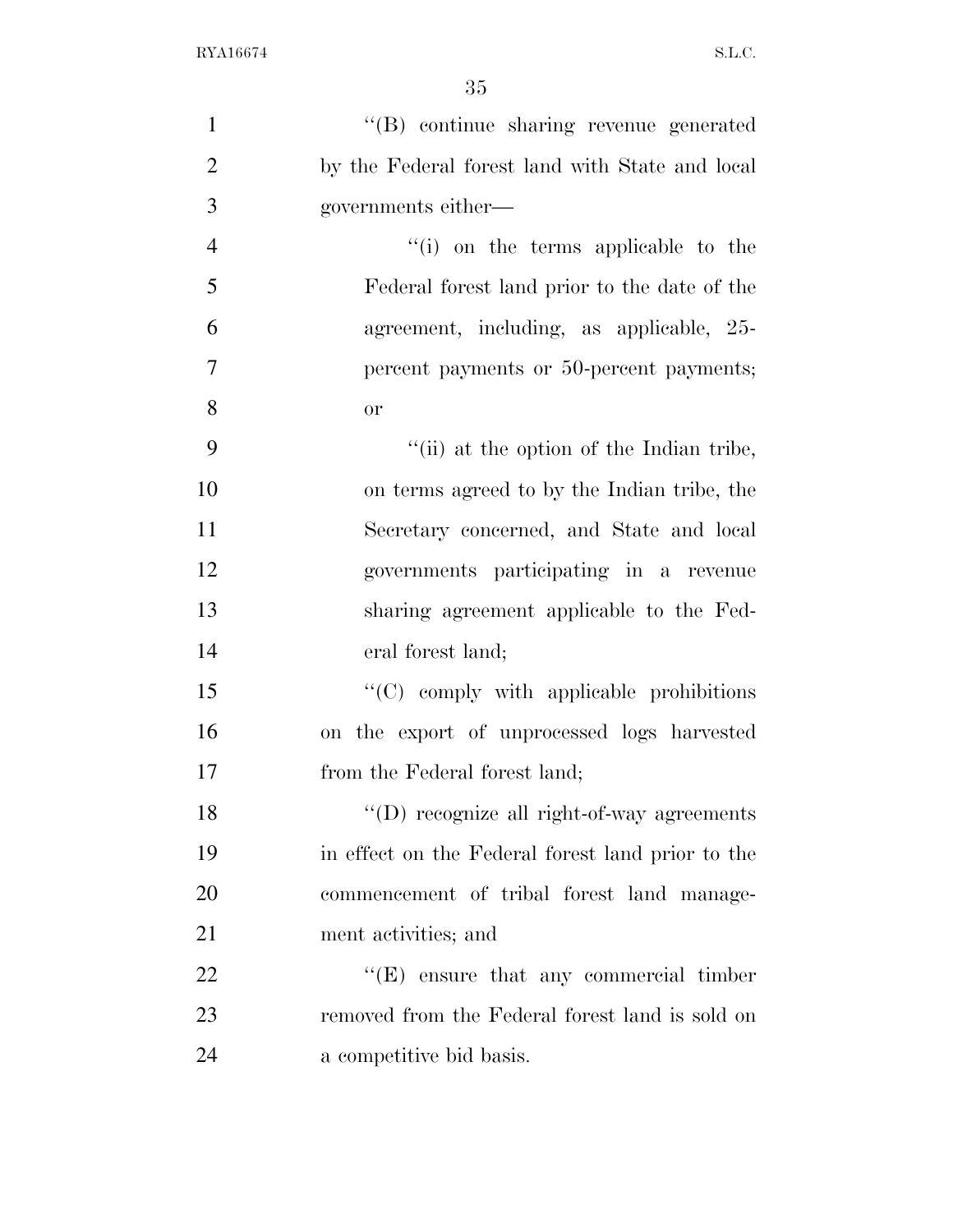''(B) continue sharing revenue generated by the Federal forest land with State and local governments either—

''(i) on the terms applicable to the Federal forest land prior to the date of the agreement, including, as applicable, 25-percent payments or 50-percent payments; or

''(ii) at the option of the Indian tribe, on terms agreed to by the Indian tribe, the Secretary concerned, and State and local governments participating in a revenue sharing agreement applicable to the Federal forest land;

''(C) comply with applicable prohibitions on the export of unprocessed logs harvested from the Federal forest land;

''(D) recognize all right-of-way agreements in effect on the Federal forest land prior to the commencement of tribal forest land management activities; and

''(E) ensure that any commercial timber removed from the Federal forest land is sold on a competitive bid basis.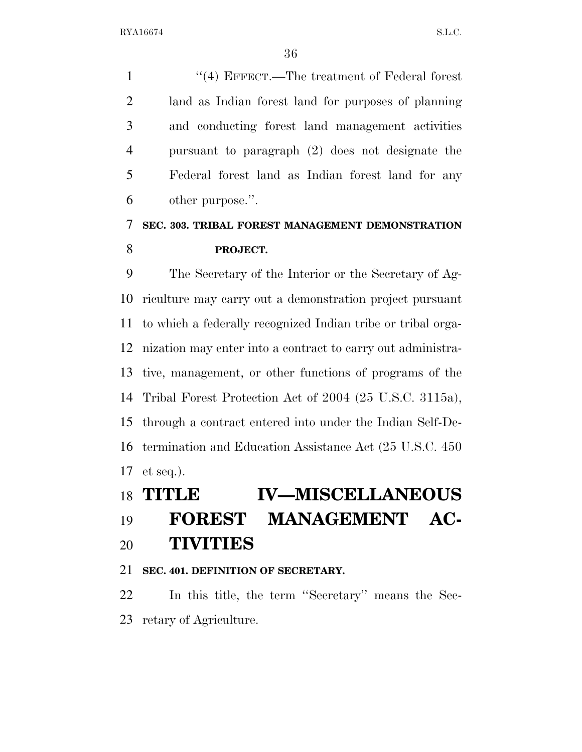"(4) EFFECT.—The treatment of Federal forest land as Indian forest land for purposes of planning and conducting forest land management activities pursuant to paragraph (2) does not designate the Federal forest land as Indian forest land for any other purpose.".

### SEC. 303. TRIBAL FOREST MANAGEMENT DEMONSTRATION PROJECT.

The Secretary of the Interior or the Secretary of Agriculture may carry out a demonstration project pursuant to which a federally recognized Indian tribe or tribal organization may enter into a contract to carry out administrative, management, or other functions of programs of the Tribal Forest Protection Act of 2004 (25 U.S.C. 3115a), through a contract entered into under the Indian Self-Determination and Education Assistance Act (25 U.S.C. 450 et seq.).

## TITLE IV—MISCELLANEOUS FOREST MANAGEMENT ACTIVITIES

### SEC. 401. DEFINITION OF SECRETARY.

In this title, the term "Secretary" means the Secretary of Agriculture.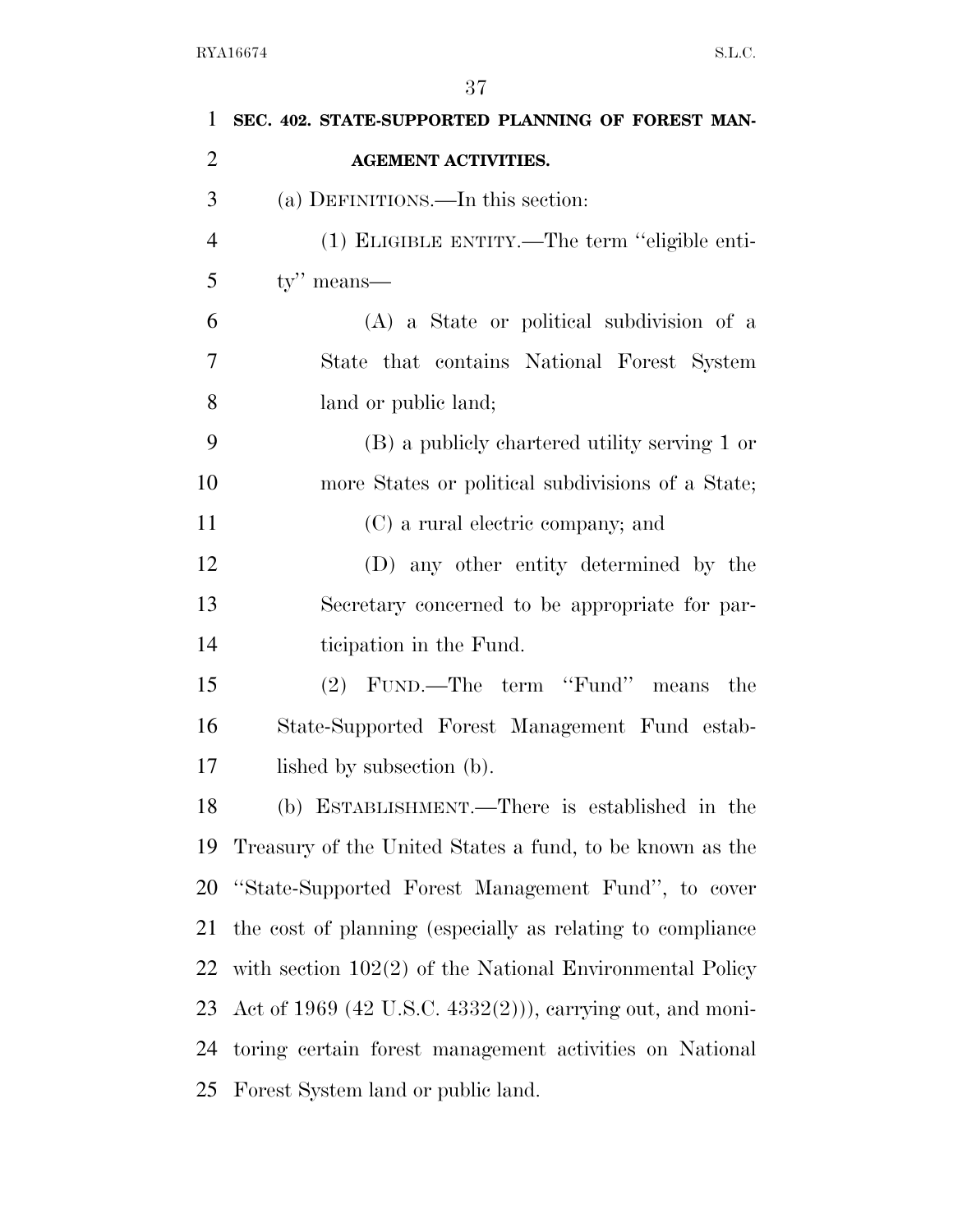**SEC. 402. STATE-SUPPORTED PLANNING OF FOREST MANAGEMENT ACTIVITIES.**

(a) DEFINITIONS.—In this section:

(1) ELIGIBLE ENTITY.—The term "eligible entity" means—

(A) a State or political subdivision of a State that contains National Forest System land or public land;

(B) a publicly chartered utility serving 1 or more States or political subdivisions of a State;

(C) a rural electric company; and

(D) any other entity determined by the Secretary concerned to be appropriate for participation in the Fund.

(2) FUND.—The term "Fund" means the State-Supported Forest Management Fund established by subsection (b).

(b) ESTABLISHMENT.—There is established in the Treasury of the United States a fund, to be known as the "State-Supported Forest Management Fund", to cover the cost of planning (especially as relating to compliance with section 102(2) of the National Environmental Policy Act of 1969 (42 U.S.C. 4332(2))), carrying out, and monitoring certain forest management activities on National Forest System land or public land.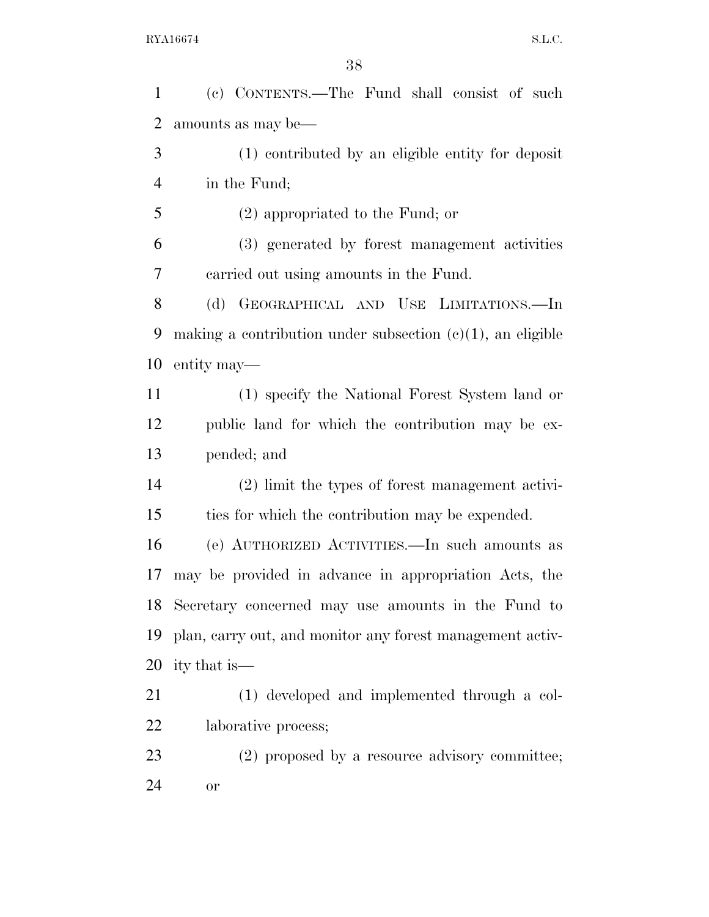(c) CONTENTS.—The Fund shall consist of such amounts as may be—

(1) contributed by an eligible entity for deposit in the Fund;

(2) appropriated to the Fund; or

(3) generated by forest management activities carried out using amounts in the Fund.

(d) GEOGRAPHICAL AND USE LIMITATIONS.—In making a contribution under subsection (c)(1), an eligible entity may—

(1) specify the National Forest System land or public land for which the contribution may be expended; and

(2) limit the types of forest management activities for which the contribution may be expended.

(e) AUTHORIZED ACTIVITIES.—In such amounts as may be provided in advance in appropriation Acts, the Secretary concerned may use amounts in the Fund to plan, carry out, and monitor any forest management activity that is—

(1) developed and implemented through a collaborative process;

(2) proposed by a resource advisory committee; or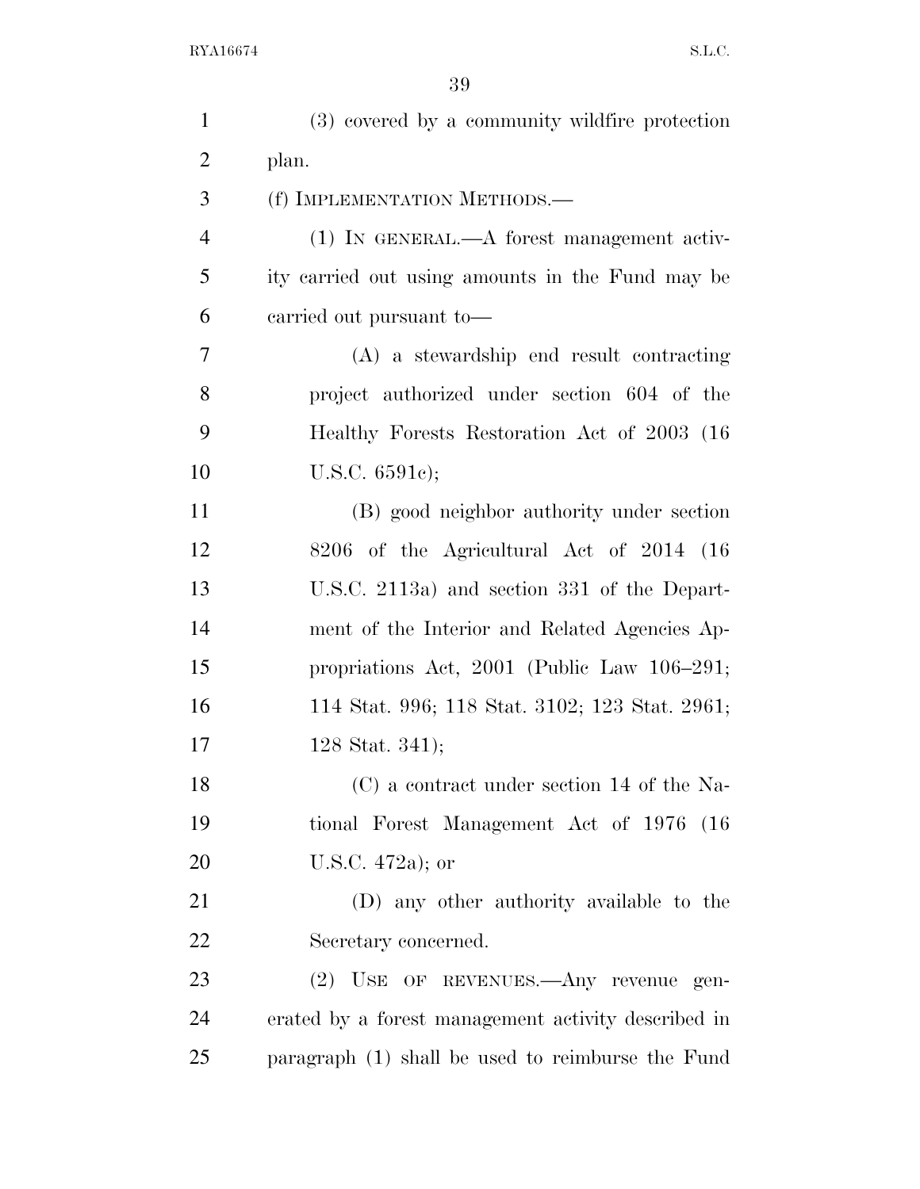(3) covered by a community wildfire protection plan.

(f) IMPLEMENTATION METHODS.—

(1) IN GENERAL.—A forest management activity carried out using amounts in the Fund may be carried out pursuant to—

(A) a stewardship end result contracting project authorized under section 604 of the Healthy Forests Restoration Act of 2003 (16 U.S.C. 6591c);

(B) good neighbor authority under section 8206 of the Agricultural Act of 2014 (16 U.S.C. 2113a) and section 331 of the Department of the Interior and Related Agencies Appropriations Act, 2001 (Public Law 106–291; 114 Stat. 996; 118 Stat. 3102; 123 Stat. 2961; 128 Stat. 341);

(C) a contract under section 14 of the National Forest Management Act of 1976 (16 U.S.C. 472a); or

(D) any other authority available to the Secretary concerned.

(2) USE OF REVENUES.—Any revenue generated by a forest management activity described in paragraph (1) shall be used to reimburse the Fund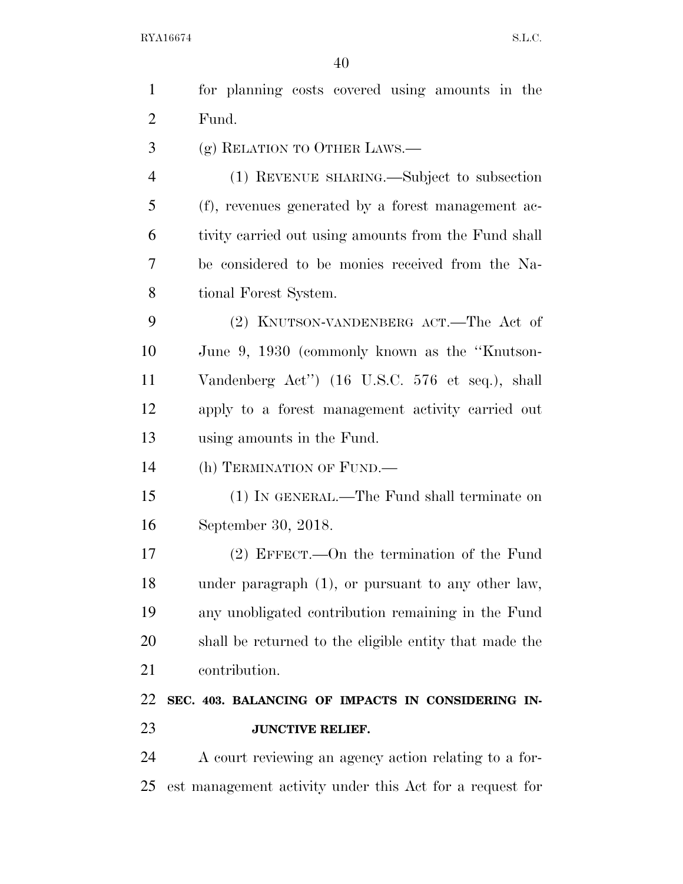for planning costs covered using amounts in the Fund.

(g) RELATION TO OTHER LAWS.—

(1) REVENUE SHARING.—Subject to subsection (f), revenues generated by a forest management activity carried out using amounts from the Fund shall be considered to be monies received from the National Forest System.

(2) KNUTSON-VANDENBERG ACT.—The Act of June 9, 1930 (commonly known as the "Knutson-Vandenberg Act") (16 U.S.C. 576 et seq.), shall apply to a forest management activity carried out using amounts in the Fund.

(h) TERMINATION OF FUND.—

(1) IN GENERAL.—The Fund shall terminate on September 30, 2018.

(2) EFFECT.—On the termination of the Fund under paragraph (1), or pursuant to any other law, any unobligated contribution remaining in the Fund shall be returned to the eligible entity that made the contribution.

**SEC. 403. BALANCING OF IMPACTS IN CONSIDERING INJUNCTIVE RELIEF.**

A court reviewing an agency action relating to a forest management activity under this Act for a request for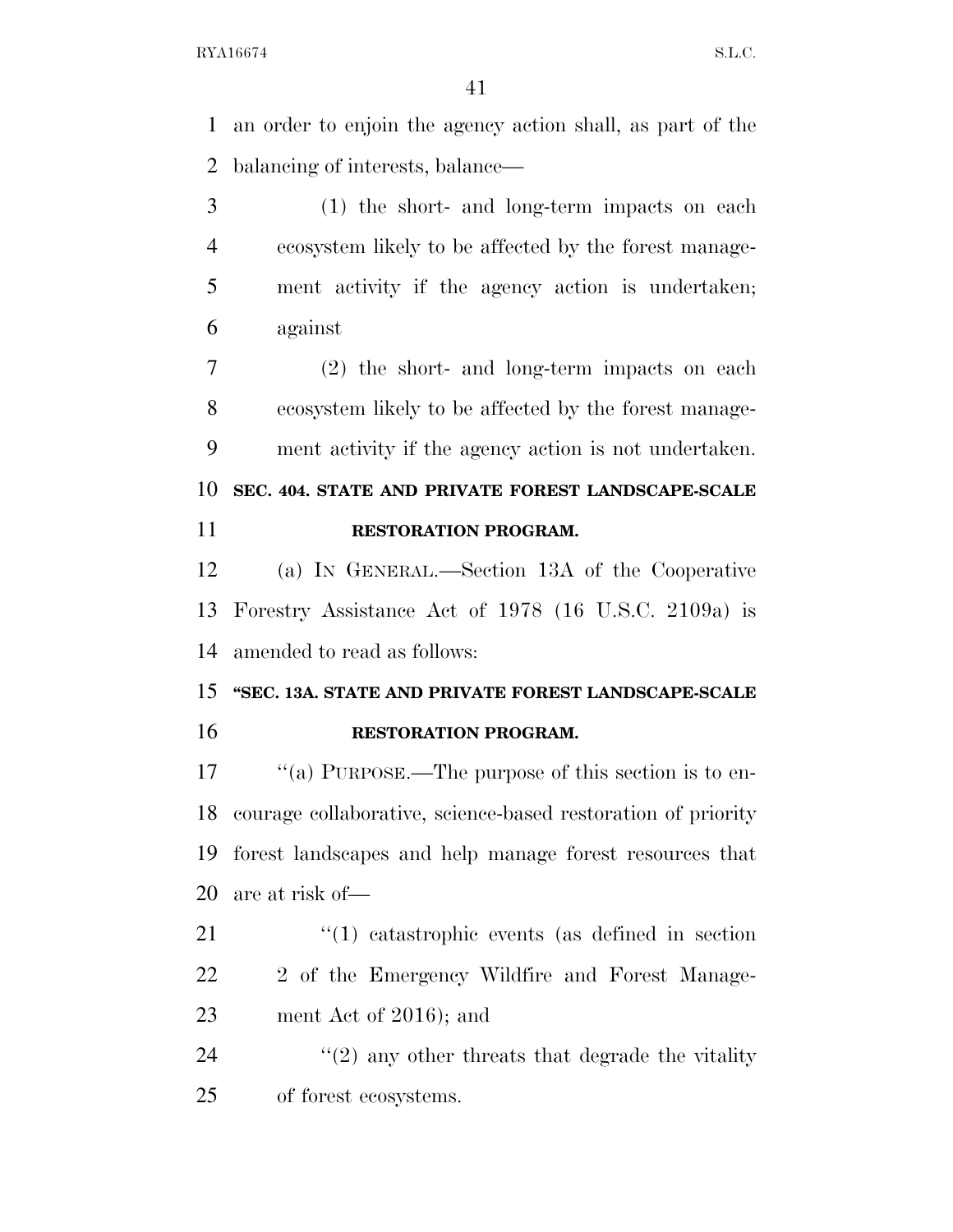an order to enjoin the agency action shall, as part of the balancing of interests, balance—

(1) the short- and long-term impacts on each ecosystem likely to be affected by the forest management activity if the agency action is undertaken; against

(2) the short- and long-term impacts on each ecosystem likely to be affected by the forest management activity if the agency action is not undertaken.

**SEC. 404. STATE AND PRIVATE FOREST LANDSCAPE-SCALE RESTORATION PROGRAM.**

(a) IN GENERAL.—Section 13A of the Cooperative Forestry Assistance Act of 1978 (16 U.S.C. 2109a) is amended to read as follows:

**"SEC. 13A. STATE AND PRIVATE FOREST LANDSCAPE-SCALE RESTORATION PROGRAM.**

"(a) PURPOSE.—The purpose of this section is to encourage collaborative, science-based restoration of priority forest landscapes and help manage forest resources that are at risk of—

"(1) catastrophic events (as defined in section 2 of the Emergency Wildfire and Forest Management Act of 2016); and

"(2) any other threats that degrade the vitality of forest ecosystems.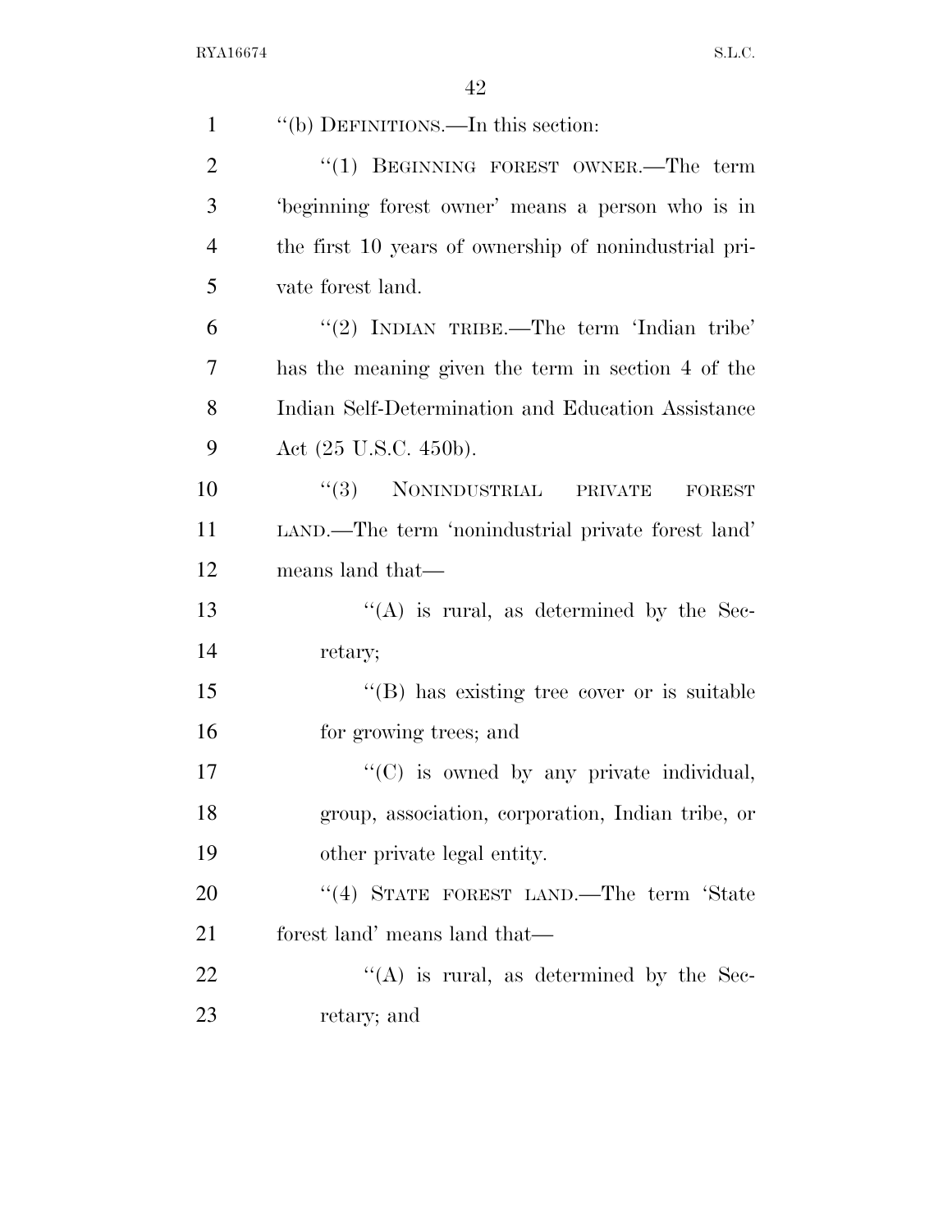"(b) DEFINITIONS.—In this section:

"(1) BEGINNING FOREST OWNER.—The term 'beginning forest owner' means a person who is in the first 10 years of ownership of nonindustrial private forest land.

"(2) INDIAN TRIBE.—The term 'Indian tribe' has the meaning given the term in section 4 of the Indian Self-Determination and Education Assistance Act (25 U.S.C. 450b).

"(3) NONINDUSTRIAL PRIVATE FOREST LAND.—The term 'nonindustrial private forest land' means land that—

"(A) is rural, as determined by the Secretary;

"(B) has existing tree cover or is suitable for growing trees; and

"(C) is owned by any private individual, group, association, corporation, Indian tribe, or other private legal entity.

"(4) STATE FOREST LAND.—The term 'State forest land' means land that—

"(A) is rural, as determined by the Secretary; and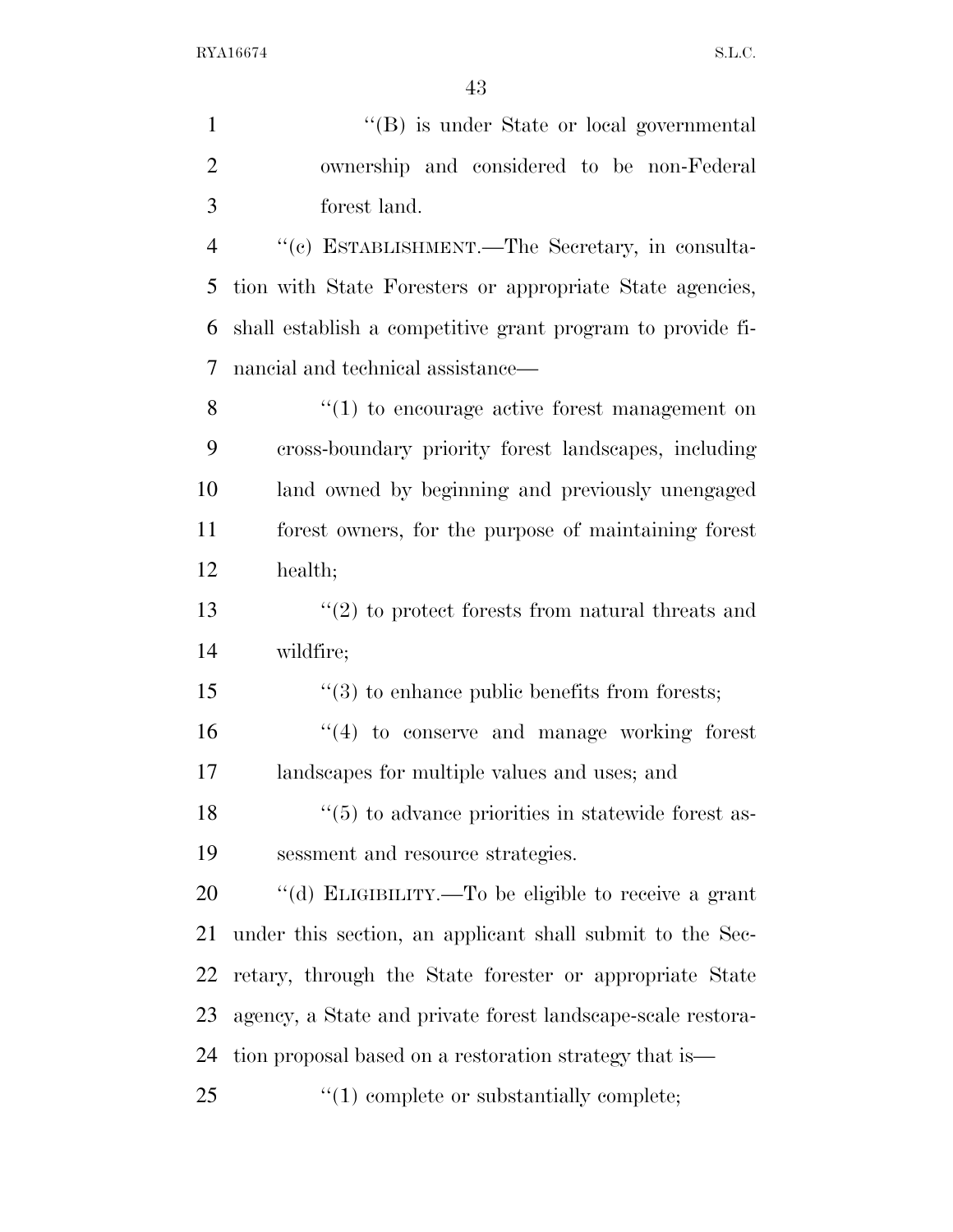''(B) is under State or local governmental ownership and considered to be non-Federal forest land.

''(c) ESTABLISHMENT.—The Secretary, in consultation with State Foresters or appropriate State agencies, shall establish a competitive grant program to provide financial and technical assistance—

''(1) to encourage active forest management on cross-boundary priority forest landscapes, including land owned by beginning and previously unengaged forest owners, for the purpose of maintaining forest health;

''(2) to protect forests from natural threats and wildfire;

''(3) to enhance public benefits from forests;

''(4) to conserve and manage working forest landscapes for multiple values and uses; and

''(5) to advance priorities in statewide forest assessment and resource strategies.

''(d) ELIGIBILITY.—To be eligible to receive a grant under this section, an applicant shall submit to the Secretary, through the State forester or appropriate State agency, a State and private forest landscape-scale restoration proposal based on a restoration strategy that is—

''(1) complete or substantially complete;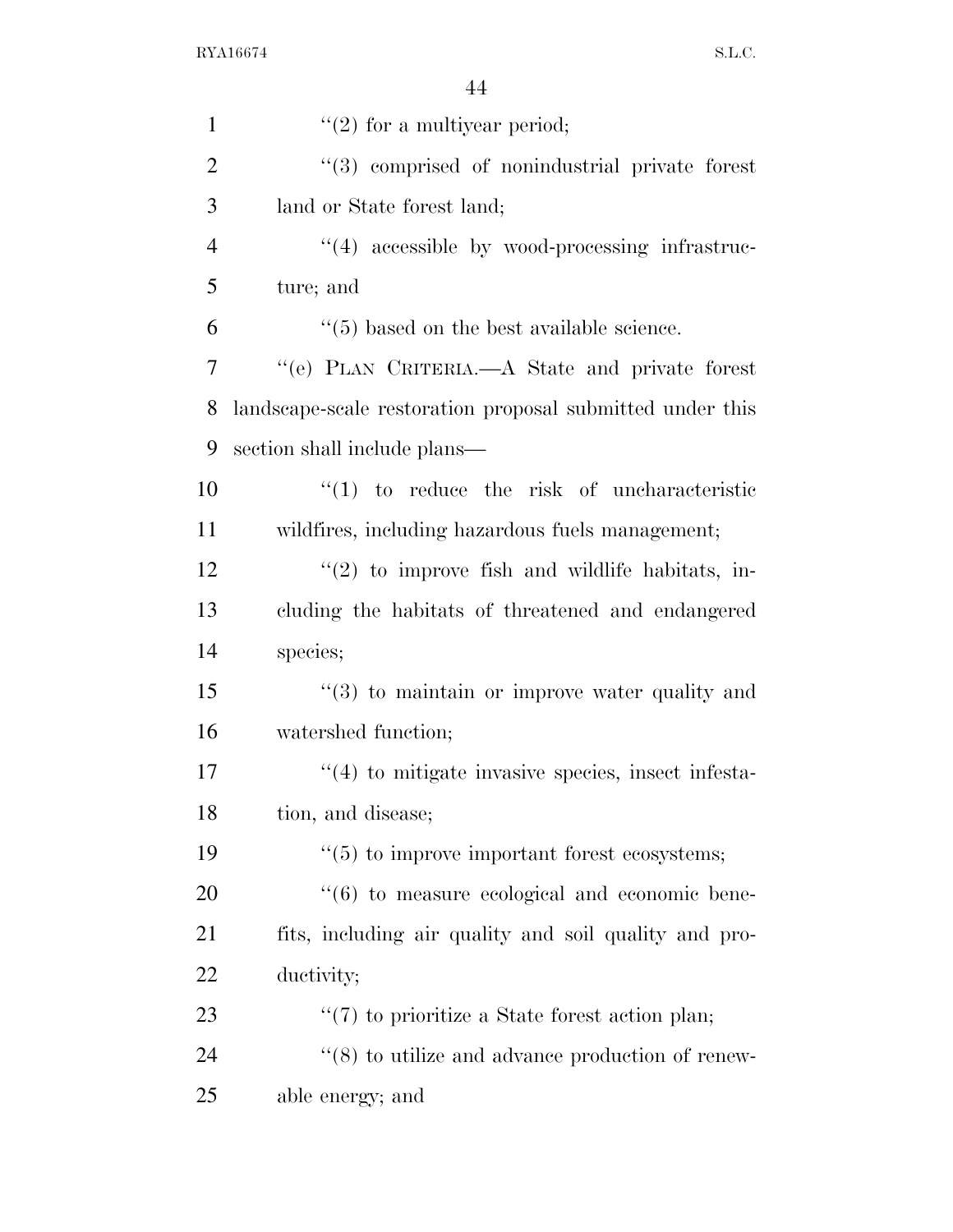"(2) for a multiyear period;

"(3) comprised of nonindustrial private forest land or State forest land;

"(4) accessible by wood-processing infrastructure; and

"(5) based on the best available science.

"(e) PLAN CRITERIA.—A State and private forest landscape-scale restoration proposal submitted under this section shall include plans—

"(1) to reduce the risk of uncharacteristic wildfires, including hazardous fuels management;

"(2) to improve fish and wildlife habitats, including the habitats of threatened and endangered species;

"(3) to maintain or improve water quality and watershed function;

"(4) to mitigate invasive species, insect infestation, and disease;

"(5) to improve important forest ecosystems;

"(6) to measure ecological and economic benefits, including air quality and soil quality and productivity;

"(7) to prioritize a State forest action plan;

"(8) to utilize and advance production of renewable energy; and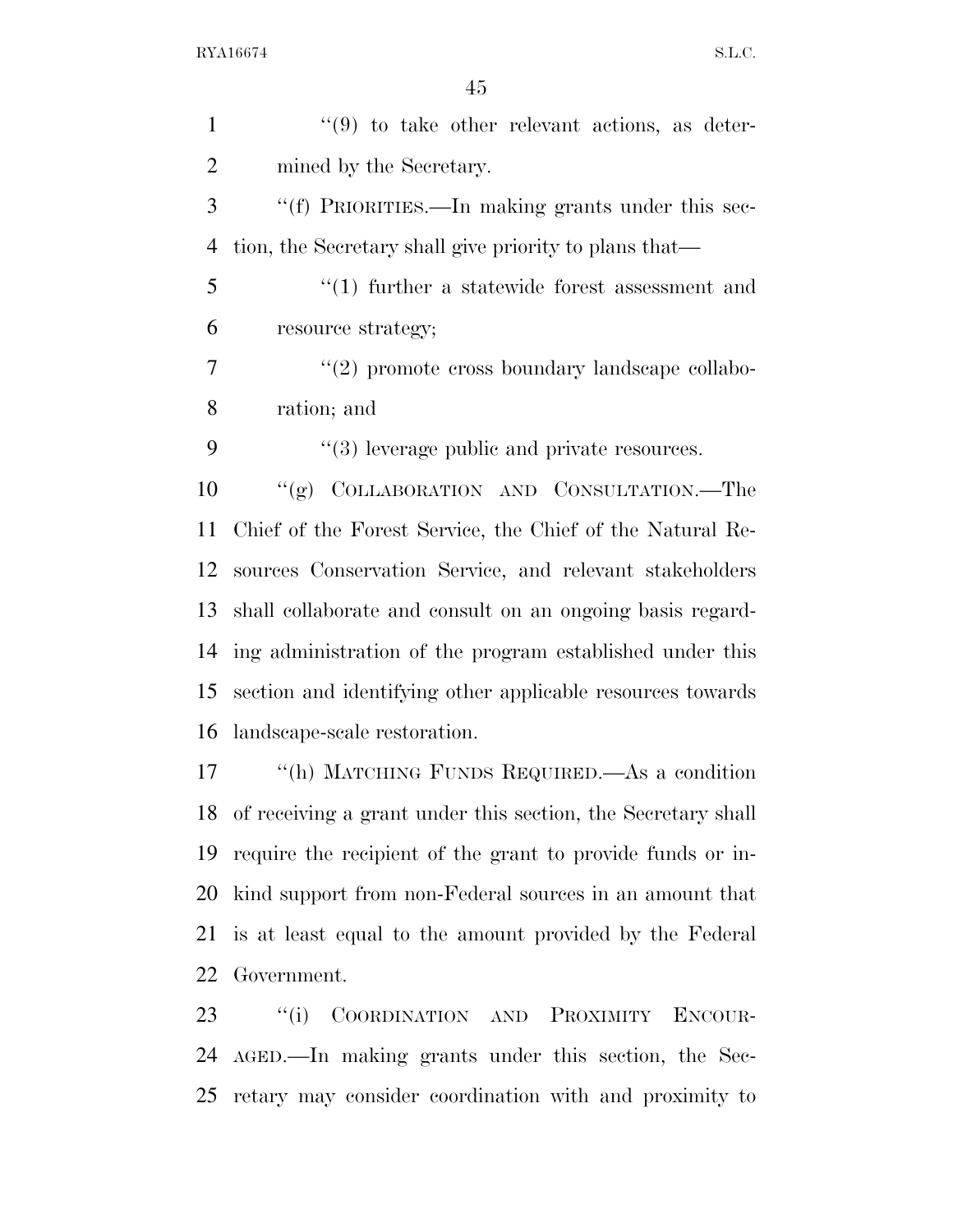"(9) to take other relevant actions, as determined by the Secretary.

"(f) PRIORITIES.—In making grants under this section, the Secretary shall give priority to plans that—

"(1) further a statewide forest assessment and resource strategy;

"(2) promote cross boundary landscape collaboration; and

"(3) leverage public and private resources.

"(g) COLLABORATION AND CONSULTATION.—The Chief of the Forest Service, the Chief of the Natural Resources Conservation Service, and relevant stakeholders shall collaborate and consult on an ongoing basis regarding administration of the program established under this section and identifying other applicable resources towards landscape-scale restoration.

"(h) MATCHING FUNDS REQUIRED.—As a condition of receiving a grant under this section, the Secretary shall require the recipient of the grant to provide funds or in-kind support from non-Federal sources in an amount that is at least equal to the amount provided by the Federal Government.

"(i) COORDINATION AND PROXIMITY ENCOURAGED.—In making grants under this section, the Secretary may consider coordination with and proximity to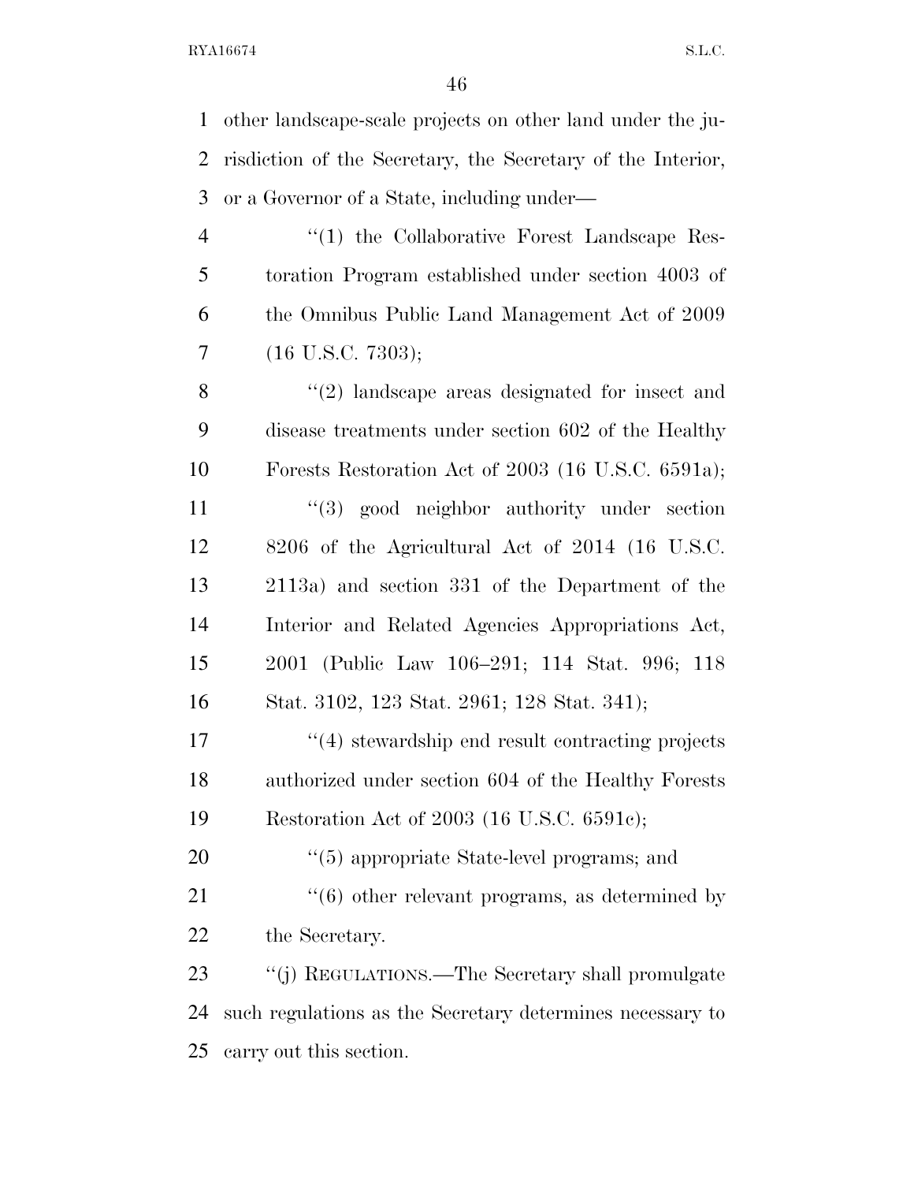other landscape-scale projects on other land under the jurisdiction of the Secretary, the Secretary of the Interior, or a Governor of a State, including under—

"(1) the Collaborative Forest Landscape Restoration Program established under section 4003 of the Omnibus Public Land Management Act of 2009 (16 U.S.C. 7303);

"(2) landscape areas designated for insect and disease treatments under section 602 of the Healthy Forests Restoration Act of 2003 (16 U.S.C. 6591a);

"(3) good neighbor authority under section 8206 of the Agricultural Act of 2014 (16 U.S.C. 2113a) and section 331 of the Department of the Interior and Related Agencies Appropriations Act, 2001 (Public Law 106–291; 114 Stat. 996; 118 Stat. 3102, 123 Stat. 2961; 128 Stat. 341);

"(4) stewardship end result contracting projects authorized under section 604 of the Healthy Forests Restoration Act of 2003 (16 U.S.C. 6591c);

"(5) appropriate State-level programs; and

"(6) other relevant programs, as determined by the Secretary.

"(j) REGULATIONS.—The Secretary shall promulgate such regulations as the Secretary determines necessary to carry out this section.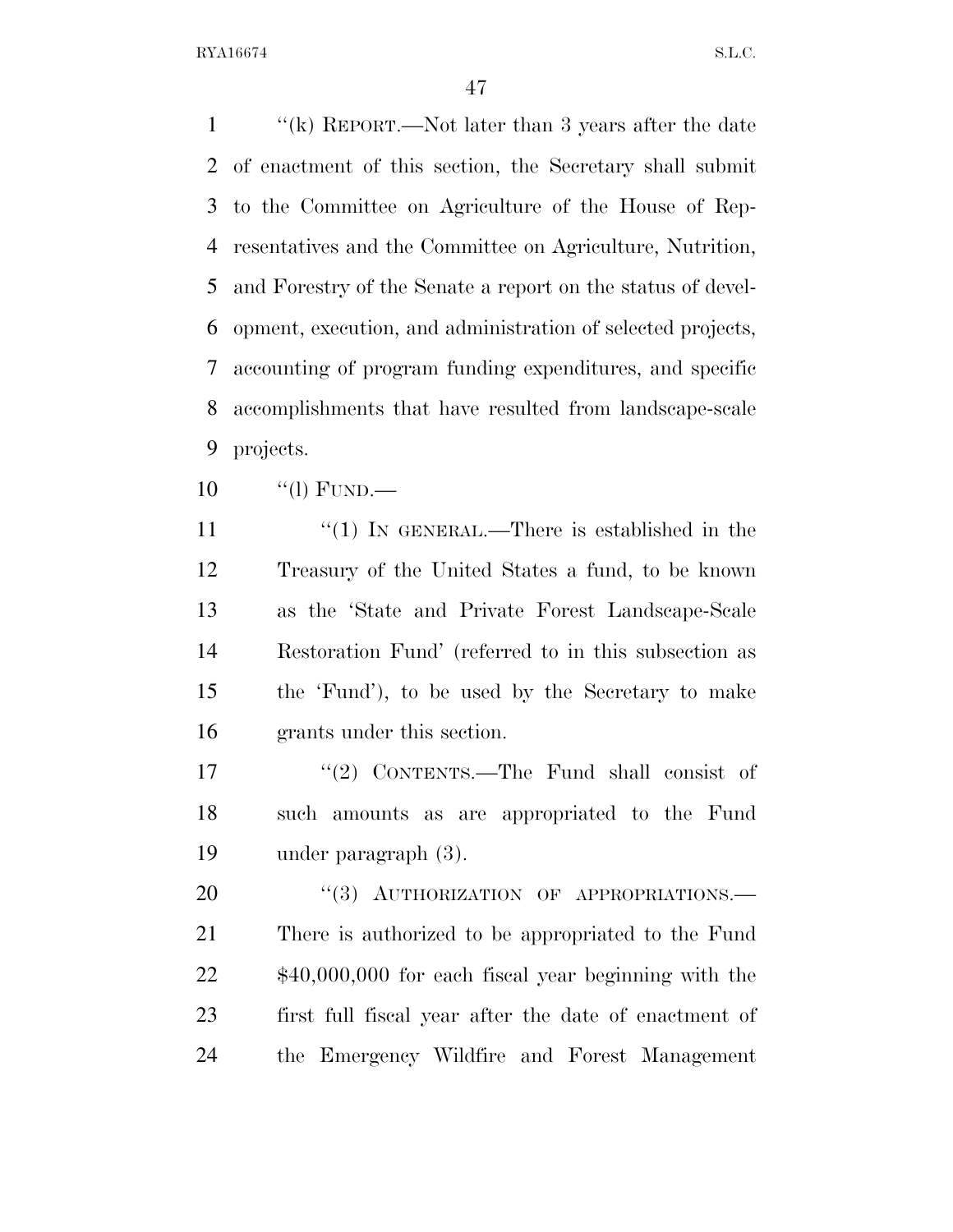"(k) REPORT.—Not later than 3 years after the date of enactment of this section, the Secretary shall submit to the Committee on Agriculture of the House of Representatives and the Committee on Agriculture, Nutrition, and Forestry of the Senate a report on the status of development, execution, and administration of selected projects, accounting of program funding expenditures, and specific accomplishments that have resulted from landscape-scale projects.

"(l) FUND.—

"(1) IN GENERAL.—There is established in the Treasury of the United States a fund, to be known as the 'State and Private Forest Landscape-Scale Restoration Fund' (referred to in this subsection as the 'Fund'), to be used by the Secretary to make grants under this section.

"(2) CONTENTS.—The Fund shall consist of such amounts as are appropriated to the Fund under paragraph (3).

"(3) AUTHORIZATION OF APPROPRIATIONS.—There is authorized to be appropriated to the Fund $40,000,000 for each fiscal year beginning with the first full fiscal year after the date of enactment of the Emergency Wildfire and Forest Management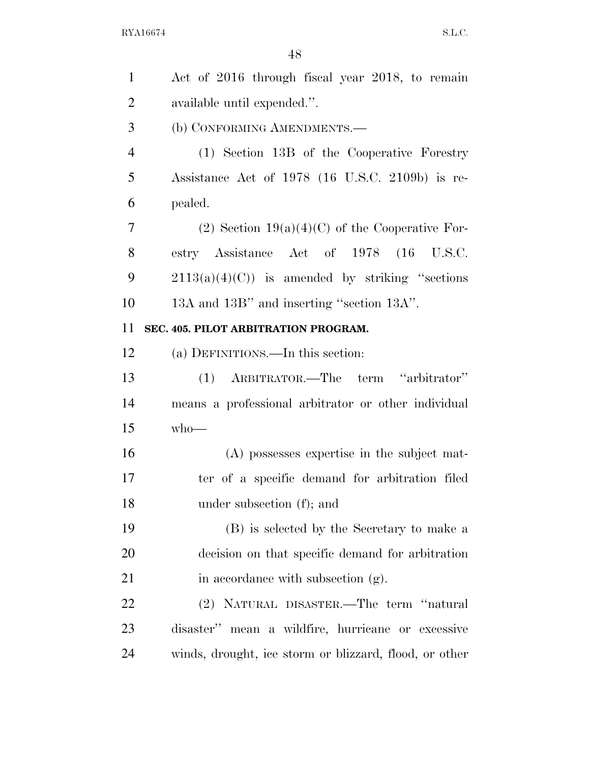Act of 2016 through fiscal year 2018, to remain available until expended.''.

(b) CONFORMING AMENDMENTS.—

(1) Section 13B of the Cooperative Forestry Assistance Act of 1978 (16 U.S.C. 2109b) is repealed.

(2) Section 19(a)(4)(C) of the Cooperative Forestry Assistance Act of 1978 (16 U.S.C. 2113(a)(4)(C)) is amended by striking ''sections 13A and 13B'' and inserting ''section 13A''.

**SEC. 405. PILOT ARBITRATION PROGRAM.**

(a) DEFINITIONS.—In this section:

(1) ARBITRATOR.—The term ''arbitrator'' means a professional arbitrator or other individual who—

(A) possesses expertise in the subject matter of a specific demand for arbitration filed under subsection (f); and

(B) is selected by the Secretary to make a decision on that specific demand for arbitration in accordance with subsection (g).

(2) NATURAL DISASTER.—The term ''natural disaster'' mean a wildfire, hurricane or excessive winds, drought, ice storm or blizzard, flood, or other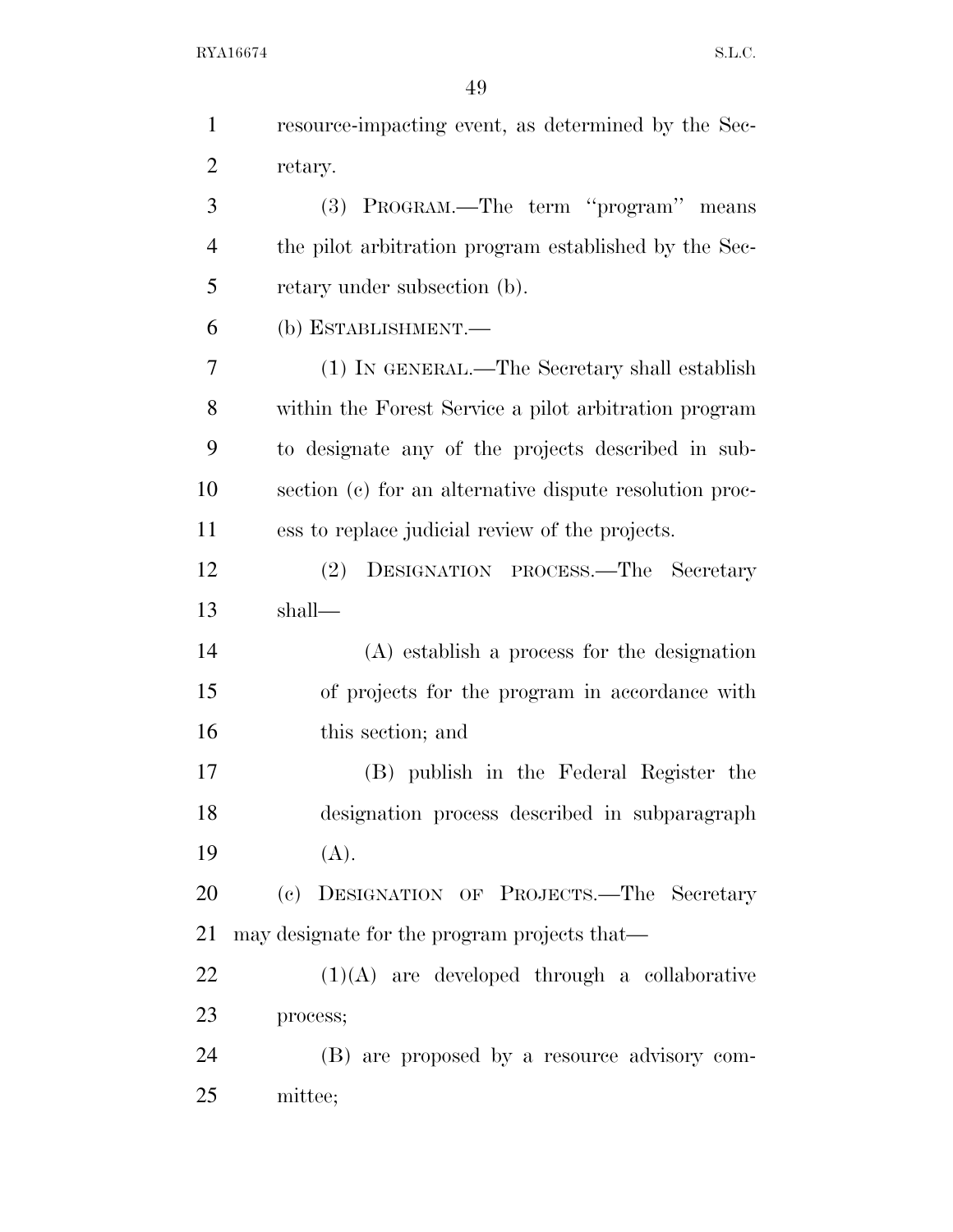resource-impacting event, as determined by the Secretary.

(3) PROGRAM.—The term ''program'' means the pilot arbitration program established by the Secretary under subsection (b).

(b) ESTABLISHMENT.—

(1) IN GENERAL.—The Secretary shall establish within the Forest Service a pilot arbitration program to designate any of the projects described in subsection (c) for an alternative dispute resolution process to replace judicial review of the projects.

(2) DESIGNATION PROCESS.—The Secretary shall—

(A) establish a process for the designation of projects for the program in accordance with this section; and

(B) publish in the Federal Register the designation process described in subparagraph (A).

(c) DESIGNATION OF PROJECTS.—The Secretary may designate for the program projects that—

(1)(A) are developed through a collaborative process;

(B) are proposed by a resource advisory committee;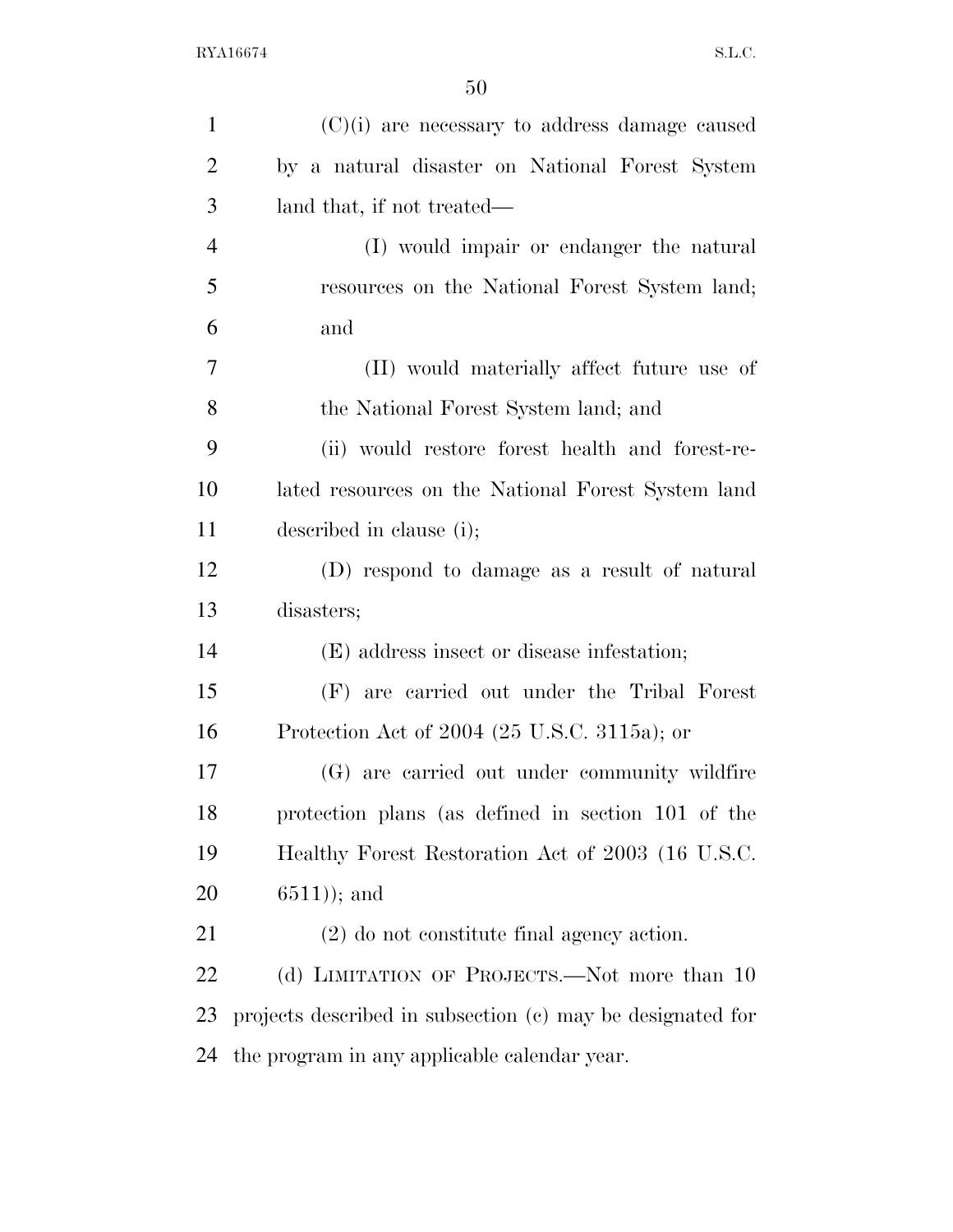(C)(i) are necessary to address damage caused by a natural disaster on National Forest System land that, if not treated—

(I) would impair or endanger the natural resources on the National Forest System land; and

(II) would materially affect future use of the National Forest System land; and

(ii) would restore forest health and forest-related resources on the National Forest System land described in clause (i);

(D) respond to damage as a result of natural disasters;

(E) address insect or disease infestation;

(F) are carried out under the Tribal Forest Protection Act of 2004 (25 U.S.C. 3115a); or

(G) are carried out under community wildfire protection plans (as defined in section 101 of the Healthy Forest Restoration Act of 2003 (16 U.S.C. 6511)); and

(2) do not constitute final agency action.

(d) LIMITATION OF PROJECTS.—Not more than 10 projects described in subsection (c) may be designated for the program in any applicable calendar year.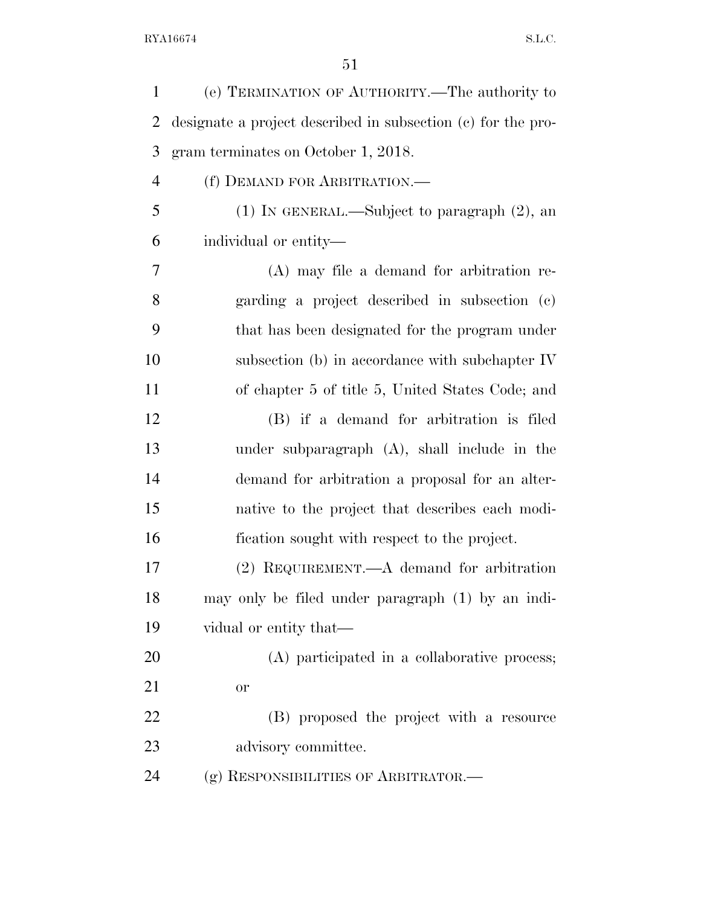(e) TERMINATION OF AUTHORITY.—The authority to designate a project described in subsection (c) for the program terminates on October 1, 2018.

(f) DEMAND FOR ARBITRATION.—

(1) IN GENERAL.—Subject to paragraph (2), an individual or entity—

(A) may file a demand for arbitration regarding a project described in subsection (c) that has been designated for the program under subsection (b) in accordance with subchapter IV of chapter 5 of title 5, United States Code; and

(B) if a demand for arbitration is filed under subparagraph (A), shall include in the demand for arbitration a proposal for an alternative to the project that describes each modification sought with respect to the project.

(2) REQUIREMENT.—A demand for arbitration may only be filed under paragraph (1) by an individual or entity that—

(A) participated in a collaborative process; or

(B) proposed the project with a resource advisory committee.

(g) RESPONSIBILITIES OF ARBITRATOR.—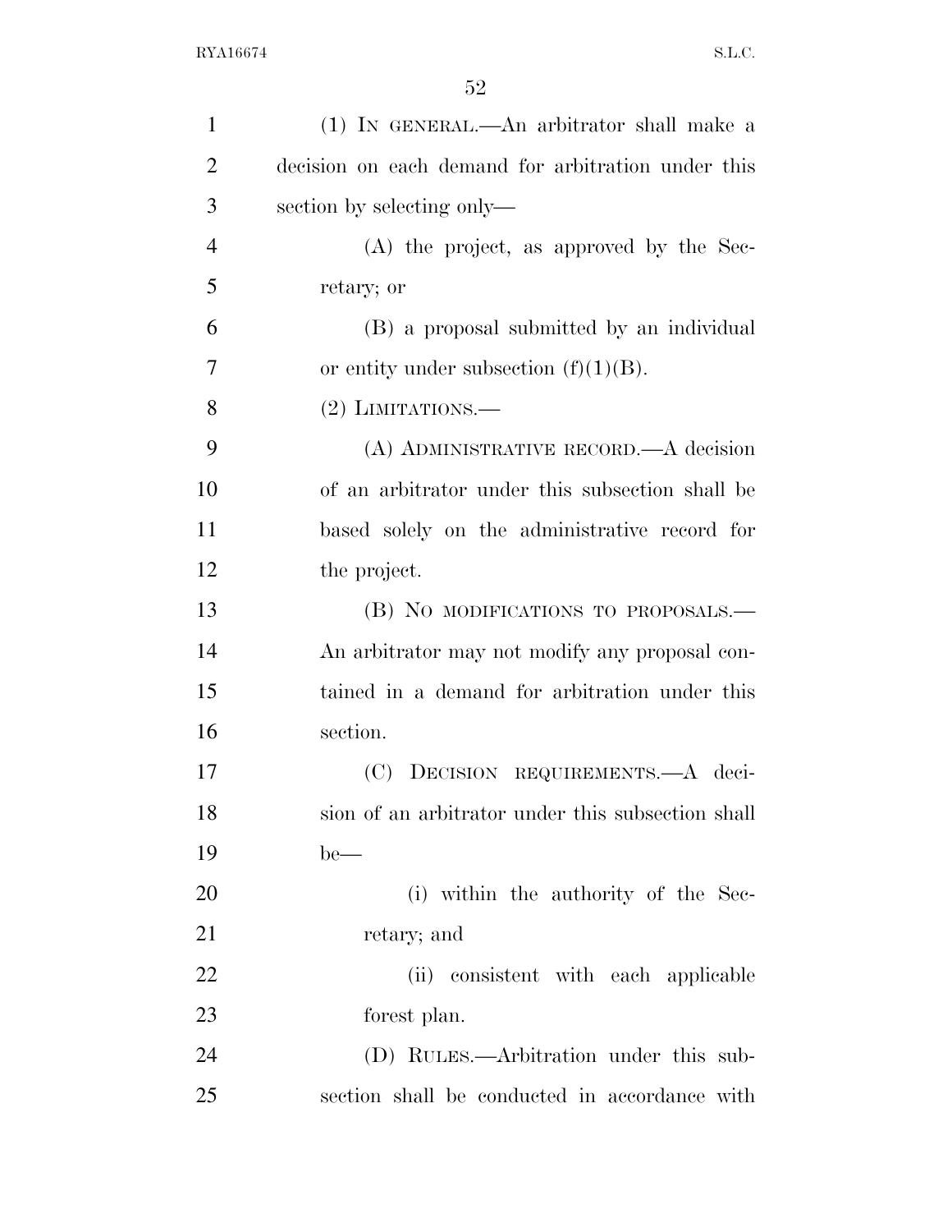(1) IN GENERAL.—An arbitrator shall make a decision on each demand for arbitration under this section by selecting only—

(A) the project, as approved by the Secretary; or

(B) a proposal submitted by an individual or entity under subsection (f)(1)(B).

(2) LIMITATIONS.—

(A) ADMINISTRATIVE RECORD.—A decision of an arbitrator under this subsection shall be based solely on the administrative record for the project.

(B) NO MODIFICATIONS TO PROPOSALS.—An arbitrator may not modify any proposal contained in a demand for arbitration under this section.

(C) DECISION REQUIREMENTS.—A decision of an arbitrator under this subsection shall be—

(i) within the authority of the Secretary; and

(ii) consistent with each applicable forest plan.

(D) RULES.—Arbitration under this subsection shall be conducted in accordance with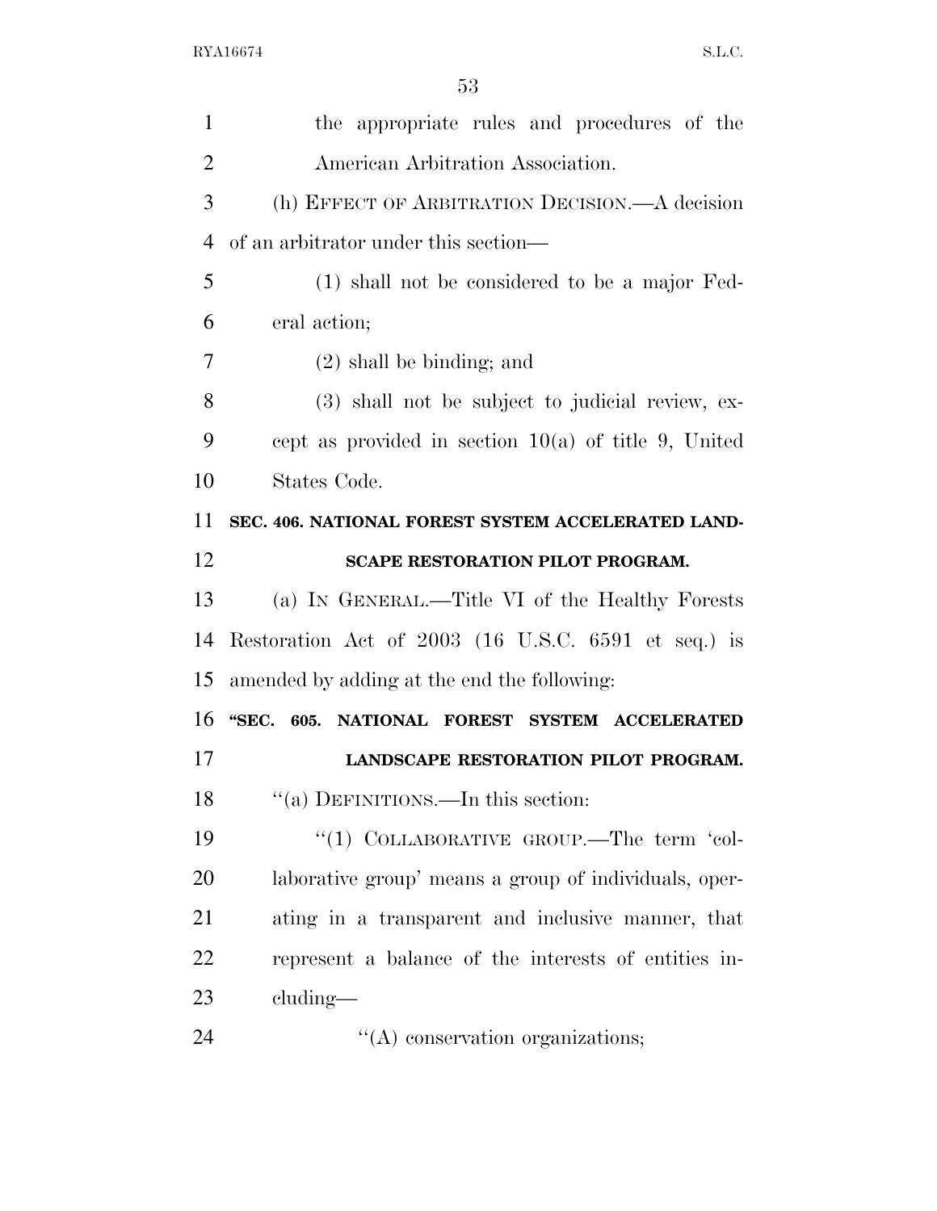the appropriate rules and procedures of the American Arbitration Association.

(h) EFFECT OF ARBITRATION DECISION.—A decision of an arbitrator under this section—

(1) shall not be considered to be a major Federal action;

(2) shall be binding; and

(3) shall not be subject to judicial review, except as provided in section 10(a) of title 9, United States Code.

**SEC. 406. NATIONAL FOREST SYSTEM ACCELERATED LANDSCAPE RESTORATION PILOT PROGRAM.**

(a) IN GENERAL.—Title VI of the Healthy Forests Restoration Act of 2003 (16 U.S.C. 6591 et seq.) is amended by adding at the end the following:

**"SEC. 605. NATIONAL FOREST SYSTEM ACCELERATED LANDSCAPE RESTORATION PILOT PROGRAM.**

"(a) DEFINITIONS.—In this section:

"(1) COLLABORATIVE GROUP.—The term 'collaborative group' means a group of individuals, operating in a transparent and inclusive manner, that represent a balance of the interests of entities including—

"(A) conservation organizations;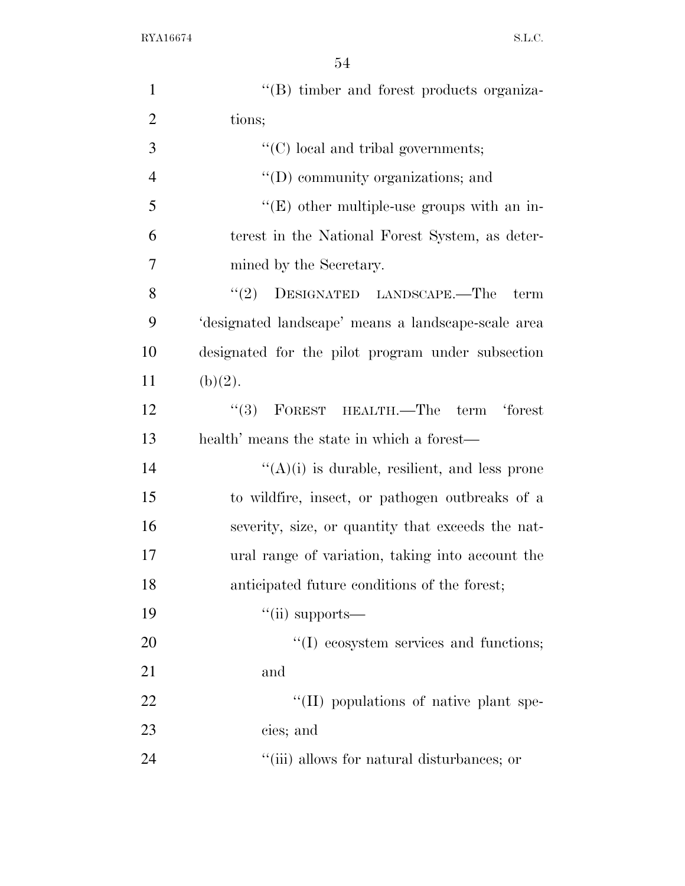"(B) timber and forest products organizations;

"(C) local and tribal governments;

"(D) community organizations; and

"(E) other multiple-use groups with an interest in the National Forest System, as determined by the Secretary.

"(2) DESIGNATED LANDSCAPE.—The term 'designated landscape' means a landscape-scale area designated for the pilot program under subsection (b)(2).

"(3) FOREST HEALTH.—The term 'forest health' means the state in which a forest—

"(A)(i) is durable, resilient, and less prone to wildfire, insect, or pathogen outbreaks of a severity, size, or quantity that exceeds the natural range of variation, taking into account the anticipated future conditions of the forest;

"(ii) supports—

"(I) ecosystem services and functions; and

"(II) populations of native plant species; and

"(iii) allows for natural disturbances; or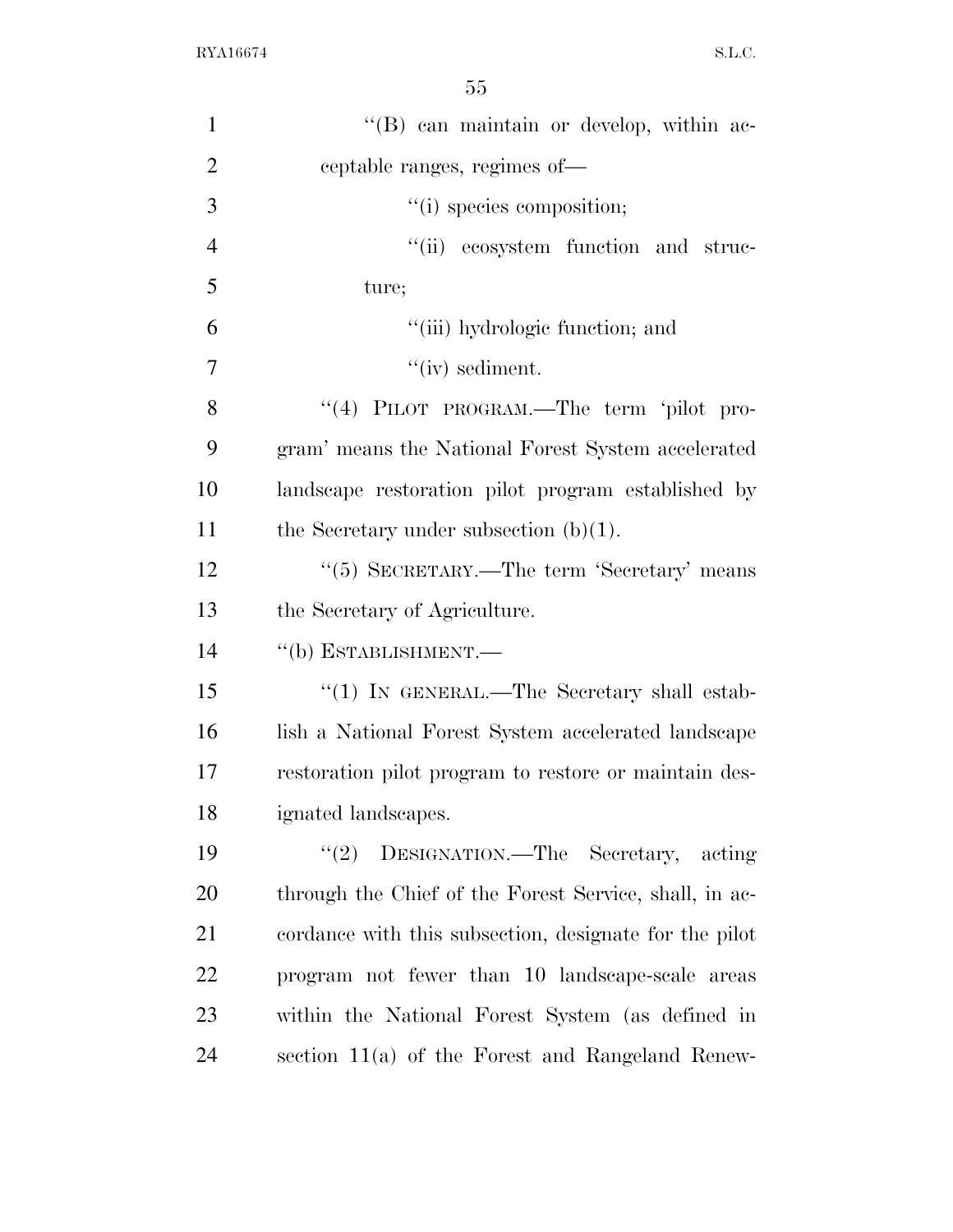"(B) can maintain or develop, within acceptable ranges, regimes of—

"(i) species composition;

"(ii) ecosystem function and structure;

"(iii) hydrologic function; and

"(iv) sediment.

"(4) PILOT PROGRAM.—The term 'pilot program' means the National Forest System accelerated landscape restoration pilot program established by the Secretary under subsection (b)(1).

"(5) SECRETARY.—The term 'Secretary' means the Secretary of Agriculture.

"(b) ESTABLISHMENT.—

"(1) IN GENERAL.—The Secretary shall establish a National Forest System accelerated landscape restoration pilot program to restore or maintain designated landscapes.

"(2) DESIGNATION.—The Secretary, acting through the Chief of the Forest Service, shall, in accordance with this subsection, designate for the pilot program not fewer than 10 landscape-scale areas within the National Forest System (as defined in section 11(a) of the Forest and Rangeland Renew-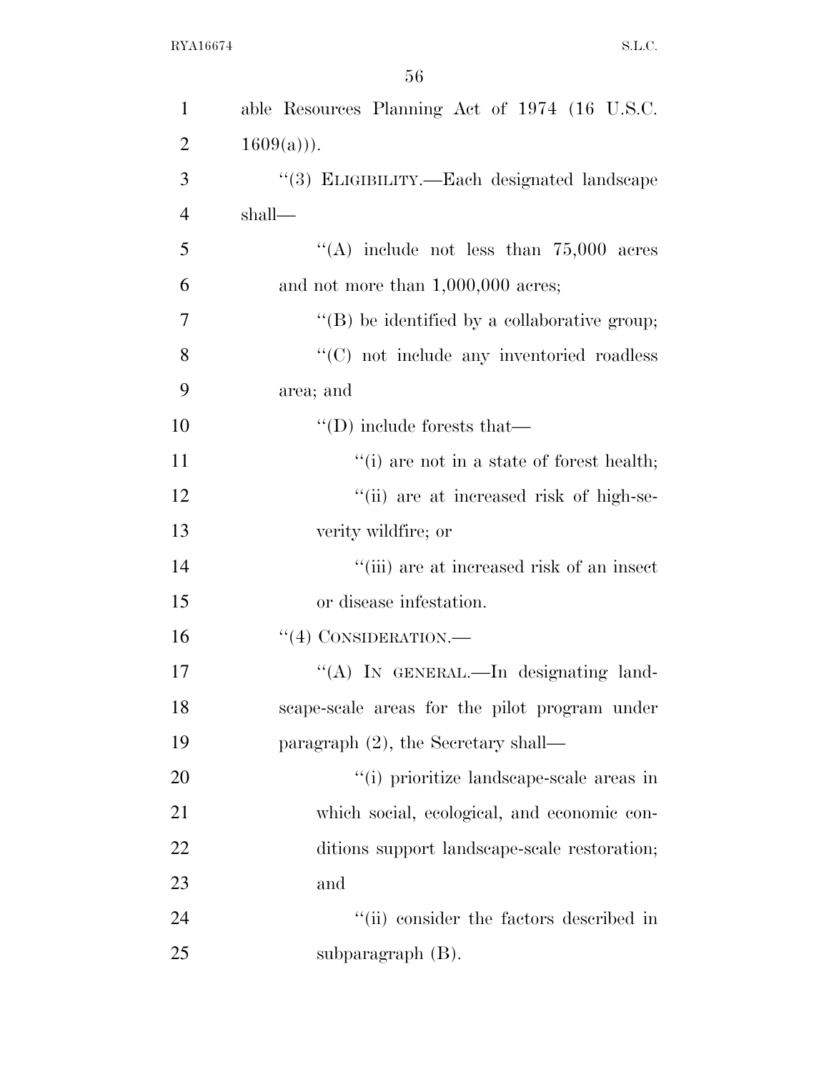able Resources Planning Act of 1974 (16 U.S.C. 1609(a))).

"(3) ELIGIBILITY.—Each designated landscape shall—

"(A) include not less than 75,000 acres and not more than 1,000,000 acres;

"(B) be identified by a collaborative group;

"(C) not include any inventoried roadless area; and

"(D) include forests that—

"(i) are not in a state of forest health;

"(ii) are at increased risk of high-severity wildfire; or

"(iii) are at increased risk of an insect or disease infestation.

"(4) CONSIDERATION.—

"(A) IN GENERAL.—In designating landscape-scale areas for the pilot program under paragraph (2), the Secretary shall—

"(i) prioritize landscape-scale areas in which social, ecological, and economic conditions support landscape-scale restoration; and

"(ii) consider the factors described in subparagraph (B).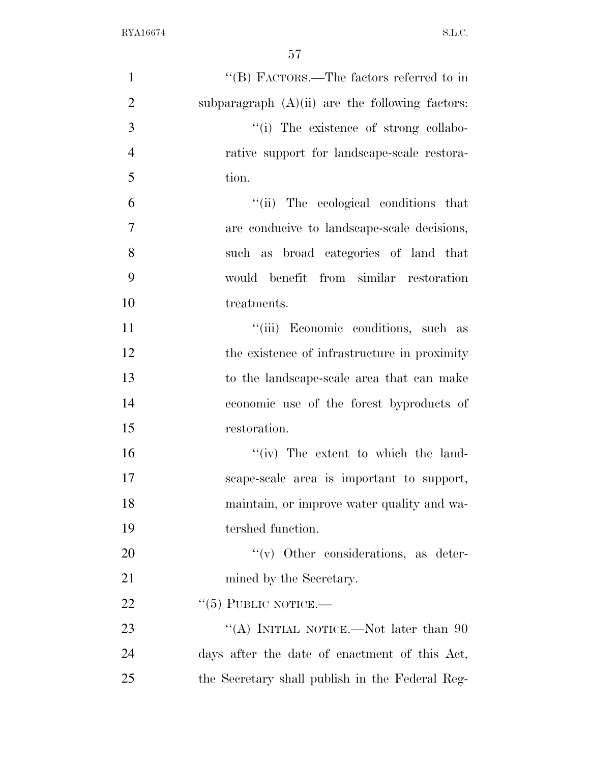"(B) FACTORS.—The factors referred to in subparagraph (A)(ii) are the following factors:

"(i) The existence of strong collaborative support for landscape-scale restoration.

"(ii) The ecological conditions that are conducive to landscape-scale decisions, such as broad categories of land that would benefit from similar restoration treatments.

"(iii) Economic conditions, such as the existence of infrastructure in proximity to the landscape-scale area that can make economic use of the forest byproducts of restoration.

"(iv) The extent to which the landscape-scale area is important to support, maintain, or improve water quality and watershed function.

"(v) Other considerations, as determined by the Secretary.

"(5) PUBLIC NOTICE.—

"(A) INITIAL NOTICE.—Not later than 90 days after the date of enactment of this Act, the Secretary shall publish in the Federal Reg-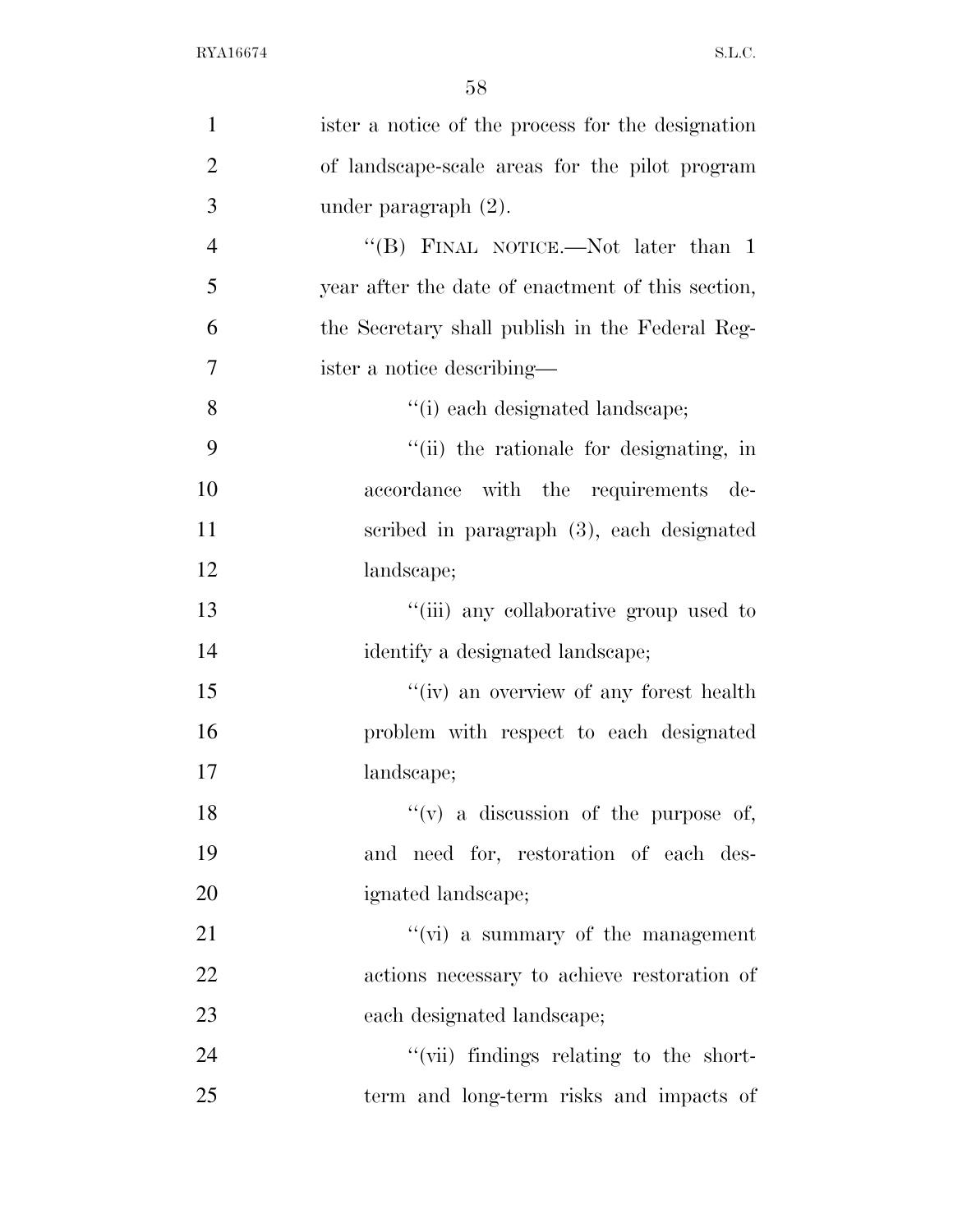ister a notice of the process for the designation of landscape-scale areas for the pilot program under paragraph (2).

''(B) FINAL NOTICE.—Not later than 1 year after the date of enactment of this section, the Secretary shall publish in the Federal Register a notice describing—

''(i) each designated landscape;

''(ii) the rationale for designating, in accordance with the requirements described in paragraph (3), each designated landscape;

''(iii) any collaborative group used to identify a designated landscape;

''(iv) an overview of any forest health problem with respect to each designated landscape;

''(v) a discussion of the purpose of, and need for, restoration of each designated landscape;

''(vi) a summary of the management actions necessary to achieve restoration of each designated landscape;

''(vii) findings relating to the short-term and long-term risks and impacts of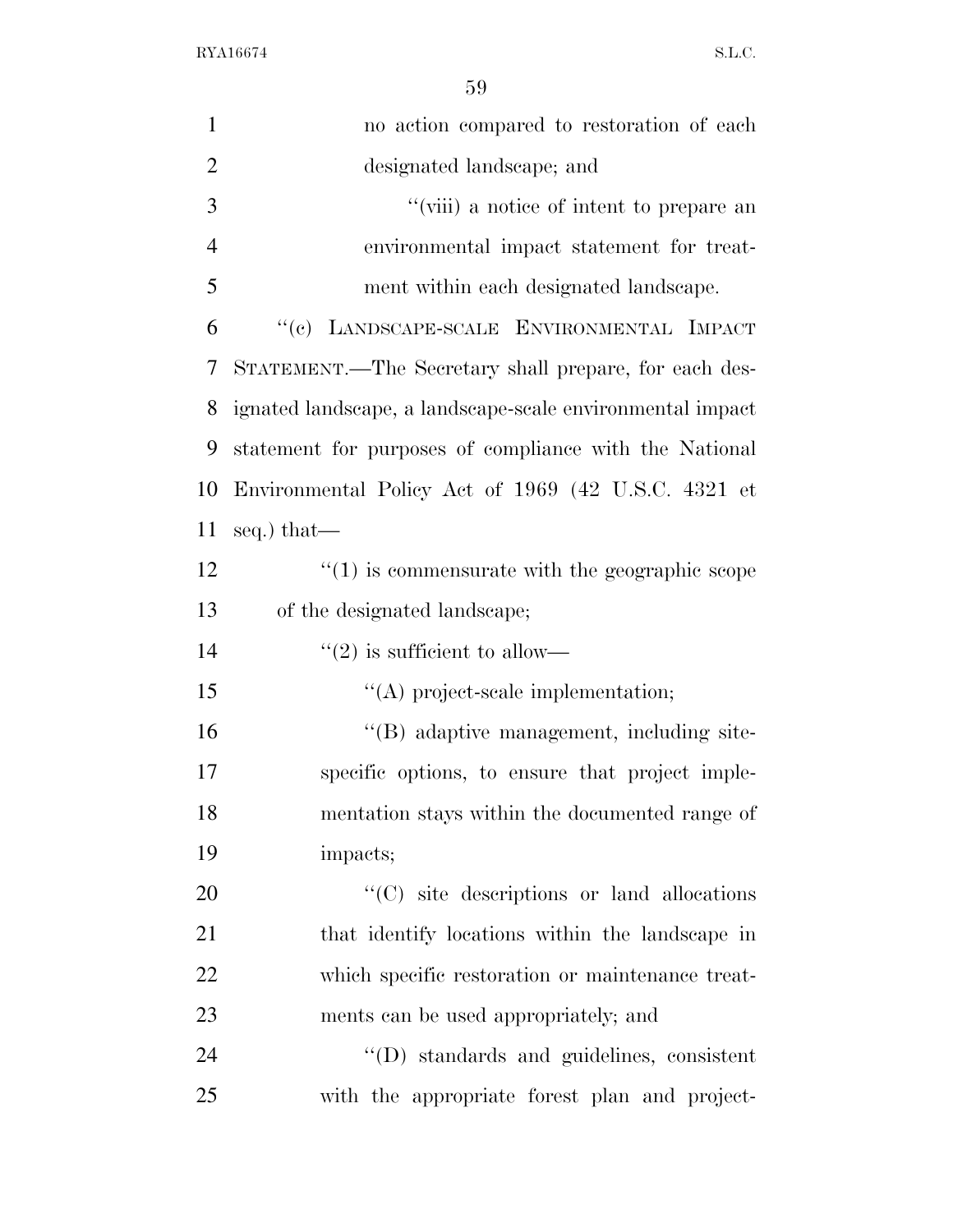no action compared to restoration of each designated landscape; and

''(viii) a notice of intent to prepare an environmental impact statement for treatment within each designated landscape.

''(c) LANDSCAPE-SCALE ENVIRONMENTAL IMPACT STATEMENT.—The Secretary shall prepare, for each designated landscape, a landscape-scale environmental impact statement for purposes of compliance with the National Environmental Policy Act of 1969 (42 U.S.C. 4321 et seq.) that—

''(1) is commensurate with the geographic scope of the designated landscape;

''(2) is sufficient to allow—

''(A) project-scale implementation;

''(B) adaptive management, including site-specific options, to ensure that project implementation stays within the documented range of impacts;

''(C) site descriptions or land allocations that identify locations within the landscape in which specific restoration or maintenance treatments can be used appropriately; and

''(D) standards and guidelines, consistent with the appropriate forest plan and project-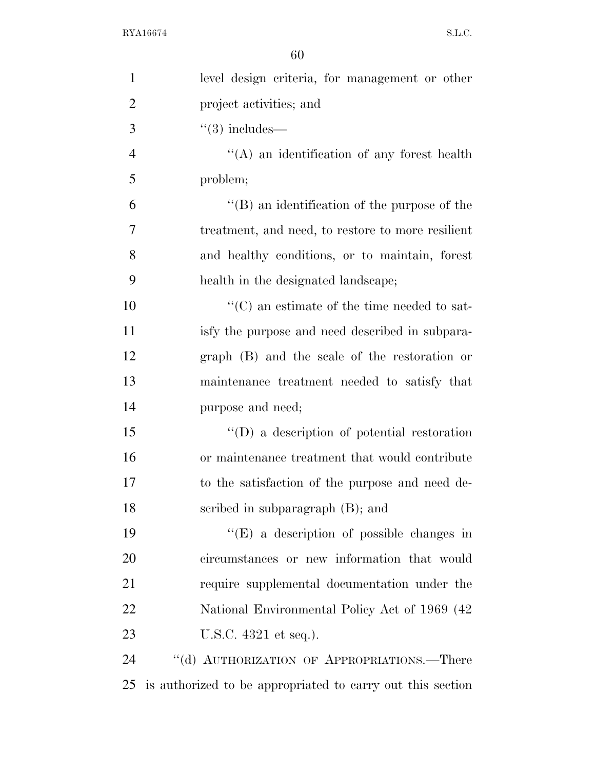level design criteria, for management or other project activities; and

''(3) includes—

''(A) an identification of any forest health problem;

''(B) an identification of the purpose of the treatment, and need, to restore to more resilient and healthy conditions, or to maintain, forest health in the designated landscape;

''(C) an estimate of the time needed to satisfy the purpose and need described in subparagraph (B) and the scale of the restoration or maintenance treatment needed to satisfy that purpose and need;

''(D) a description of potential restoration or maintenance treatment that would contribute to the satisfaction of the purpose and need described in subparagraph (B); and

''(E) a description of possible changes in circumstances or new information that would require supplemental documentation under the National Environmental Policy Act of 1969 (42 U.S.C. 4321 et seq.).

''(d) AUTHORIZATION OF APPROPRIATIONS.—There is authorized to be appropriated to carry out this section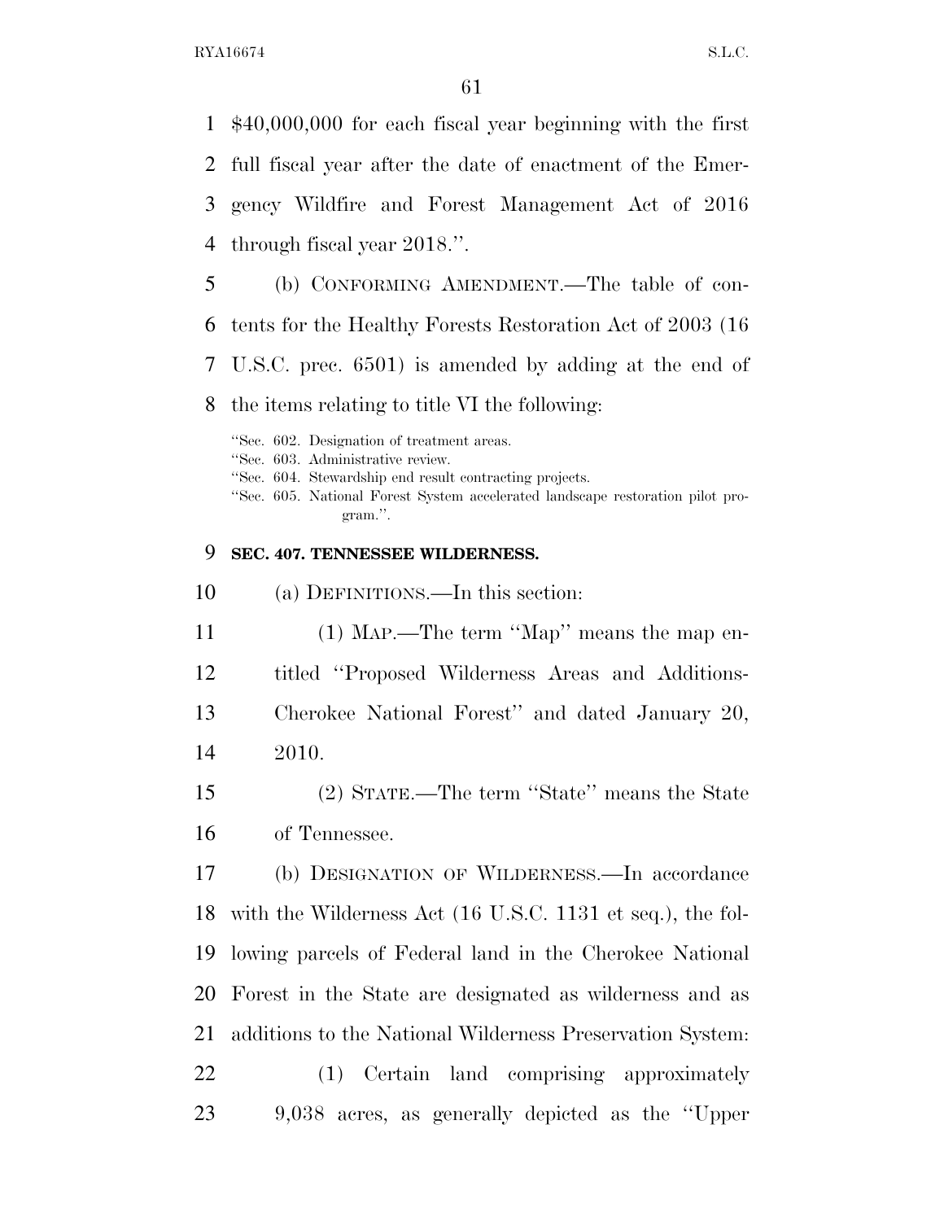$40,000,000 for each fiscal year beginning with the first full fiscal year after the date of enactment of the Emergency Wildfire and Forest Management Act of 2016 through fiscal year 2018.''.

(b) CONFORMING AMENDMENT.—The table of contents for the Healthy Forests Restoration Act of 2003 (16 U.S.C. prec. 6501) is amended by adding at the end of the items relating to title VI the following:

''Sec. 602. Designation of treatment areas.
''Sec. 603. Administrative review.
''Sec. 604. Stewardship end result contracting projects.
''Sec. 605. National Forest System accelerated landscape restoration pilot program.''.

**SEC. 407. TENNESSEE WILDERNESS.**

(a) DEFINITIONS.—In this section:

(1) MAP.—The term ''Map'' means the map entitled ''Proposed Wilderness Areas and Additions-Cherokee National Forest'' and dated January 20, 2010.

(2) STATE.—The term ''State'' means the State of Tennessee.

(b) DESIGNATION OF WILDERNESS.—In accordance with the Wilderness Act (16 U.S.C. 1131 et seq.), the following parcels of Federal land in the Cherokee National Forest in the State are designated as wilderness and as additions to the National Wilderness Preservation System:

(1) Certain land comprising approximately 9,038 acres, as generally depicted as the ''Upper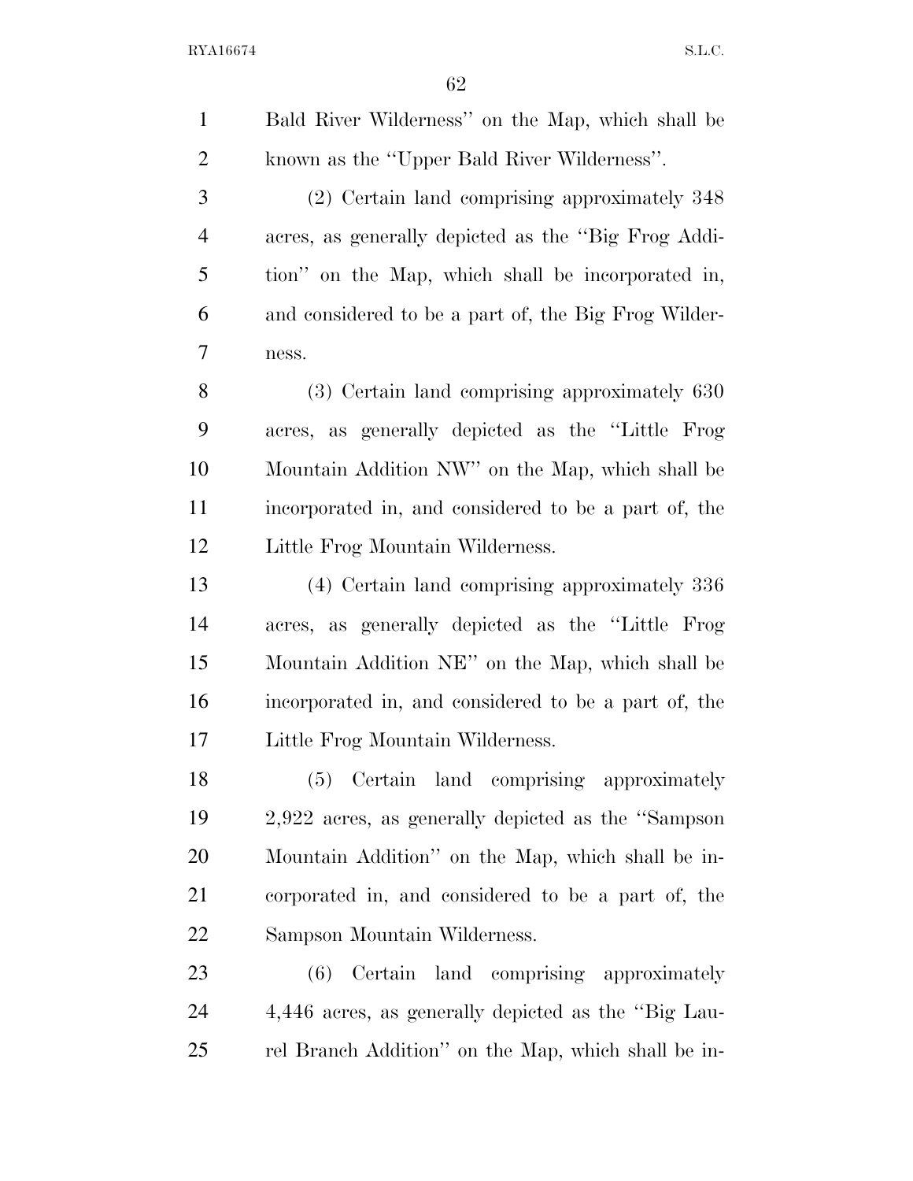Bald River Wilderness'' on the Map, which shall be known as the ''Upper Bald River Wilderness''.

(2) Certain land comprising approximately 348 acres, as generally depicted as the ''Big Frog Addition'' on the Map, which shall be incorporated in, and considered to be a part of, the Big Frog Wilderness.

(3) Certain land comprising approximately 630 acres, as generally depicted as the ''Little Frog Mountain Addition NW'' on the Map, which shall be incorporated in, and considered to be a part of, the Little Frog Mountain Wilderness.

(4) Certain land comprising approximately 336 acres, as generally depicted as the ''Little Frog Mountain Addition NE'' on the Map, which shall be incorporated in, and considered to be a part of, the Little Frog Mountain Wilderness.

(5) Certain land comprising approximately 2,922 acres, as generally depicted as the ''Sampson Mountain Addition'' on the Map, which shall be incorporated in, and considered to be a part of, the Sampson Mountain Wilderness.

(6) Certain land comprising approximately 4,446 acres, as generally depicted as the ''Big Laurel Branch Addition'' on the Map, which shall be in-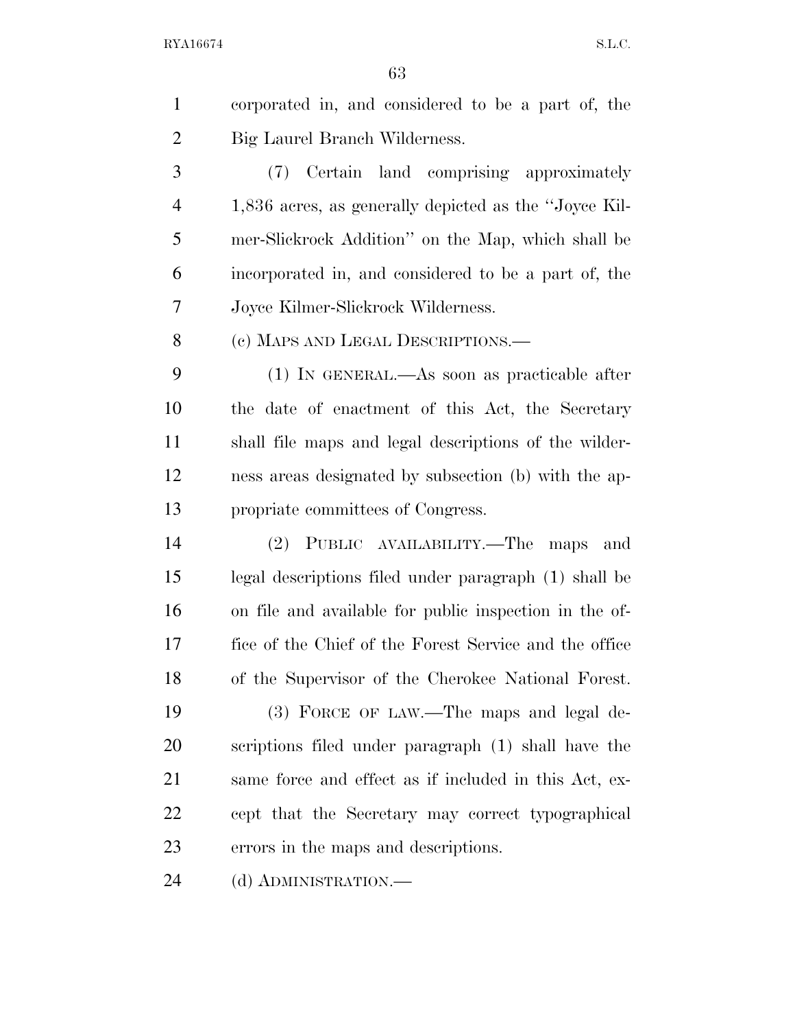corporated in, and considered to be a part of, the Big Laurel Branch Wilderness.

(7) Certain land comprising approximately 1,836 acres, as generally depicted as the "Joyce Kilmer-Slickrock Addition" on the Map, which shall be incorporated in, and considered to be a part of, the Joyce Kilmer-Slickrock Wilderness.

(c) MAPS AND LEGAL DESCRIPTIONS.—

(1) IN GENERAL.—As soon as practicable after the date of enactment of this Act, the Secretary shall file maps and legal descriptions of the wilderness areas designated by subsection (b) with the appropriate committees of Congress.

(2) PUBLIC AVAILABILITY.—The maps and legal descriptions filed under paragraph (1) shall be on file and available for public inspection in the office of the Chief of the Forest Service and the office of the Supervisor of the Cherokee National Forest.

(3) FORCE OF LAW.—The maps and legal descriptions filed under paragraph (1) shall have the same force and effect as if included in this Act, except that the Secretary may correct typographical errors in the maps and descriptions.

(d) ADMINISTRATION.—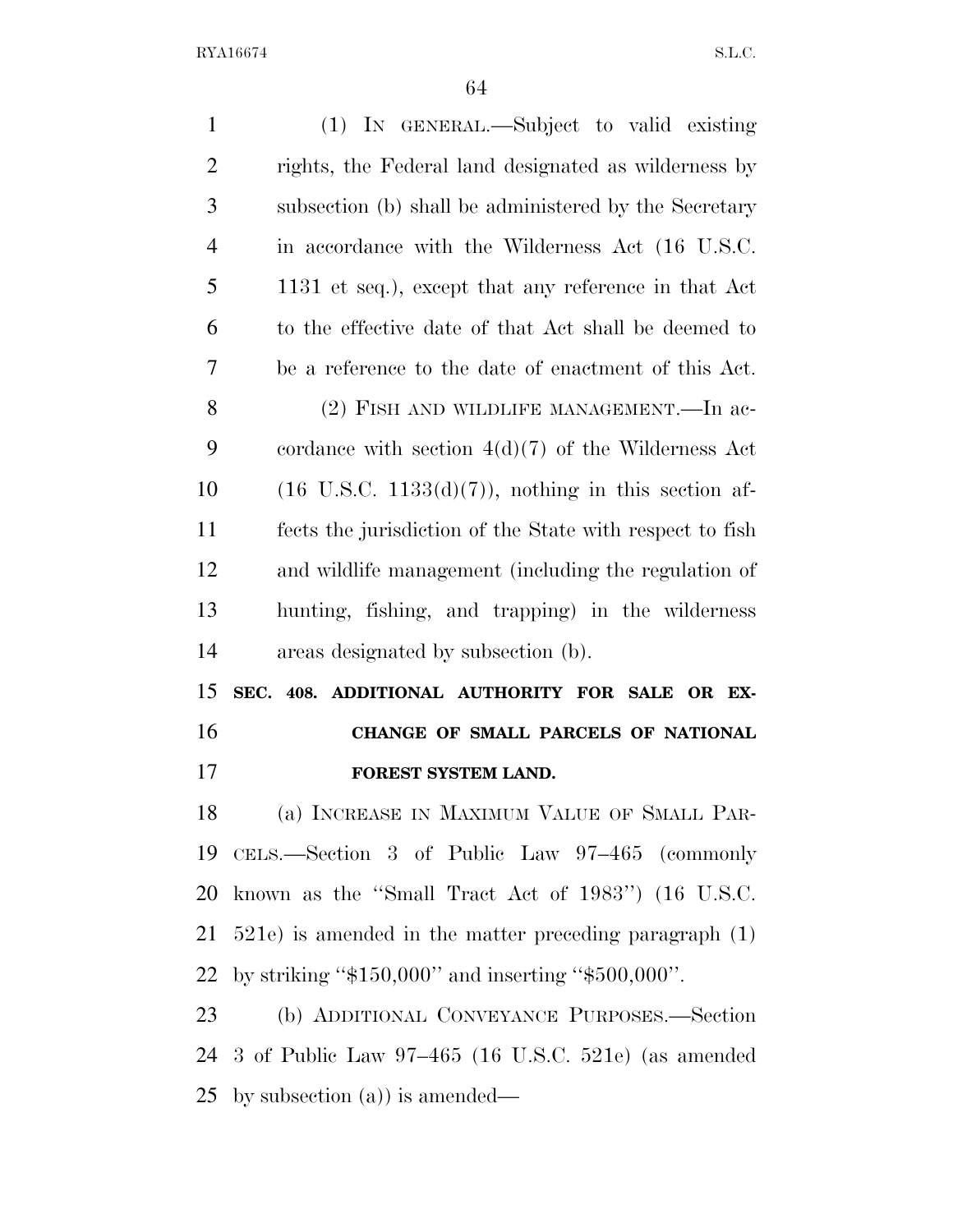(1) IN GENERAL.—Subject to valid existing rights, the Federal land designated as wilderness by subsection (b) shall be administered by the Secretary in accordance with the Wilderness Act (16 U.S.C. 1131 et seq.), except that any reference in that Act to the effective date of that Act shall be deemed to be a reference to the date of enactment of this Act.

(2) FISH AND WILDLIFE MANAGEMENT.—In accordance with section 4(d)(7) of the Wilderness Act (16 U.S.C. 1133(d)(7)), nothing in this section affects the jurisdiction of the State with respect to fish and wildlife management (including the regulation of hunting, fishing, and trapping) in the wilderness areas designated by subsection (b).

**SEC. 408. ADDITIONAL AUTHORITY FOR SALE OR EXCHANGE OF SMALL PARCELS OF NATIONAL FOREST SYSTEM LAND.**

(a) INCREASE IN MAXIMUM VALUE OF SMALL PARCELS.—Section 3 of Public Law 97–465 (commonly known as the ''Small Tract Act of 1983'') (16 U.S.C. 521e) is amended in the matter preceding paragraph (1) by striking ''$150,000'' and inserting ''$500,000''.

(b) ADDITIONAL CONVEYANCE PURPOSES.—Section 3 of Public Law 97–465 (16 U.S.C. 521e) (as amended by subsection (a)) is amended—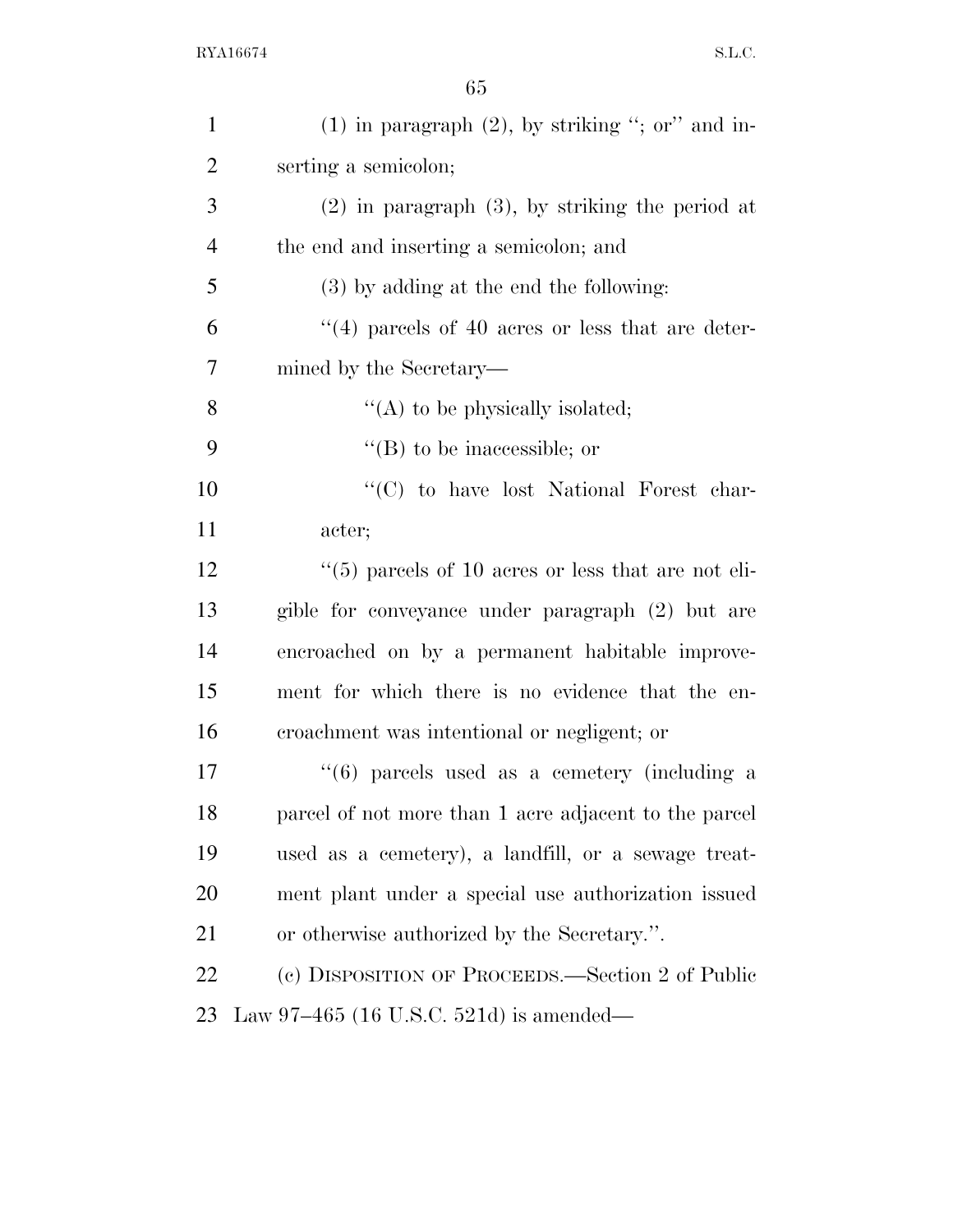(1) in paragraph (2), by striking "; or" and inserting a semicolon;

(2) in paragraph (3), by striking the period at the end and inserting a semicolon; and

(3) by adding at the end the following:

"(4) parcels of 40 acres or less that are determined by the Secretary—

"(A) to be physically isolated;

"(B) to be inaccessible; or

"(C) to have lost National Forest character;

"(5) parcels of 10 acres or less that are not eligible for conveyance under paragraph (2) but are encroached on by a permanent habitable improvement for which there is no evidence that the encroachment was intentional or negligent; or

"(6) parcels used as a cemetery (including a parcel of not more than 1 acre adjacent to the parcel used as a cemetery), a landfill, or a sewage treatment plant under a special use authorization issued or otherwise authorized by the Secretary.".

(c) DISPOSITION OF PROCEEDS.—Section 2 of Public Law 97–465 (16 U.S.C. 521d) is amended—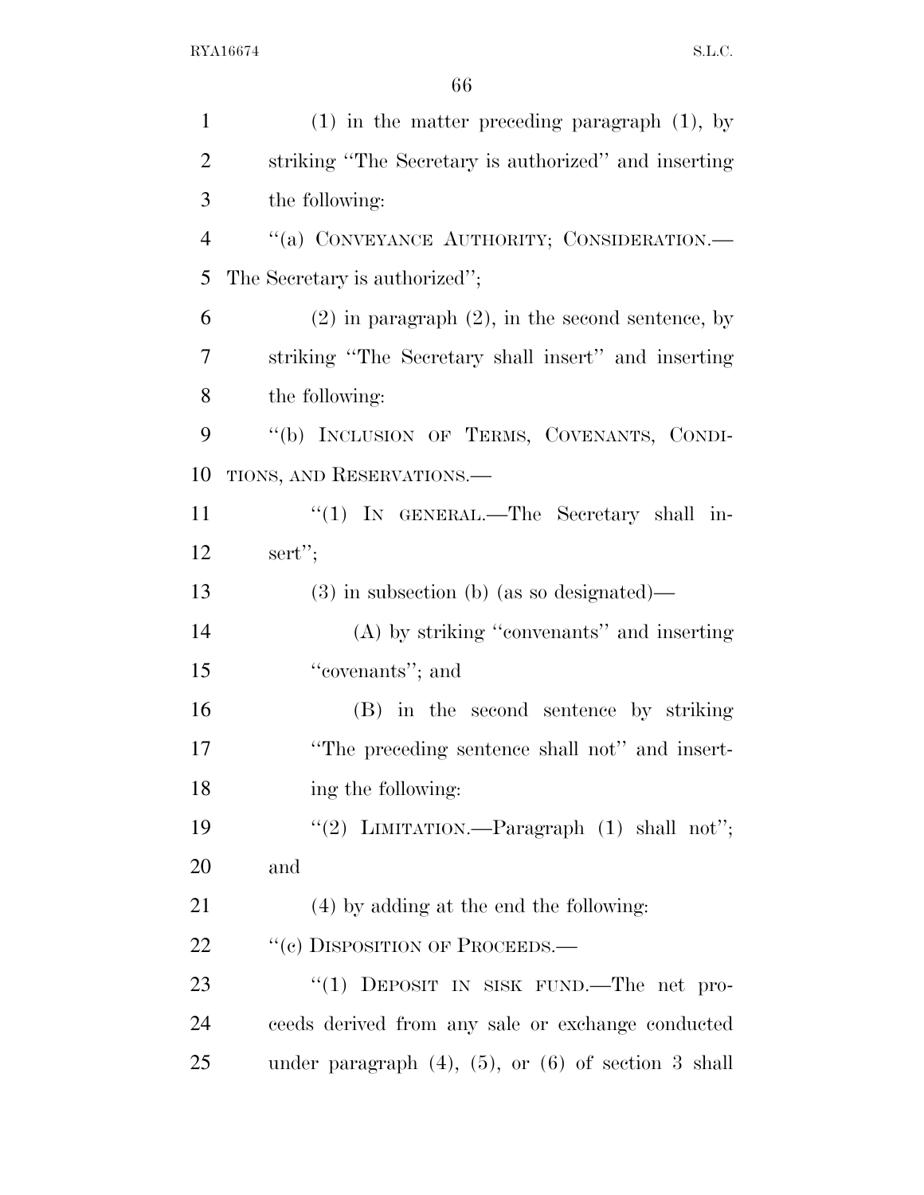(1) in the matter preceding paragraph (1), by striking "The Secretary is authorized" and inserting the following:

"(a) CONVEYANCE AUTHORITY; CONSIDERATION.—The Secretary is authorized";

(2) in paragraph (2), in the second sentence, by striking "The Secretary shall insert" and inserting the following:

"(b) INCLUSION OF TERMS, COVENANTS, CONDITIONS, AND RESERVATIONS.—

"(1) IN GENERAL.—The Secretary shall insert";

(3) in subsection (b) (as so designated)—

(A) by striking "convenants" and inserting "covenants"; and

(B) in the second sentence by striking "The preceding sentence shall not" and inserting the following:

"(2) LIMITATION.—Paragraph (1) shall not"; and

(4) by adding at the end the following:

"(c) DISPOSITION OF PROCEEDS.—

"(1) DEPOSIT IN SISK FUND.—The net proceeds derived from any sale or exchange conducted under paragraph (4), (5), or (6) of section 3 shall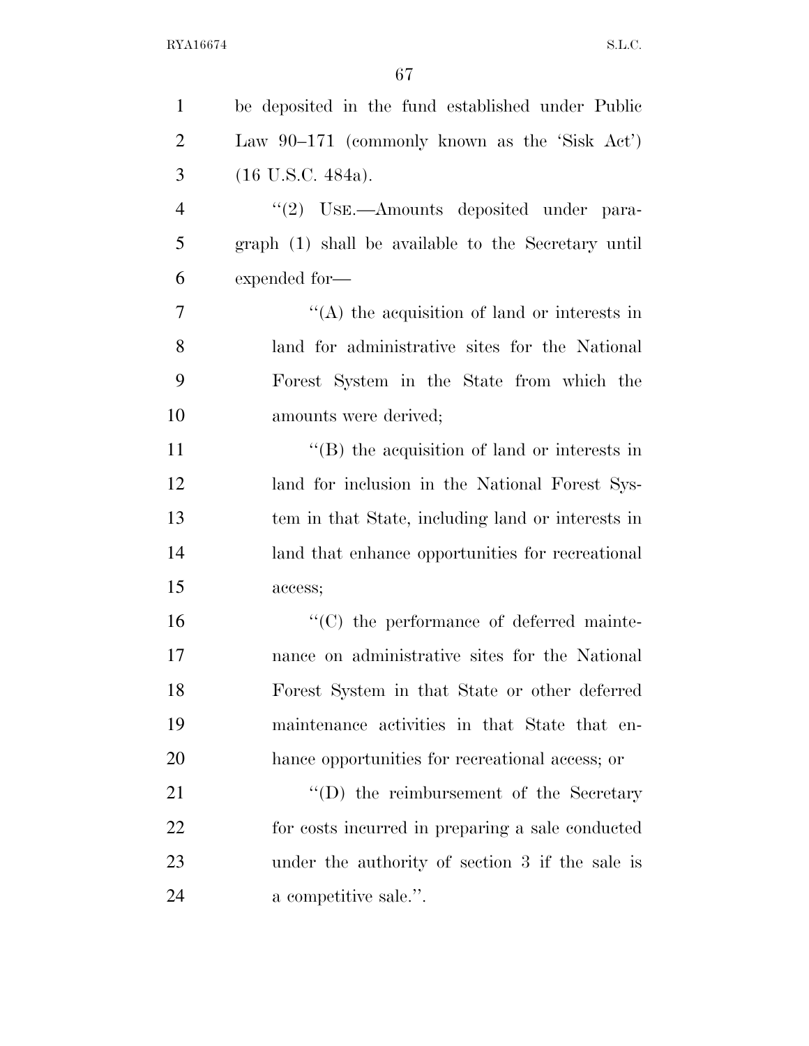be deposited in the fund established under Public Law 90–171 (commonly known as the 'Sisk Act') (16 U.S.C. 484a).

''(2) USE.—Amounts deposited under paragraph (1) shall be available to the Secretary until expended for—

''(A) the acquisition of land or interests in land for administrative sites for the National Forest System in the State from which the amounts were derived;

''(B) the acquisition of land or interests in land for inclusion in the National Forest System in that State, including land or interests in land that enhance opportunities for recreational access;

''(C) the performance of deferred maintenance on administrative sites for the National Forest System in that State or other deferred maintenance activities in that State that enhance opportunities for recreational access; or

''(D) the reimbursement of the Secretary for costs incurred in preparing a sale conducted under the authority of section 3 if the sale is a competitive sale.''.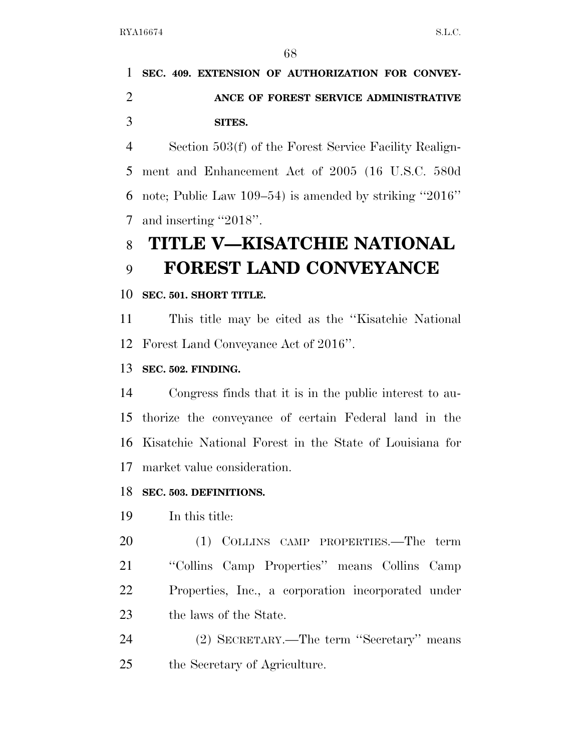**SEC. 409. EXTENSION OF AUTHORIZATION FOR CONVEYANCE OF FOREST SERVICE ADMINISTRATIVE SITES.**

Section 503(f) of the Forest Service Facility Realignment and Enhancement Act of 2005 (16 U.S.C. 580d note; Public Law 109–54) is amended by striking ''2016'' and inserting ''2018''.

# TITLE V—KISATCHIE NATIONAL FOREST LAND CONVEYANCE

**SEC. 501. SHORT TITLE.**

This title may be cited as the ''Kisatchie National Forest Land Conveyance Act of 2016''.

**SEC. 502. FINDING.**

Congress finds that it is in the public interest to authorize the conveyance of certain Federal land in the Kisatchie National Forest in the State of Louisiana for market value consideration.

**SEC. 503. DEFINITIONS.**

In this title:

(1) COLLINS CAMP PROPERTIES.—The term ''Collins Camp Properties'' means Collins Camp Properties, Inc., a corporation incorporated under the laws of the State.

(2) SECRETARY.—The term ''Secretary'' means the Secretary of Agriculture.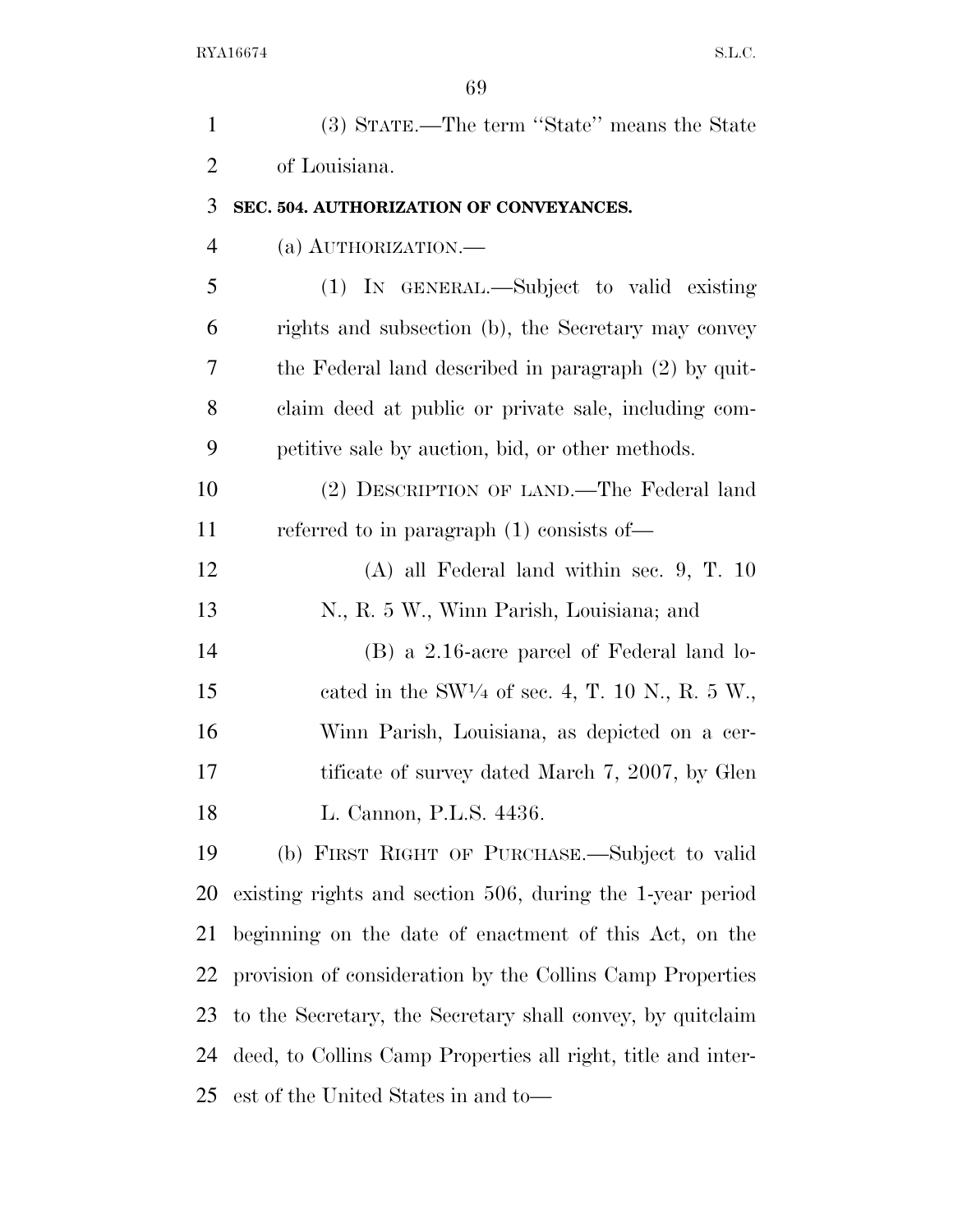(3) STATE.—The term "State" means the State of Louisiana.

### SEC. 504. AUTHORIZATION OF CONVEYANCES.

(a) AUTHORIZATION.—

(1) IN GENERAL.—Subject to valid existing rights and subsection (b), the Secretary may convey the Federal land described in paragraph (2) by quitclaim deed at public or private sale, including competitive sale by auction, bid, or other methods.

(2) DESCRIPTION OF LAND.—The Federal land referred to in paragraph (1) consists of—

(A) all Federal land within sec. 9, T. 10 N., R. 5 W., Winn Parish, Louisiana; and

(B) a 2.16-acre parcel of Federal land located in the SW¼ of sec. 4, T. 10 N., R. 5 W., Winn Parish, Louisiana, as depicted on a certificate of survey dated March 7, 2007, by Glen L. Cannon, P.L.S. 4436.

(b) FIRST RIGHT OF PURCHASE.—Subject to valid existing rights and section 506, during the 1-year period beginning on the date of enactment of this Act, on the provision of consideration by the Collins Camp Properties to the Secretary, the Secretary shall convey, by quitclaim deed, to Collins Camp Properties all right, title and interest of the United States in and to—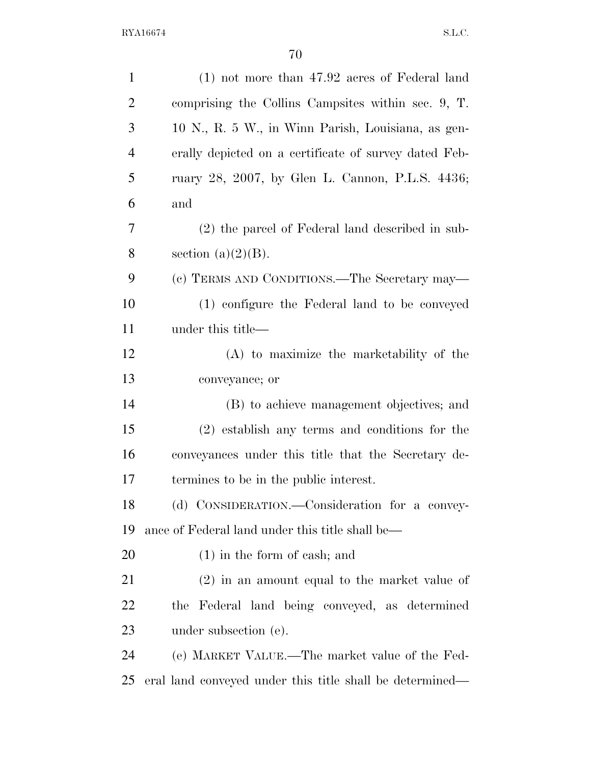(1) not more than 47.92 acres of Federal land comprising the Collins Campsites within sec. 9, T. 10 N., R. 5 W., in Winn Parish, Louisiana, as generally depicted on a certificate of survey dated February 28, 2007, by Glen L. Cannon, P.L.S. 4436; and

(2) the parcel of Federal land described in subsection (a)(2)(B).

(c) TERMS AND CONDITIONS.—The Secretary may—

(1) configure the Federal land to be conveyed under this title—

(A) to maximize the marketability of the conveyance; or

(B) to achieve management objectives; and

(2) establish any terms and conditions for the conveyances under this title that the Secretary determines to be in the public interest.

(d) CONSIDERATION.—Consideration for a conveyance of Federal land under this title shall be—

(1) in the form of cash; and

(2) in an amount equal to the market value of the Federal land being conveyed, as determined under subsection (e).

(e) MARKET VALUE.—The market value of the Federal land conveyed under this title shall be determined—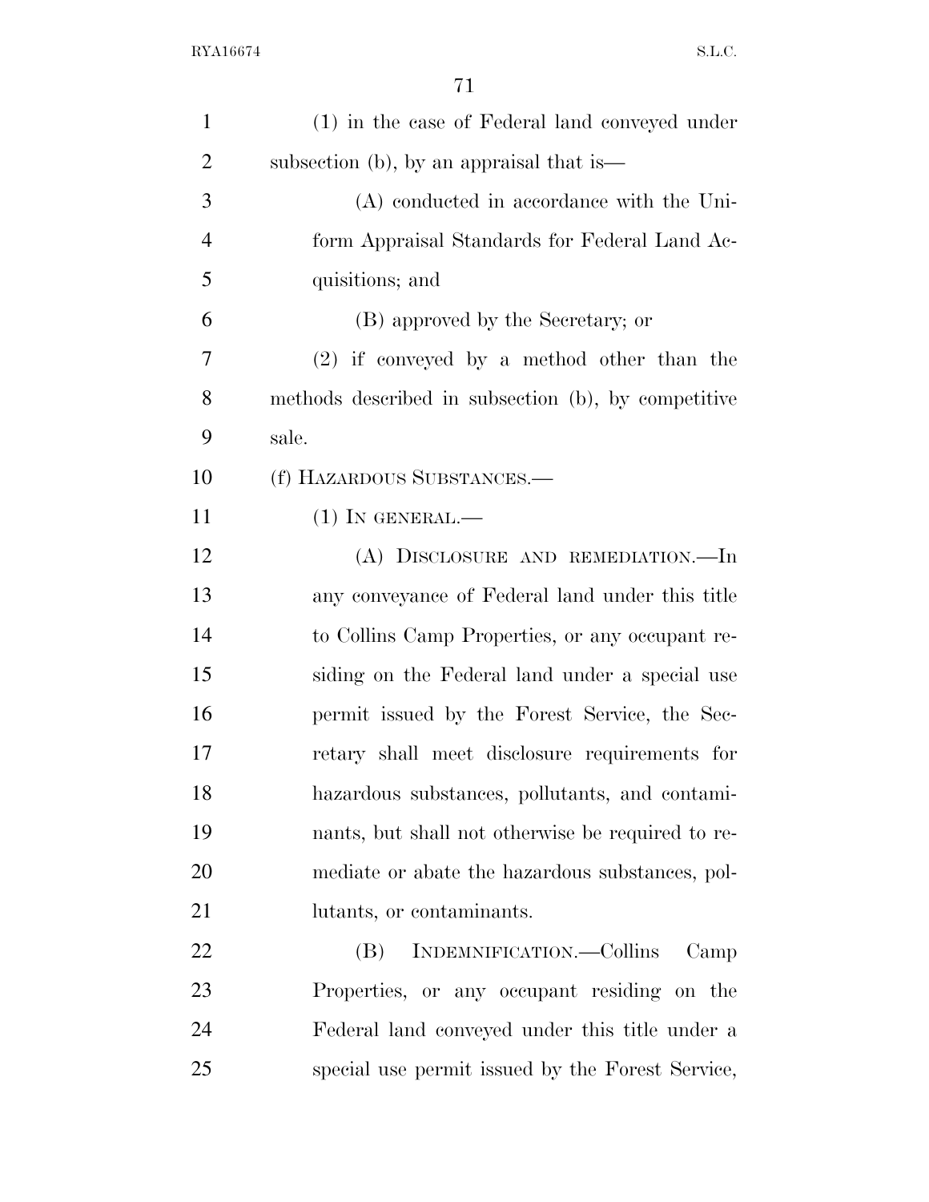(1) in the case of Federal land conveyed under subsection (b), by an appraisal that is—

(A) conducted in accordance with the Uniform Appraisal Standards for Federal Land Acquisitions; and

(B) approved by the Secretary; or

(2) if conveyed by a method other than the methods described in subsection (b), by competitive sale.

(f) HAZARDOUS SUBSTANCES.—

(1) IN GENERAL.—

(A) DISCLOSURE AND REMEDIATION.—In any conveyance of Federal land under this title to Collins Camp Properties, or any occupant residing on the Federal land under a special use permit issued by the Forest Service, the Secretary shall meet disclosure requirements for hazardous substances, pollutants, and contaminants, but shall not otherwise be required to remediate or abate the hazardous substances, pollutants, or contaminants.

(B) INDEMNIFICATION.—Collins Camp Properties, or any occupant residing on the Federal land conveyed under this title under a special use permit issued by the Forest Service,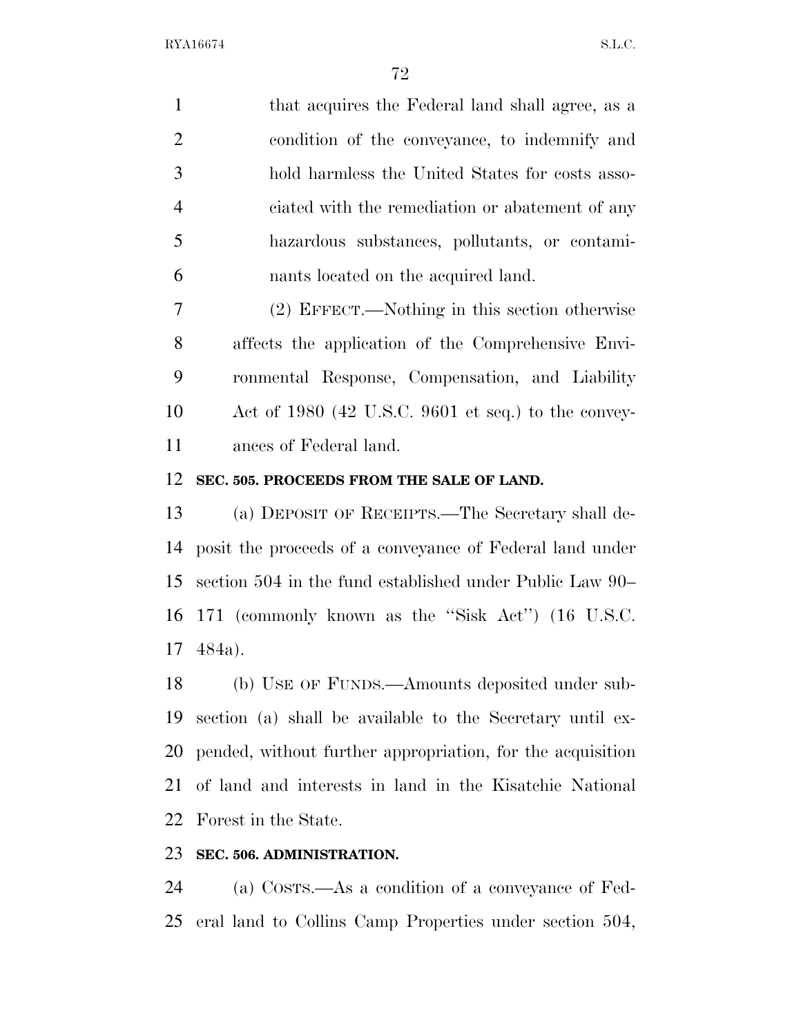that acquires the Federal land shall agree, as a condition of the conveyance, to indemnify and hold harmless the United States for costs associated with the remediation or abatement of any hazardous substances, pollutants, or contaminants located on the acquired land.

(2) EFFECT.—Nothing in this section otherwise affects the application of the Comprehensive Environmental Response, Compensation, and Liability Act of 1980 (42 U.S.C. 9601 et seq.) to the conveyances of Federal land.

**SEC. 505. PROCEEDS FROM THE SALE OF LAND.**

(a) DEPOSIT OF RECEIPTS.—The Secretary shall deposit the proceeds of a conveyance of Federal land under section 504 in the fund established under Public Law 90–171 (commonly known as the ''Sisk Act'') (16 U.S.C. 484a).

(b) USE OF FUNDS.—Amounts deposited under subsection (a) shall be available to the Secretary until expended, without further appropriation, for the acquisition of land and interests in land in the Kisatchie National Forest in the State.

**SEC. 506. ADMINISTRATION.**

(a) COSTS.—As a condition of a conveyance of Federal land to Collins Camp Properties under section 504,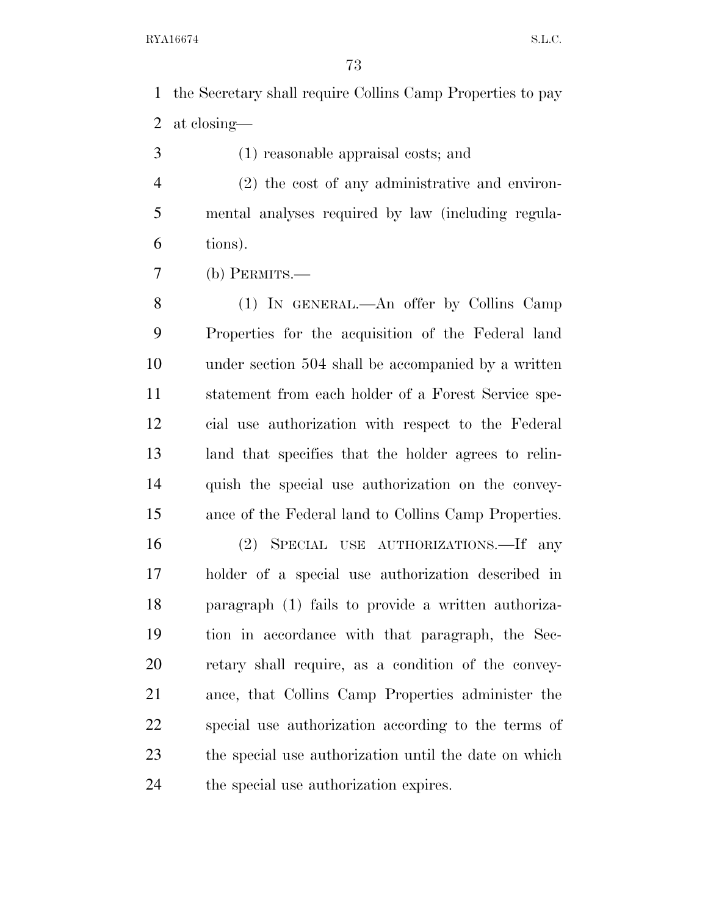the Secretary shall require Collins Camp Properties to pay at closing—

(1) reasonable appraisal costs; and

(2) the cost of any administrative and environmental analyses required by law (including regulations).

(b) PERMITS.—

(1) IN GENERAL.—An offer by Collins Camp Properties for the acquisition of the Federal land under section 504 shall be accompanied by a written statement from each holder of a Forest Service special use authorization with respect to the Federal land that specifies that the holder agrees to relinquish the special use authorization on the conveyance of the Federal land to Collins Camp Properties.

(2) SPECIAL USE AUTHORIZATIONS.—If any holder of a special use authorization described in paragraph (1) fails to provide a written authorization in accordance with that paragraph, the Secretary shall require, as a condition of the conveyance, that Collins Camp Properties administer the special use authorization according to the terms of the special use authorization until the date on which the special use authorization expires.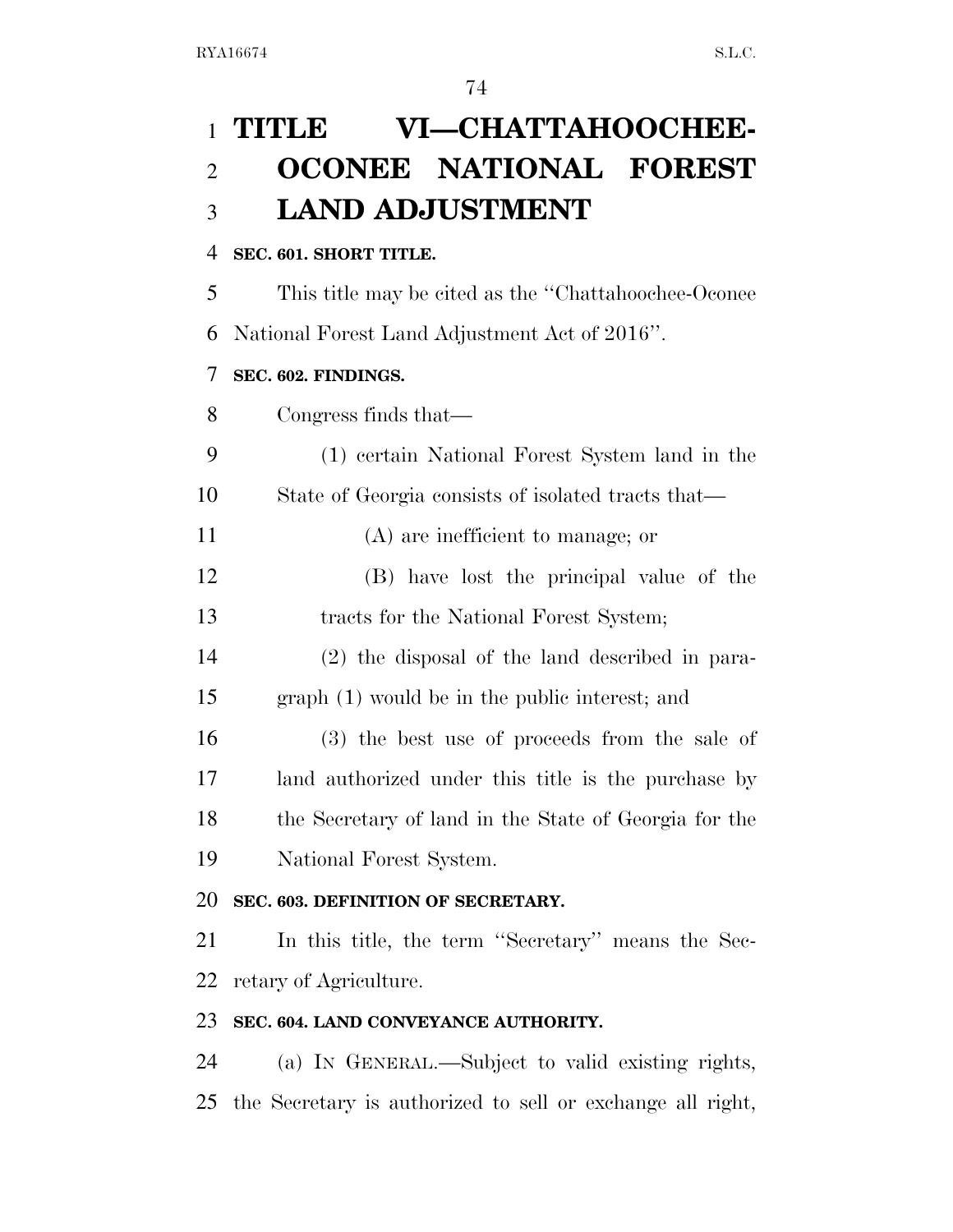# TITLE VI—CHATTAHOOCHEE-OCONEE NATIONAL FOREST LAND ADJUSTMENT

**SEC. 601. SHORT TITLE.**

This title may be cited as the "Chattahoochee-Oconee National Forest Land Adjustment Act of 2016".

**SEC. 602. FINDINGS.**

Congress finds that—

(1) certain National Forest System land in the State of Georgia consists of isolated tracts that—

(A) are inefficient to manage; or

(B) have lost the principal value of the tracts for the National Forest System;

(2) the disposal of the land described in paragraph (1) would be in the public interest; and

(3) the best use of proceeds from the sale of land authorized under this title is the purchase by the Secretary of land in the State of Georgia for the National Forest System.

**SEC. 603. DEFINITION OF SECRETARY.**

In this title, the term "Secretary" means the Secretary of Agriculture.

**SEC. 604. LAND CONVEYANCE AUTHORITY.**

(a) IN GENERAL.—Subject to valid existing rights, the Secretary is authorized to sell or exchange all right,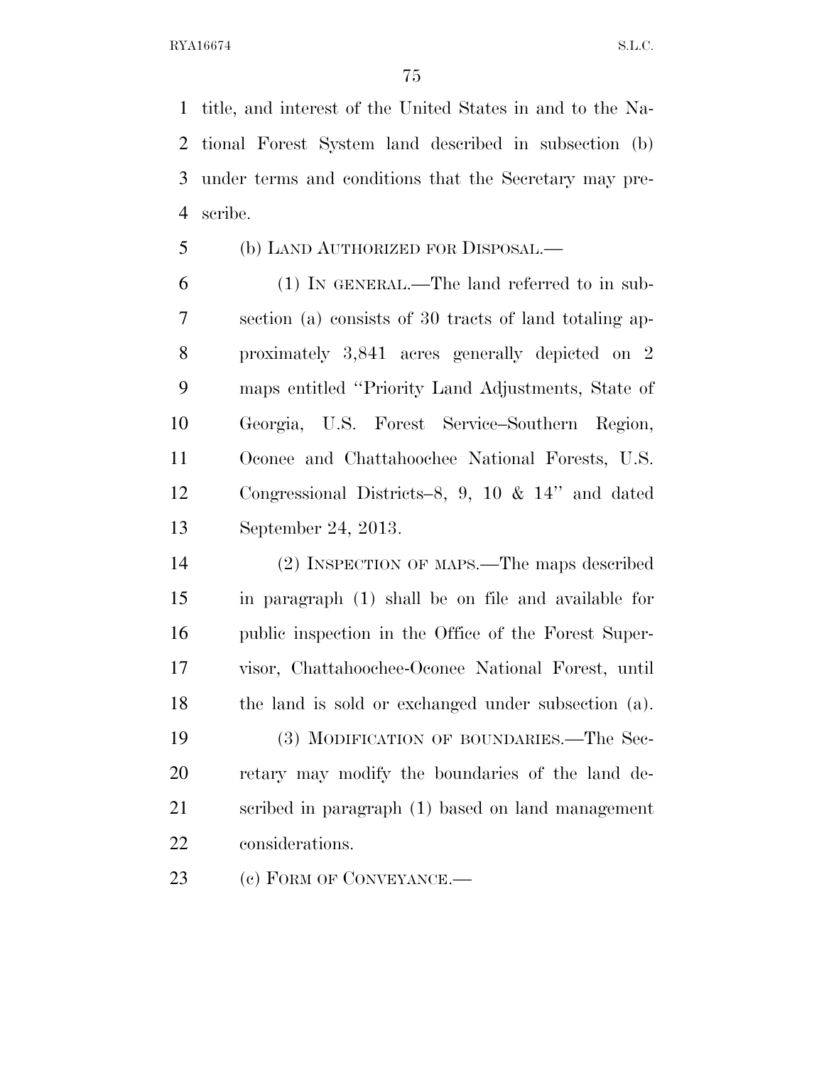title, and interest of the United States in and to the National Forest System land described in subsection (b) under terms and conditions that the Secretary may prescribe.

(b) LAND AUTHORIZED FOR DISPOSAL.—

(1) IN GENERAL.—The land referred to in subsection (a) consists of 30 tracts of land totaling approximately 3,841 acres generally depicted on 2 maps entitled ''Priority Land Adjustments, State of Georgia, U.S. Forest Service–Southern Region, Oconee and Chattahoochee National Forests, U.S. Congressional Districts–8, 9, 10 & 14'' and dated September 24, 2013.

(2) INSPECTION OF MAPS.—The maps described in paragraph (1) shall be on file and available for public inspection in the Office of the Forest Supervisor, Chattahoochee-Oconee National Forest, until the land is sold or exchanged under subsection (a).

(3) MODIFICATION OF BOUNDARIES.—The Secretary may modify the boundaries of the land described in paragraph (1) based on land management considerations.

(c) FORM OF CONVEYANCE.—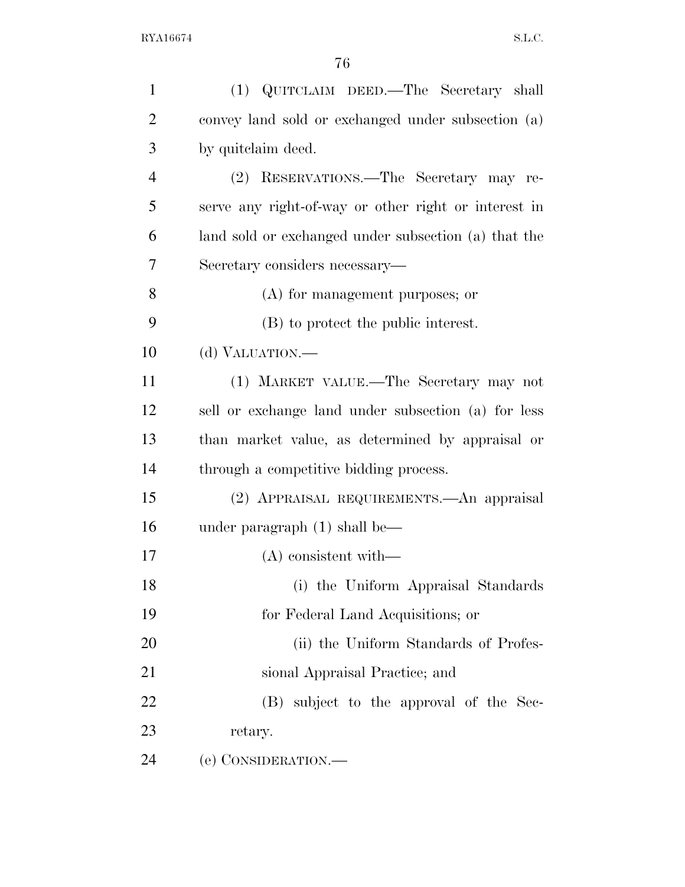(1) QUITCLAIM DEED.—The Secretary shall convey land sold or exchanged under subsection (a) by quitclaim deed.

(2) RESERVATIONS.—The Secretary may reserve any right-of-way or other right or interest in land sold or exchanged under subsection (a) that the Secretary considers necessary—

(A) for management purposes; or

(B) to protect the public interest.

(d) VALUATION.—

(1) MARKET VALUE.—The Secretary may not sell or exchange land under subsection (a) for less than market value, as determined by appraisal or through a competitive bidding process.

(2) APPRAISAL REQUIREMENTS.—An appraisal under paragraph (1) shall be—

(A) consistent with—

(i) the Uniform Appraisal Standards for Federal Land Acquisitions; or

(ii) the Uniform Standards of Professional Appraisal Practice; and

(B) subject to the approval of the Secretary.

(e) CONSIDERATION.—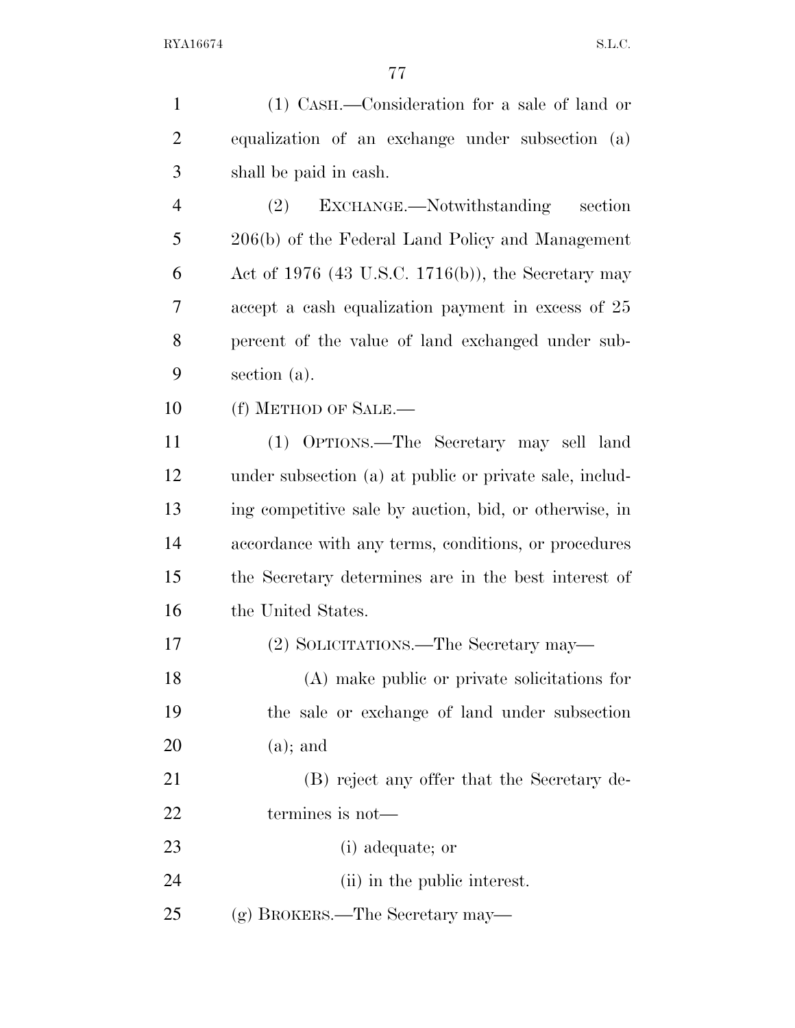(1) CASH.—Consideration for a sale of land or equalization of an exchange under subsection (a) shall be paid in cash.

(2) EXCHANGE.—Notwithstanding section 206(b) of the Federal Land Policy and Management Act of 1976 (43 U.S.C. 1716(b)), the Secretary may accept a cash equalization payment in excess of 25 percent of the value of land exchanged under subsection (a).

(f) METHOD OF SALE.—

(1) OPTIONS.—The Secretary may sell land under subsection (a) at public or private sale, including competitive sale by auction, bid, or otherwise, in accordance with any terms, conditions, or procedures the Secretary determines are in the best interest of the United States.

(2) SOLICITATIONS.—The Secretary may—

(A) make public or private solicitations for the sale or exchange of land under subsection (a); and

(B) reject any offer that the Secretary determines is not—

(i) adequate; or

(ii) in the public interest.

(g) BROKERS.—The Secretary may—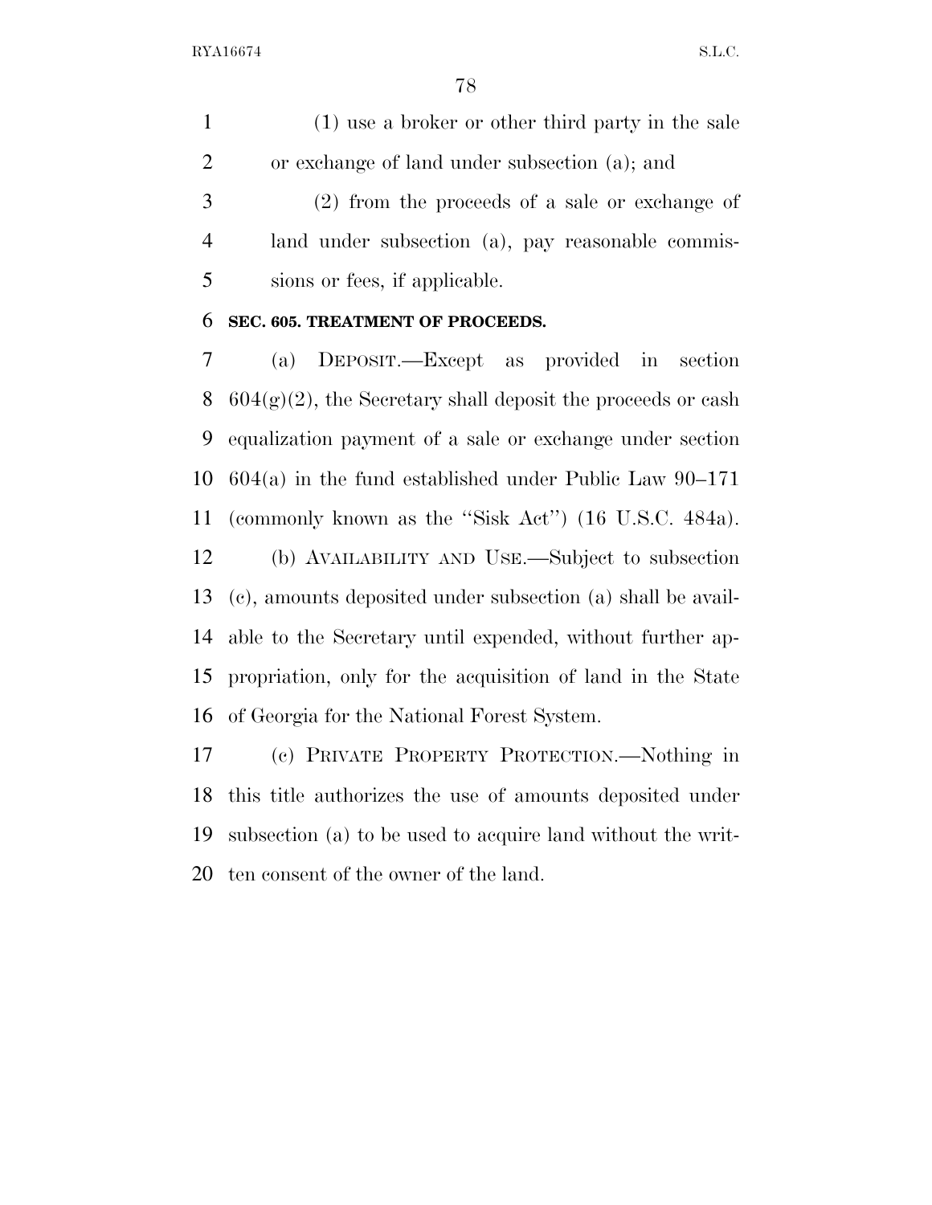(1) use a broker or other third party in the sale or exchange of land under subsection (a); and

(2) from the proceeds of a sale or exchange of land under subsection (a), pay reasonable commissions or fees, if applicable.

**SEC. 605. TREATMENT OF PROCEEDS.**

(a) DEPOSIT.—Except as provided in section 604(g)(2), the Secretary shall deposit the proceeds or cash equalization payment of a sale or exchange under section 604(a) in the fund established under Public Law 90–171 (commonly known as the ''Sisk Act'') (16 U.S.C. 484a).

(b) AVAILABILITY AND USE.—Subject to subsection (c), amounts deposited under subsection (a) shall be available to the Secretary until expended, without further appropriation, only for the acquisition of land in the State of Georgia for the National Forest System.

(c) PRIVATE PROPERTY PROTECTION.—Nothing in this title authorizes the use of amounts deposited under subsection (a) to be used to acquire land without the written consent of the owner of the land.